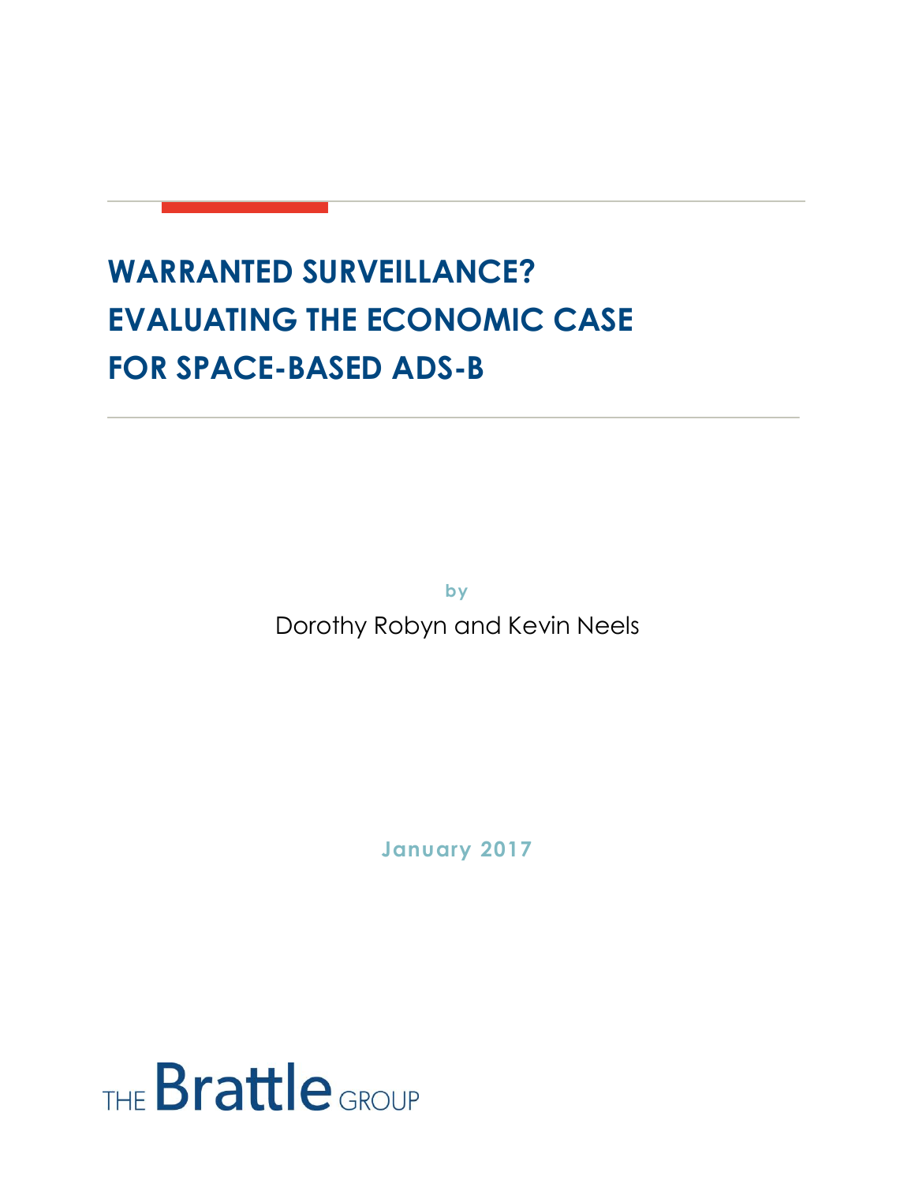# WARRANTED SURVEILLANCE? EVALUATING THE ECONOMIC CASE FOR SPACE-BASED ADS-B

by

Dorothy Robyn and Kevin Neels

January 2017

THE Brattle GROUP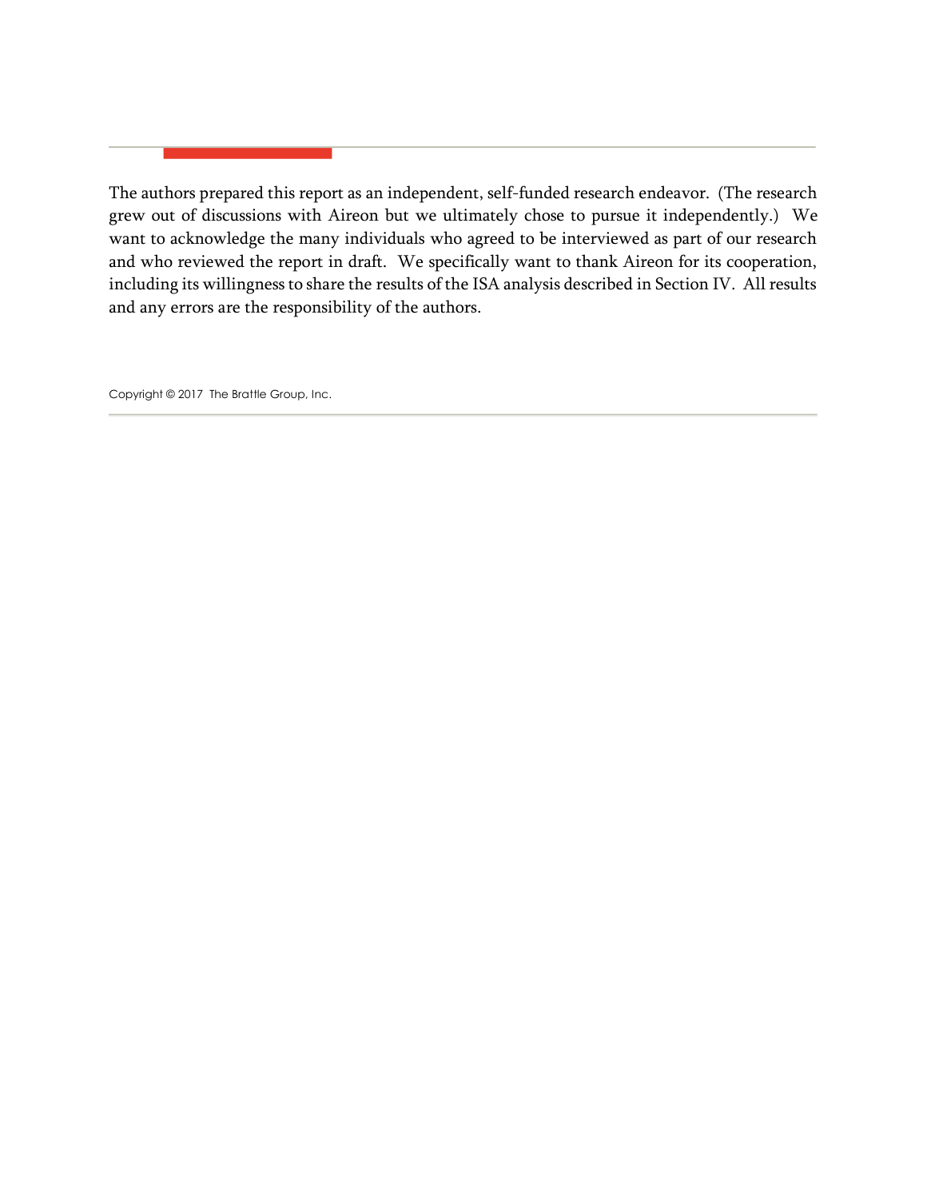The authors prepared this report as an independent, self-funded research endeavor. (The research grew out of discussions with Aireon but we ultimately chose to pursue it independently.) We want to acknowledge the many individuals who agreed to be interviewed as part of our research and who reviewed the report in draft. We specifically want to thank Aireon for its cooperation, including its willingness to share the results of the ISA analysis described in Section IV. All results and any errors are the responsibility of the authors.

Copyright © 2017 The Brattle Group, Inc.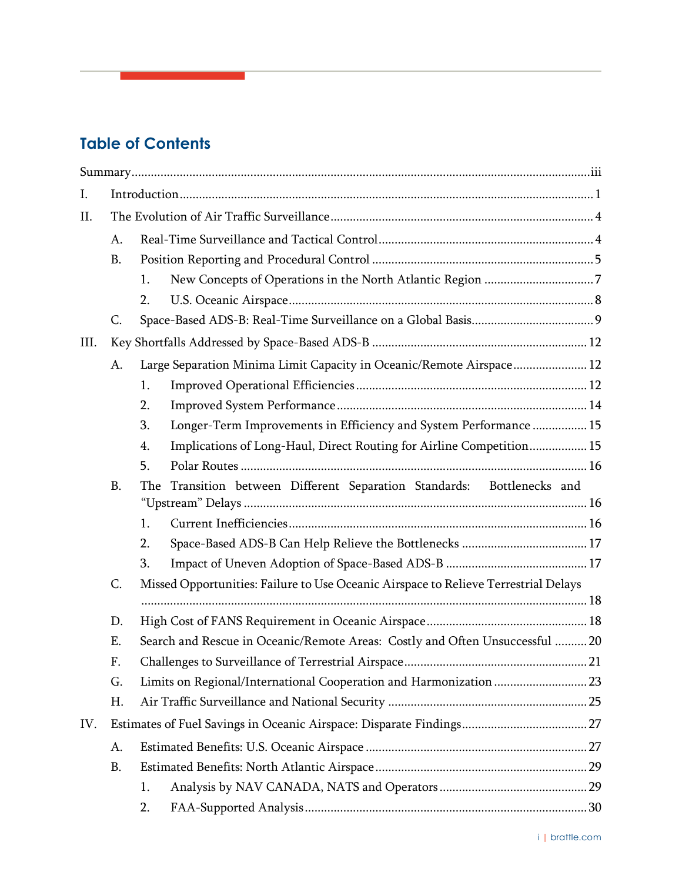## Table of Contents

Summary ..... iii

I. Introduction ..... 1

II. The Evolution of Air Traffic Surveillance ..... 4

- A. Real-Time Surveillance and Tactical Control ..... 4
- B. Position Reporting and Procedural Control ..... 5
  - 1. New Concepts of Operations in the North Atlantic Region ..... 7
  - 2. U.S. Oceanic Airspace ..... 8
- C. Space-Based ADS-B: Real-Time Surveillance on a Global Basis ..... 9

III. Key Shortfalls Addressed by Space-Based ADS-B ..... 12

- A. Large Separation Minima Limit Capacity in Oceanic/Remote Airspace ..... 12
  - 1. Improved Operational Efficiencies ..... 12
  - 2. Improved System Performance ..... 14
  - 3. Longer-Term Improvements in Efficiency and System Performance ..... 15
  - 4. Implications of Long-Haul, Direct Routing for Airline Competition ..... 15
  - 5. Polar Routes ..... 16
- B. The Transition between Different Separation Standards: Bottlenecks and "Upstream" Delays ..... 16
  - 1. Current Inefficiencies ..... 16
  - 2. Space-Based ADS-B Can Help Relieve the Bottlenecks ..... 17
  - 3. Impact of Uneven Adoption of Space-Based ADS-B ..... 17
- C. Missed Opportunities: Failure to Use Oceanic Airspace to Relieve Terrestrial Delays ..... 18
- D. High Cost of FANS Requirement in Oceanic Airspace ..... 18
- E. Search and Rescue in Oceanic/Remote Areas: Costly and Often Unsuccessful ..... 20
- F. Challenges to Surveillance of Terrestrial Airspace ..... 21
- G. Limits on Regional/International Cooperation and Harmonization ..... 23
- H. Air Traffic Surveillance and National Security ..... 25

IV. Estimates of Fuel Savings in Oceanic Airspace: Disparate Findings ..... 27

- A. Estimated Benefits: U.S. Oceanic Airspace ..... 27
- B. Estimated Benefits: North Atlantic Airspace ..... 29
  - 1. Analysis by NAV CANADA, NATS and Operators ..... 29
  - 2. FAA-Supported Analysis ..... 30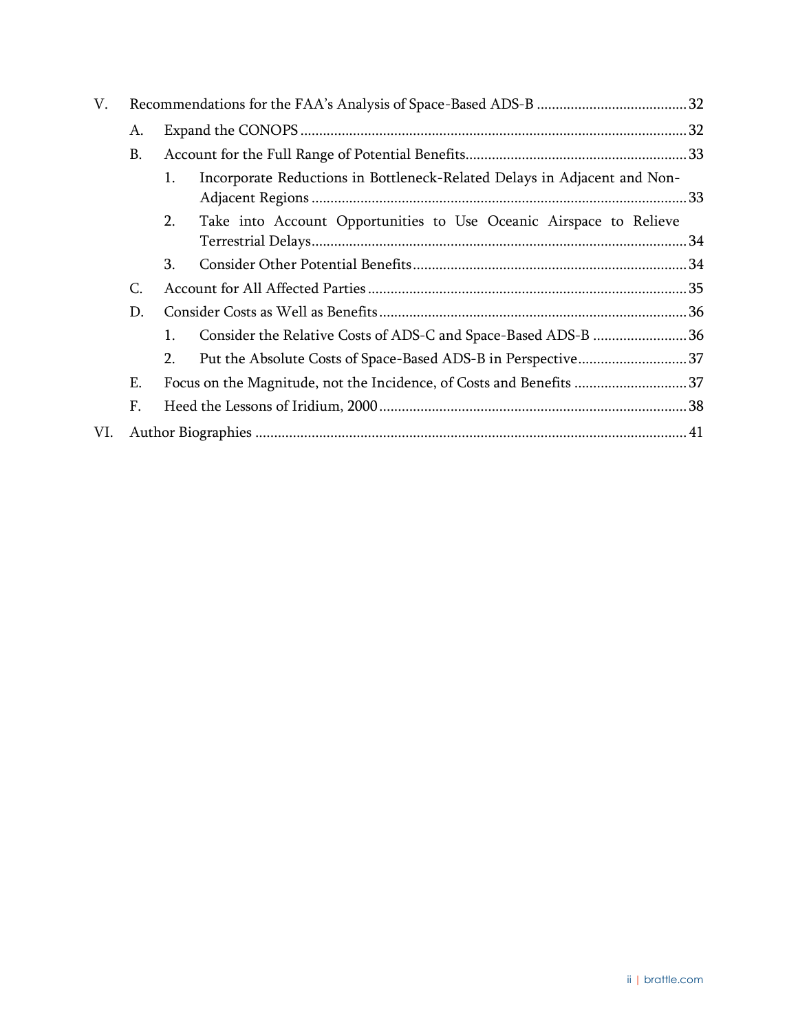- V. Recommendations for the FAA's Analysis of Space-Based ADS-B ........................................ 32
  - A. Expand the CONOPS ........................................ 32
  - B. Account for the Full Range of Potential Benefits ........................................ 33
    - 1. Incorporate Reductions in Bottleneck-Related Delays in Adjacent and Non-Adjacent Regions ........................................ 33
    - 2. Take into Account Opportunities to Use Oceanic Airspace to Relieve Terrestrial Delays ........................................ 34
    - 3. Consider Other Potential Benefits ........................................ 34
  - C. Account for All Affected Parties ........................................ 35
  - D. Consider Costs as Well as Benefits ........................................ 36
    - 1. Consider the Relative Costs of ADS-C and Space-Based ADS-B ........................................ 36
    - 2. Put the Absolute Costs of Space-Based ADS-B in Perspective ........................................ 37
  - E. Focus on the Magnitude, not the Incidence, of Costs and Benefits ........................................ 37
  - F. Heed the Lessons of Iridium, 2000 ........................................ 38
- VI. Author Biographies ........................................ 41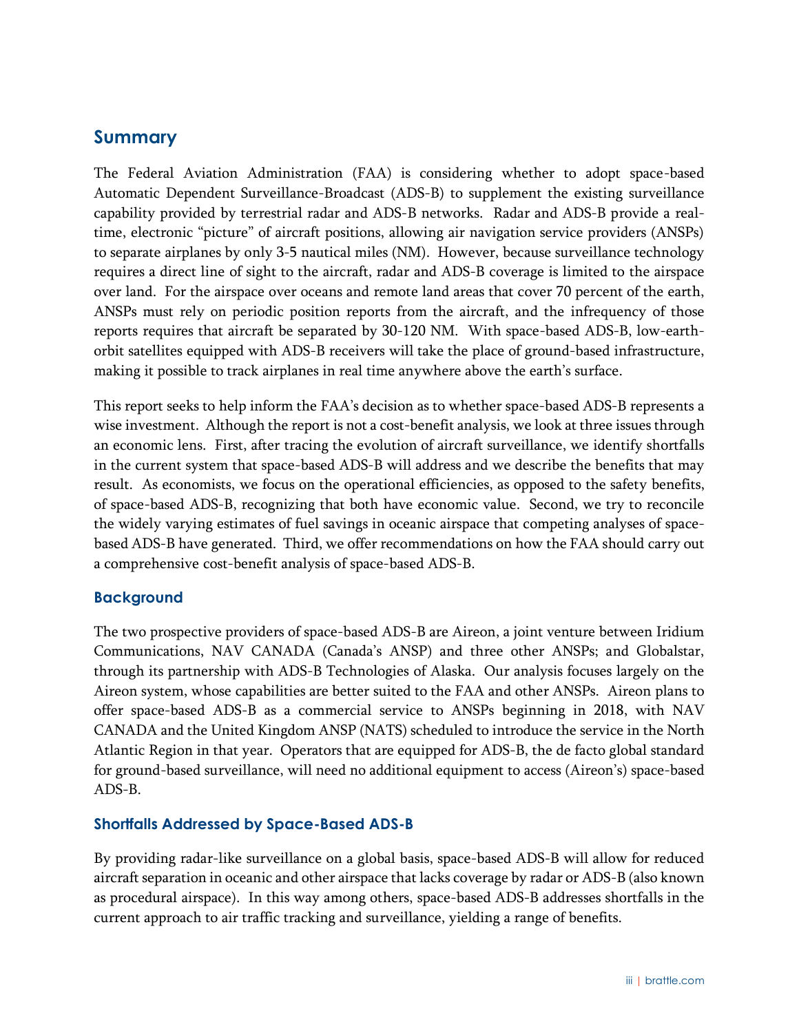## Summary

The Federal Aviation Administration (FAA) is considering whether to adopt space-based Automatic Dependent Surveillance-Broadcast (ADS-B) to supplement the existing surveillance capability provided by terrestrial radar and ADS-B networks. Radar and ADS-B provide a real-time, electronic "picture" of aircraft positions, allowing air navigation service providers (ANSPs) to separate airplanes by only 3-5 nautical miles (NM). However, because surveillance technology requires a direct line of sight to the aircraft, radar and ADS-B coverage is limited to the airspace over land. For the airspace over oceans and remote land areas that cover 70 percent of the earth, ANSPs must rely on periodic position reports from the aircraft, and the infrequency of those reports requires that aircraft be separated by 30-120 NM. With space-based ADS-B, low-earth-orbit satellites equipped with ADS-B receivers will take the place of ground-based infrastructure, making it possible to track airplanes in real time anywhere above the earth's surface.

This report seeks to help inform the FAA's decision as to whether space-based ADS-B represents a wise investment. Although the report is not a cost-benefit analysis, we look at three issues through an economic lens. First, after tracing the evolution of aircraft surveillance, we identify shortfalls in the current system that space-based ADS-B will address and we describe the benefits that may result. As economists, we focus on the operational efficiencies, as opposed to the safety benefits, of space-based ADS-B, recognizing that both have economic value. Second, we try to reconcile the widely varying estimates of fuel savings in oceanic airspace that competing analyses of space-based ADS-B have generated. Third, we offer recommendations on how the FAA should carry out a comprehensive cost-benefit analysis of space-based ADS-B.

### Background

The two prospective providers of space-based ADS-B are Aireon, a joint venture between Iridium Communications, NAV CANADA (Canada's ANSP) and three other ANSPs; and Globalstar, through its partnership with ADS-B Technologies of Alaska. Our analysis focuses largely on the Aireon system, whose capabilities are better suited to the FAA and other ANSPs. Aireon plans to offer space-based ADS-B as a commercial service to ANSPs beginning in 2018, with NAV CANADA and the United Kingdom ANSP (NATS) scheduled to introduce the service in the North Atlantic Region in that year. Operators that are equipped for ADS-B, the de facto global standard for ground-based surveillance, will need no additional equipment to access (Aireon's) space-based ADS-B.

### Shortfalls Addressed by Space-Based ADS-B

By providing radar-like surveillance on a global basis, space-based ADS-B will allow for reduced aircraft separation in oceanic and other airspace that lacks coverage by radar or ADS-B (also known as procedural airspace). In this way among others, space-based ADS-B addresses shortfalls in the current approach to air traffic tracking and surveillance, yielding a range of benefits.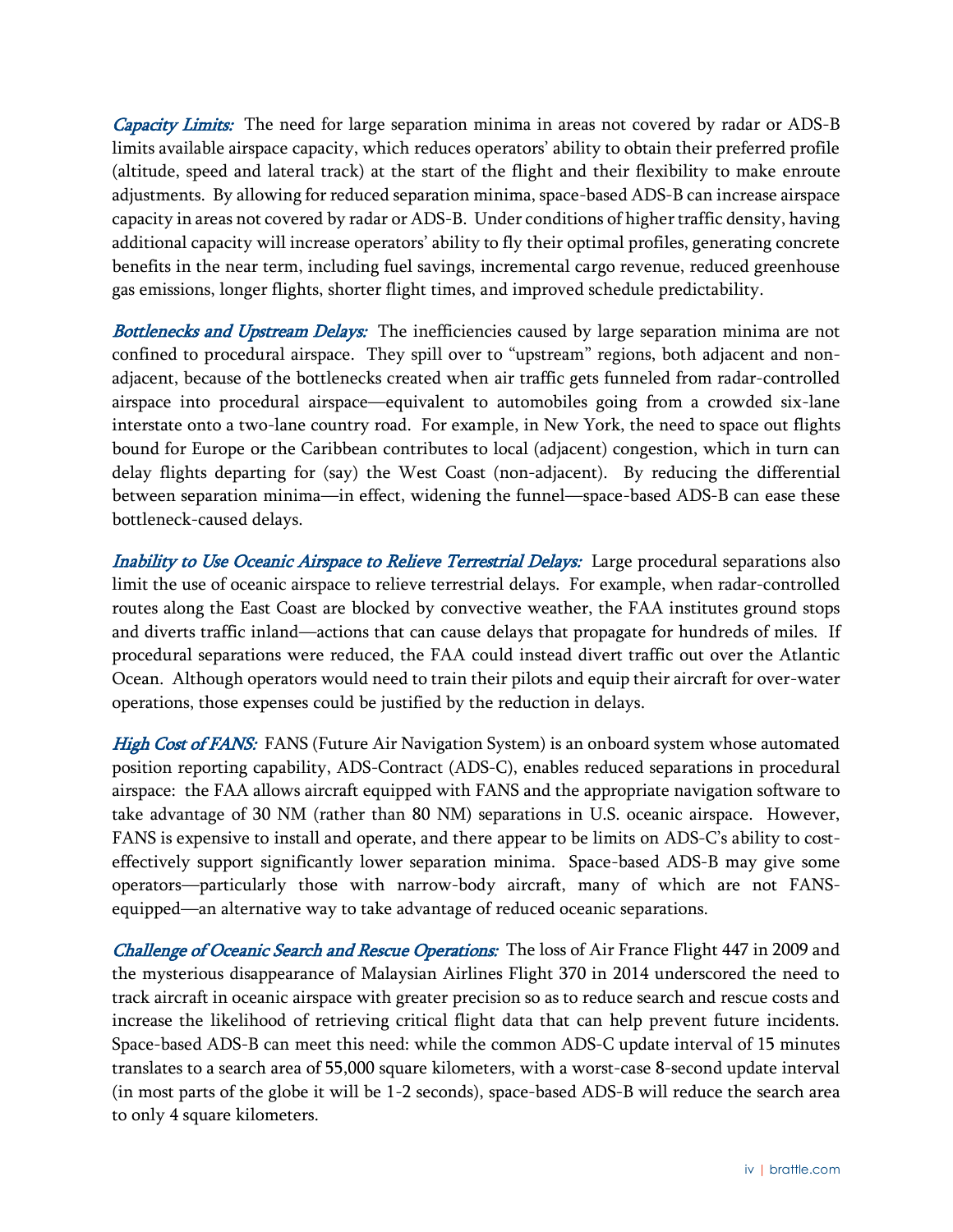*Capacity Limits:* The need for large separation minima in areas not covered by radar or ADS-B limits available airspace capacity, which reduces operators' ability to obtain their preferred profile (altitude, speed and lateral track) at the start of the flight and their flexibility to make enroute adjustments. By allowing for reduced separation minima, space-based ADS-B can increase airspace capacity in areas not covered by radar or ADS-B. Under conditions of higher traffic density, having additional capacity will increase operators' ability to fly their optimal profiles, generating concrete benefits in the near term, including fuel savings, incremental cargo revenue, reduced greenhouse gas emissions, longer flights, shorter flight times, and improved schedule predictability.

*Bottlenecks and Upstream Delays:* The inefficiencies caused by large separation minima are not confined to procedural airspace. They spill over to "upstream" regions, both adjacent and non-adjacent, because of the bottlenecks created when air traffic gets funneled from radar-controlled airspace into procedural airspace—equivalent to automobiles going from a crowded six-lane interstate onto a two-lane country road. For example, in New York, the need to space out flights bound for Europe or the Caribbean contributes to local (adjacent) congestion, which in turn can delay flights departing for (say) the West Coast (non-adjacent). By reducing the differential between separation minima—in effect, widening the funnel—space-based ADS-B can ease these bottleneck-caused delays.

*Inability to Use Oceanic Airspace to Relieve Terrestrial Delays:* Large procedural separations also limit the use of oceanic airspace to relieve terrestrial delays. For example, when radar-controlled routes along the East Coast are blocked by convective weather, the FAA institutes ground stops and diverts traffic inland—actions that can cause delays that propagate for hundreds of miles. If procedural separations were reduced, the FAA could instead divert traffic out over the Atlantic Ocean. Although operators would need to train their pilots and equip their aircraft for over-water operations, those expenses could be justified by the reduction in delays.

*High Cost of FANS:* FANS (Future Air Navigation System) is an onboard system whose automated position reporting capability, ADS-Contract (ADS-C), enables reduced separations in procedural airspace: the FAA allows aircraft equipped with FANS and the appropriate navigation software to take advantage of 30 NM (rather than 80 NM) separations in U.S. oceanic airspace. However, FANS is expensive to install and operate, and there appear to be limits on ADS-C's ability to cost-effectively support significantly lower separation minima. Space-based ADS-B may give some operators—particularly those with narrow-body aircraft, many of which are not FANS-equipped—an alternative way to take advantage of reduced oceanic separations.

*Challenge of Oceanic Search and Rescue Operations:* The loss of Air France Flight 447 in 2009 and the mysterious disappearance of Malaysian Airlines Flight 370 in 2014 underscored the need to track aircraft in oceanic airspace with greater precision so as to reduce search and rescue costs and increase the likelihood of retrieving critical flight data that can help prevent future incidents. Space-based ADS-B can meet this need: while the common ADS-C update interval of 15 minutes translates to a search area of 55,000 square kilometers, with a worst-case 8-second update interval (in most parts of the globe it will be 1-2 seconds), space-based ADS-B will reduce the search area to only 4 square kilometers.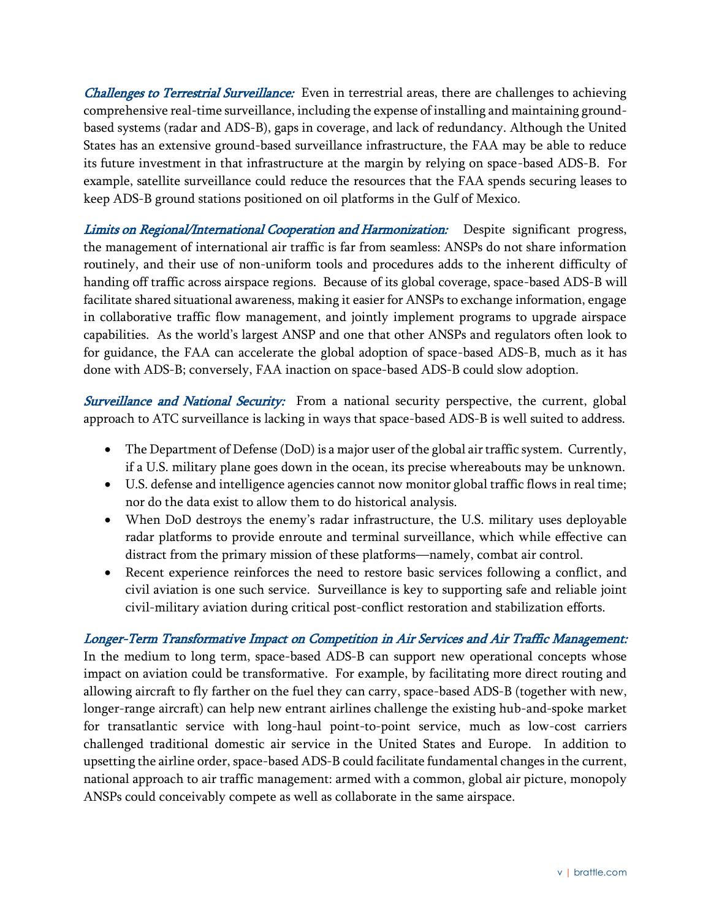*Challenges to Terrestrial Surveillance:* Even in terrestrial areas, there are challenges to achieving comprehensive real-time surveillance, including the expense of installing and maintaining ground-based systems (radar and ADS-B), gaps in coverage, and lack of redundancy. Although the United States has an extensive ground-based surveillance infrastructure, the FAA may be able to reduce its future investment in that infrastructure at the margin by relying on space-based ADS-B. For example, satellite surveillance could reduce the resources that the FAA spends securing leases to keep ADS-B ground stations positioned on oil platforms in the Gulf of Mexico.

*Limits on Regional/International Cooperation and Harmonization:* Despite significant progress, the management of international air traffic is far from seamless: ANSPs do not share information routinely, and their use of non-uniform tools and procedures adds to the inherent difficulty of handing off traffic across airspace regions. Because of its global coverage, space-based ADS-B will facilitate shared situational awareness, making it easier for ANSPs to exchange information, engage in collaborative traffic flow management, and jointly implement programs to upgrade airspace capabilities. As the world's largest ANSP and one that other ANSPs and regulators often look to for guidance, the FAA can accelerate the global adoption of space-based ADS-B, much as it has done with ADS-B; conversely, FAA inaction on space-based ADS-B could slow adoption.

*Surveillance and National Security:* From a national security perspective, the current, global approach to ATC surveillance is lacking in ways that space-based ADS-B is well suited to address.

- The Department of Defense (DoD) is a major user of the global air traffic system. Currently, if a U.S. military plane goes down in the ocean, its precise whereabouts may be unknown.
- U.S. defense and intelligence agencies cannot now monitor global traffic flows in real time; nor do the data exist to allow them to do historical analysis.
- When DoD destroys the enemy's radar infrastructure, the U.S. military uses deployable radar platforms to provide enroute and terminal surveillance, which while effective can distract from the primary mission of these platforms—namely, combat air control.
- Recent experience reinforces the need to restore basic services following a conflict, and civil aviation is one such service. Surveillance is key to supporting safe and reliable joint civil-military aviation during critical post-conflict restoration and stabilization efforts.

*Longer-Term Transformative Impact on Competition in Air Services and Air Traffic Management:* In the medium to long term, space-based ADS-B can support new operational concepts whose impact on aviation could be transformative. For example, by facilitating more direct routing and allowing aircraft to fly farther on the fuel they can carry, space-based ADS-B (together with new, longer-range aircraft) can help new entrant airlines challenge the existing hub-and-spoke market for transatlantic service with long-haul point-to-point service, much as low-cost carriers challenged traditional domestic air service in the United States and Europe. In addition to upsetting the airline order, space-based ADS-B could facilitate fundamental changes in the current, national approach to air traffic management: armed with a common, global air picture, monopoly ANSPs could conceivably compete as well as collaborate in the same airspace.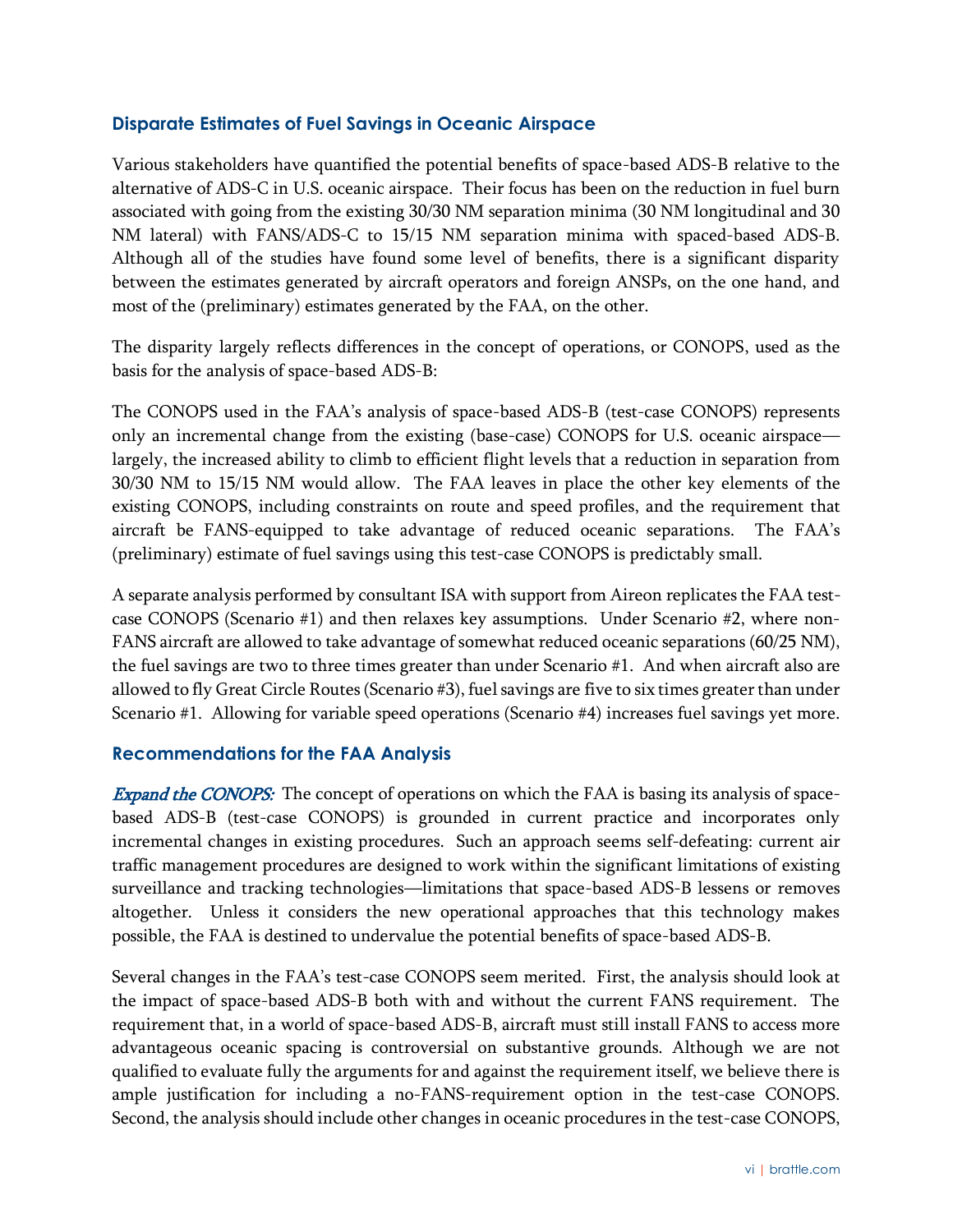### Disparate Estimates of Fuel Savings in Oceanic Airspace

Various stakeholders have quantified the potential benefits of space-based ADS-B relative to the alternative of ADS-C in U.S. oceanic airspace. Their focus has been on the reduction in fuel burn associated with going from the existing 30/30 NM separation minima (30 NM longitudinal and 30 NM lateral) with FANS/ADS-C to 15/15 NM separation minima with spaced-based ADS-B. Although all of the studies have found some level of benefits, there is a significant disparity between the estimates generated by aircraft operators and foreign ANSPs, on the one hand, and most of the (preliminary) estimates generated by the FAA, on the other.

The disparity largely reflects differences in the concept of operations, or CONOPS, used as the basis for the analysis of space-based ADS-B:

The CONOPS used in the FAA's analysis of space-based ADS-B (test-case CONOPS) represents only an incremental change from the existing (base-case) CONOPS for U.S. oceanic airspace—largely, the increased ability to climb to efficient flight levels that a reduction in separation from 30/30 NM to 15/15 NM would allow. The FAA leaves in place the other key elements of the existing CONOPS, including constraints on route and speed profiles, and the requirement that aircraft be FANS-equipped to take advantage of reduced oceanic separations. The FAA's (preliminary) estimate of fuel savings using this test-case CONOPS is predictably small.

A separate analysis performed by consultant ISA with support from Aireon replicates the FAA test-case CONOPS (Scenario #1) and then relaxes key assumptions. Under Scenario #2, where non-FANS aircraft are allowed to take advantage of somewhat reduced oceanic separations (60/25 NM), the fuel savings are two to three times greater than under Scenario #1. And when aircraft also are allowed to fly Great Circle Routes (Scenario #3), fuel savings are five to six times greater than under Scenario #1. Allowing for variable speed operations (Scenario #4) increases fuel savings yet more.

### Recommendations for the FAA Analysis

*Expand the CONOPS:* The concept of operations on which the FAA is basing its analysis of space-based ADS-B (test-case CONOPS) is grounded in current practice and incorporates only incremental changes in existing procedures. Such an approach seems self-defeating: current air traffic management procedures are designed to work within the significant limitations of existing surveillance and tracking technologies—limitations that space-based ADS-B lessens or removes altogether. Unless it considers the new operational approaches that this technology makes possible, the FAA is destined to undervalue the potential benefits of space-based ADS-B.

Several changes in the FAA's test-case CONOPS seem merited. First, the analysis should look at the impact of space-based ADS-B both with and without the current FANS requirement. The requirement that, in a world of space-based ADS-B, aircraft must still install FANS to access more advantageous oceanic spacing is controversial on substantive grounds. Although we are not qualified to evaluate fully the arguments for and against the requirement itself, we believe there is ample justification for including a no-FANS-requirement option in the test-case CONOPS. Second, the analysis should include other changes in oceanic procedures in the test-case CONOPS,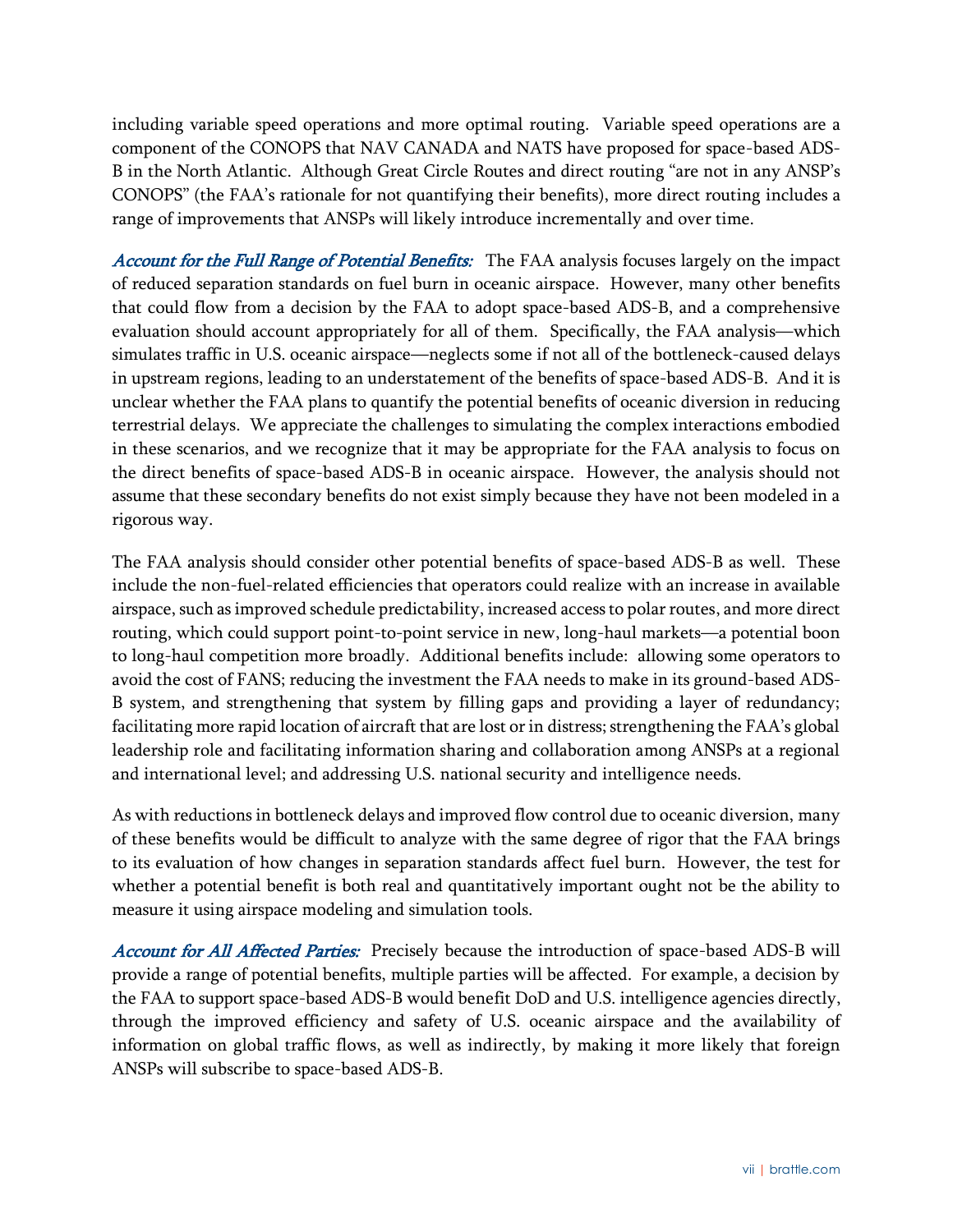including variable speed operations and more optimal routing. Variable speed operations are a component of the CONOPS that NAV CANADA and NATS have proposed for space-based ADS-B in the North Atlantic. Although Great Circle Routes and direct routing "are not in any ANSP's CONOPS" (the FAA's rationale for not quantifying their benefits), more direct routing includes a range of improvements that ANSPs will likely introduce incrementally and over time.

*Account for the Full Range of Potential Benefits:* The FAA analysis focuses largely on the impact of reduced separation standards on fuel burn in oceanic airspace. However, many other benefits that could flow from a decision by the FAA to adopt space-based ADS-B, and a comprehensive evaluation should account appropriately for all of them. Specifically, the FAA analysis—which simulates traffic in U.S. oceanic airspace—neglects some if not all of the bottleneck-caused delays in upstream regions, leading to an understatement of the benefits of space-based ADS-B. And it is unclear whether the FAA plans to quantify the potential benefits of oceanic diversion in reducing terrestrial delays. We appreciate the challenges to simulating the complex interactions embodied in these scenarios, and we recognize that it may be appropriate for the FAA analysis to focus on the direct benefits of space-based ADS-B in oceanic airspace. However, the analysis should not assume that these secondary benefits do not exist simply because they have not been modeled in a rigorous way.

The FAA analysis should consider other potential benefits of space-based ADS-B as well. These include the non-fuel-related efficiencies that operators could realize with an increase in available airspace, such as improved schedule predictability, increased access to polar routes, and more direct routing, which could support point-to-point service in new, long-haul markets—a potential boon to long-haul competition more broadly. Additional benefits include: allowing some operators to avoid the cost of FANS; reducing the investment the FAA needs to make in its ground-based ADS-B system, and strengthening that system by filling gaps and providing a layer of redundancy; facilitating more rapid location of aircraft that are lost or in distress; strengthening the FAA's global leadership role and facilitating information sharing and collaboration among ANSPs at a regional and international level; and addressing U.S. national security and intelligence needs.

As with reductions in bottleneck delays and improved flow control due to oceanic diversion, many of these benefits would be difficult to analyze with the same degree of rigor that the FAA brings to its evaluation of how changes in separation standards affect fuel burn. However, the test for whether a potential benefit is both real and quantitatively important ought not be the ability to measure it using airspace modeling and simulation tools.

*Account for All Affected Parties:* Precisely because the introduction of space-based ADS-B will provide a range of potential benefits, multiple parties will be affected. For example, a decision by the FAA to support space-based ADS-B would benefit DoD and U.S. intelligence agencies directly, through the improved efficiency and safety of U.S. oceanic airspace and the availability of information on global traffic flows, as well as indirectly, by making it more likely that foreign ANSPs will subscribe to space-based ADS-B.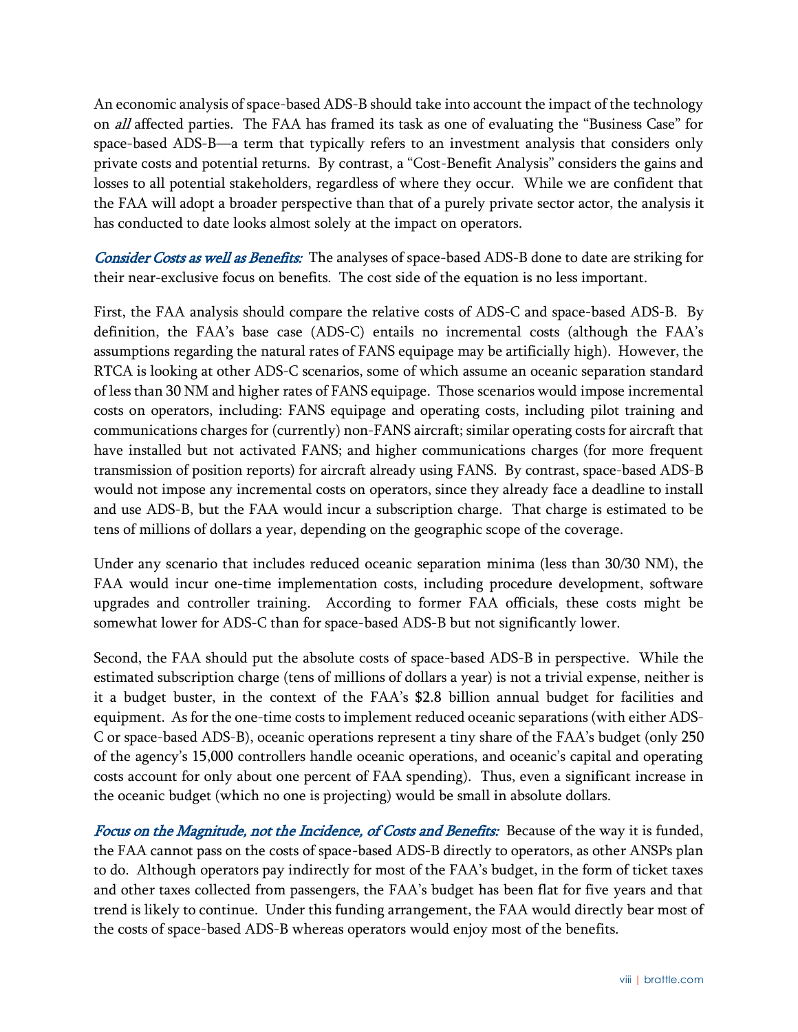An economic analysis of space-based ADS-B should take into account the impact of the technology on *all* affected parties. The FAA has framed its task as one of evaluating the "Business Case" for space-based ADS-B—a term that typically refers to an investment analysis that considers only private costs and potential returns. By contrast, a "Cost-Benefit Analysis" considers the gains and losses to all potential stakeholders, regardless of where they occur. While we are confident that the FAA will adopt a broader perspective than that of a purely private sector actor, the analysis it has conducted to date looks almost solely at the impact on operators.

*Consider Costs as well as Benefits:* The analyses of space-based ADS-B done to date are striking for their near-exclusive focus on benefits. The cost side of the equation is no less important.

First, the FAA analysis should compare the relative costs of ADS-C and space-based ADS-B. By definition, the FAA's base case (ADS-C) entails no incremental costs (although the FAA's assumptions regarding the natural rates of FANS equipage may be artificially high). However, the RTCA is looking at other ADS-C scenarios, some of which assume an oceanic separation standard of less than 30 NM and higher rates of FANS equipage. Those scenarios would impose incremental costs on operators, including: FANS equipage and operating costs, including pilot training and communications charges for (currently) non-FANS aircraft; similar operating costs for aircraft that have installed but not activated FANS; and higher communications charges (for more frequent transmission of position reports) for aircraft already using FANS. By contrast, space-based ADS-B would not impose any incremental costs on operators, since they already face a deadline to install and use ADS-B, but the FAA would incur a subscription charge. That charge is estimated to be tens of millions of dollars a year, depending on the geographic scope of the coverage.

Under any scenario that includes reduced oceanic separation minima (less than 30/30 NM), the FAA would incur one-time implementation costs, including procedure development, software upgrades and controller training. According to former FAA officials, these costs might be somewhat lower for ADS-C than for space-based ADS-B but not significantly lower.

Second, the FAA should put the absolute costs of space-based ADS-B in perspective. While the estimated subscription charge (tens of millions of dollars a year) is not a trivial expense, neither is it a budget buster, in the context of the FAA's $2.8 billion annual budget for facilities and equipment. As for the one-time costs to implement reduced oceanic separations (with either ADS-C or space-based ADS-B), oceanic operations represent a tiny share of the FAA's budget (only 250 of the agency's 15,000 controllers handle oceanic operations, and oceanic's capital and operating costs account for only about one percent of FAA spending). Thus, even a significant increase in the oceanic budget (which no one is projecting) would be small in absolute dollars.

*Focus on the Magnitude, not the Incidence, of Costs and Benefits:* Because of the way it is funded, the FAA cannot pass on the costs of space-based ADS-B directly to operators, as other ANSPs plan to do. Although operators pay indirectly for most of the FAA's budget, in the form of ticket taxes and other taxes collected from passengers, the FAA's budget has been flat for five years and that trend is likely to continue. Under this funding arrangement, the FAA would directly bear most of the costs of space-based ADS-B whereas operators would enjoy most of the benefits.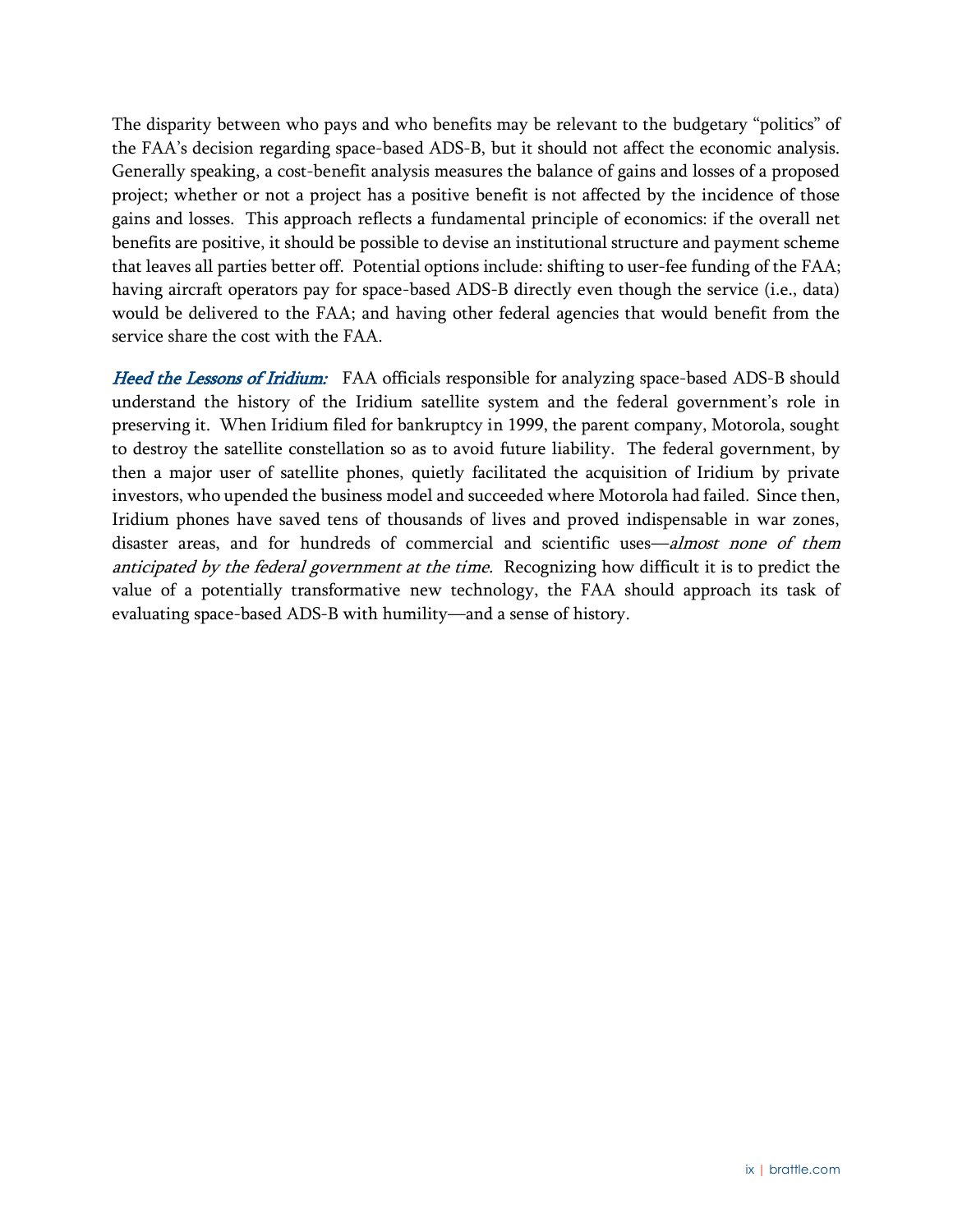The disparity between who pays and who benefits may be relevant to the budgetary "politics" of the FAA's decision regarding space-based ADS-B, but it should not affect the economic analysis. Generally speaking, a cost-benefit analysis measures the balance of gains and losses of a proposed project; whether or not a project has a positive benefit is not affected by the incidence of those gains and losses. This approach reflects a fundamental principle of economics: if the overall net benefits are positive, it should be possible to devise an institutional structure and payment scheme that leaves all parties better off. Potential options include: shifting to user-fee funding of the FAA; having aircraft operators pay for space-based ADS-B directly even though the service (i.e., data) would be delivered to the FAA; and having other federal agencies that would benefit from the service share the cost with the FAA.

*Heed the Lessons of Iridium:* FAA officials responsible for analyzing space-based ADS-B should understand the history of the Iridium satellite system and the federal government's role in preserving it. When Iridium filed for bankruptcy in 1999, the parent company, Motorola, sought to destroy the satellite constellation so as to avoid future liability. The federal government, by then a major user of satellite phones, quietly facilitated the acquisition of Iridium by private investors, who upended the business model and succeeded where Motorola had failed. Since then, Iridium phones have saved tens of thousands of lives and proved indispensable in war zones, disaster areas, and for hundreds of commercial and scientific uses—*almost none of them anticipated by the federal government at the time.* Recognizing how difficult it is to predict the value of a potentially transformative new technology, the FAA should approach its task of evaluating space-based ADS-B with humility—and a sense of history.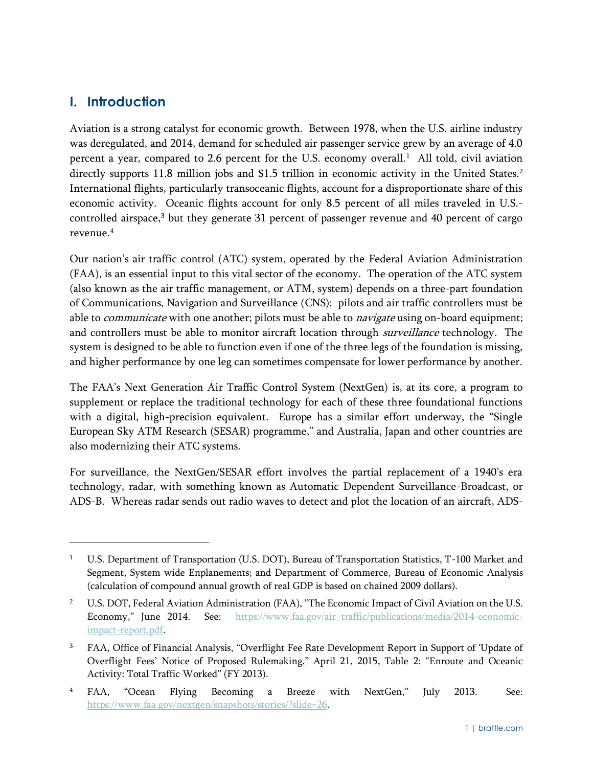## I. Introduction

Aviation is a strong catalyst for economic growth. Between 1978, when the U.S. airline industry was deregulated, and 2014, demand for scheduled air passenger service grew by an average of 4.0 percent a year, compared to 2.6 percent for the U.S. economy overall.[1] All told, civil aviation directly supports 11.8 million jobs and $1.5 trillion in economic activity in the United States.[2] International flights, particularly transoceanic flights, account for a disproportionate share of this economic activity. Oceanic flights account for only 8.5 percent of all miles traveled in U.S.-controlled airspace,[3] but they generate 31 percent of passenger revenue and 40 percent of cargo revenue.[4]

Our nation's air traffic control (ATC) system, operated by the Federal Aviation Administration (FAA), is an essential input to this vital sector of the economy. The operation of the ATC system (also known as the air traffic management, or ATM, system) depends on a three-part foundation of Communications, Navigation and Surveillance (CNS): pilots and air traffic controllers must be able to *communicate* with one another; pilots must be able to *navigate* using on-board equipment; and controllers must be able to monitor aircraft location through *surveillance* technology. The system is designed to be able to function even if one of the three legs of the foundation is missing, and higher performance by one leg can sometimes compensate for lower performance by another.

The FAA's Next Generation Air Traffic Control System (NextGen) is, at its core, a program to supplement or replace the traditional technology for each of these three foundational functions with a digital, high-precision equivalent. Europe has a similar effort underway, the "Single European Sky ATM Research (SESAR) programme," and Australia, Japan and other countries are also modernizing their ATC systems.

For surveillance, the NextGen/SESAR effort involves the partial replacement of a 1940's era technology, radar, with something known as Automatic Dependent Surveillance-Broadcast, or ADS-B. Whereas radar sends out radio waves to detect and plot the location of an aircraft, ADS-

---

[1] U.S. Department of Transportation (U.S. DOT), Bureau of Transportation Statistics, T-100 Market and Segment, System wide Enplanements; and Department of Commerce, Bureau of Economic Analysis (calculation of compound annual growth of real GDP is based on chained 2009 dollars).

[2] U.S. DOT, Federal Aviation Administration (FAA), "The Economic Impact of Civil Aviation on the U.S. Economy," June 2014. See: https://www.faa.gov/air_traffic/publications/media/2014-economic-impact-report.pdf.

[3] FAA, Office of Financial Analysis, "Overflight Fee Rate Development Report in Support of 'Update of Overflight Fees' Notice of Proposed Rulemaking," April 21, 2015, Table 2: "Enroute and Oceanic Activity: Total Traffic Worked" (FY 2013).

[4] FAA, "Ocean Flying Becoming a Breeze with NextGen," July 2013. See: https://www.faa.gov/nextgen/snapshots/stories/?slide=26.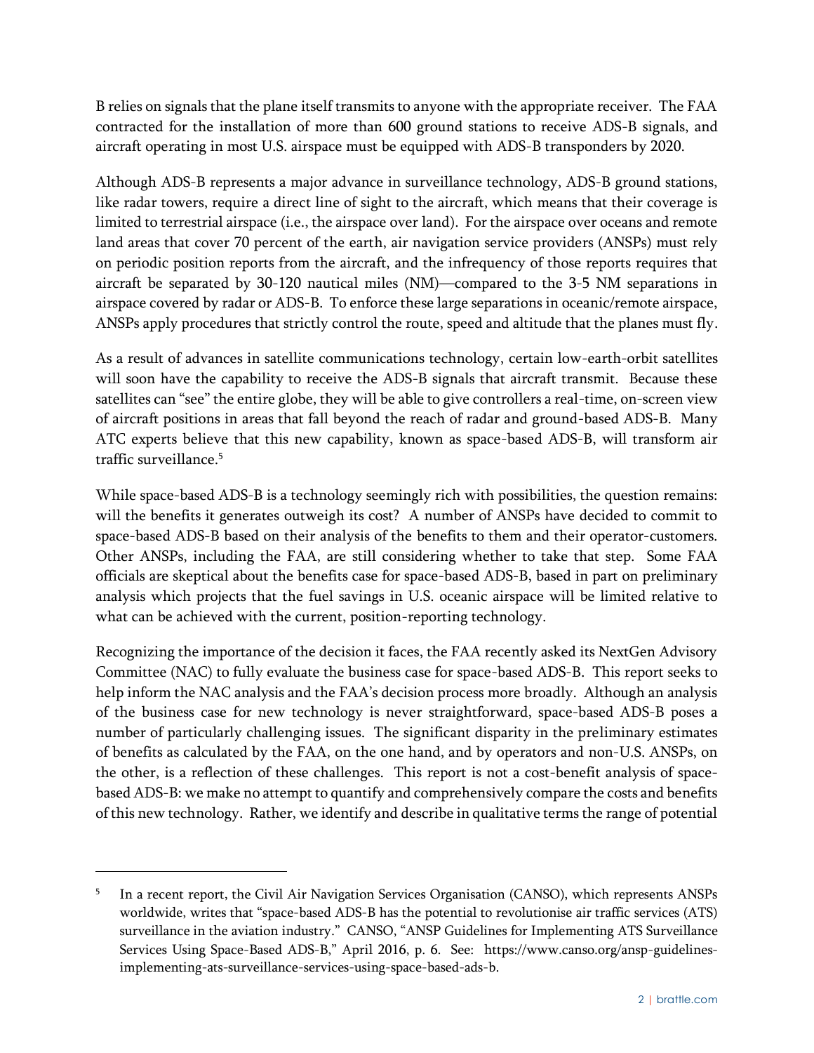B relies on signals that the plane itself transmits to anyone with the appropriate receiver. The FAA contracted for the installation of more than 600 ground stations to receive ADS-B signals, and aircraft operating in most U.S. airspace must be equipped with ADS-B transponders by 2020.

Although ADS-B represents a major advance in surveillance technology, ADS-B ground stations, like radar towers, require a direct line of sight to the aircraft, which means that their coverage is limited to terrestrial airspace (i.e., the airspace over land). For the airspace over oceans and remote land areas that cover 70 percent of the earth, air navigation service providers (ANSPs) must rely on periodic position reports from the aircraft, and the infrequency of those reports requires that aircraft be separated by 30-120 nautical miles (NM)—compared to the 3-5 NM separations in airspace covered by radar or ADS-B. To enforce these large separations in oceanic/remote airspace, ANSPs apply procedures that strictly control the route, speed and altitude that the planes must fly.

As a result of advances in satellite communications technology, certain low-earth-orbit satellites will soon have the capability to receive the ADS-B signals that aircraft transmit. Because these satellites can "see" the entire globe, they will be able to give controllers a real-time, on-screen view of aircraft positions in areas that fall beyond the reach of radar and ground-based ADS-B. Many ATC experts believe that this new capability, known as space-based ADS-B, will transform air traffic surveillance.[5]

While space-based ADS-B is a technology seemingly rich with possibilities, the question remains: will the benefits it generates outweigh its cost? A number of ANSPs have decided to commit to space-based ADS-B based on their analysis of the benefits to them and their operator-customers. Other ANSPs, including the FAA, are still considering whether to take that step. Some FAA officials are skeptical about the benefits case for space-based ADS-B, based in part on preliminary analysis which projects that the fuel savings in U.S. oceanic airspace will be limited relative to what can be achieved with the current, position-reporting technology.

Recognizing the importance of the decision it faces, the FAA recently asked its NextGen Advisory Committee (NAC) to fully evaluate the business case for space-based ADS-B. This report seeks to help inform the NAC analysis and the FAA's decision process more broadly. Although an analysis of the business case for new technology is never straightforward, space-based ADS-B poses a number of particularly challenging issues. The significant disparity in the preliminary estimates of benefits as calculated by the FAA, on the one hand, and by operators and non-U.S. ANSPs, on the other, is a reflection of these challenges. This report is not a cost-benefit analysis of space-based ADS-B: we make no attempt to quantify and comprehensively compare the costs and benefits of this new technology. Rather, we identify and describe in qualitative terms the range of potential

---

[5] In a recent report, the Civil Air Navigation Services Organisation (CANSO), which represents ANSPs worldwide, writes that "space-based ADS-B has the potential to revolutionise air traffic services (ATS) surveillance in the aviation industry." CANSO, "ANSP Guidelines for Implementing ATS Surveillance Services Using Space-Based ADS-B," April 2016, p. 6. See: https://www.canso.org/ansp-guidelines-implementing-ats-surveillance-services-using-space-based-ads-b.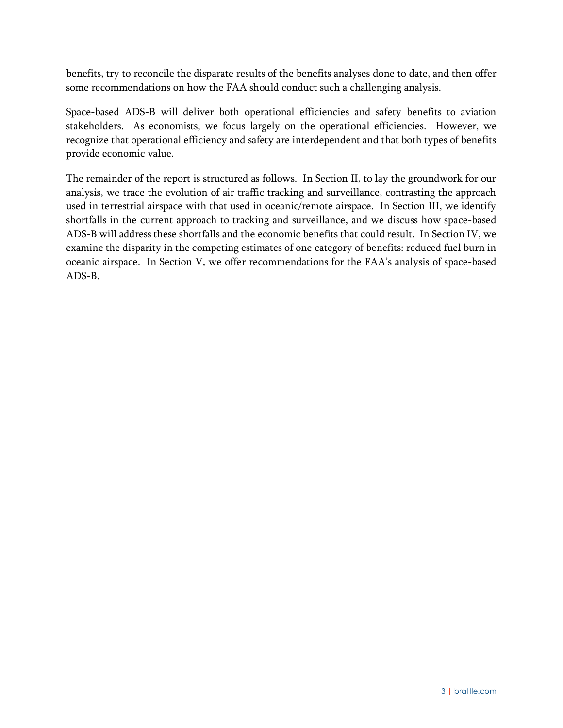benefits, try to reconcile the disparate results of the benefits analyses done to date, and then offer some recommendations on how the FAA should conduct such a challenging analysis.

Space-based ADS-B will deliver both operational efficiencies and safety benefits to aviation stakeholders. As economists, we focus largely on the operational efficiencies. However, we recognize that operational efficiency and safety are interdependent and that both types of benefits provide economic value.

The remainder of the report is structured as follows. In Section II, to lay the groundwork for our analysis, we trace the evolution of air traffic tracking and surveillance, contrasting the approach used in terrestrial airspace with that used in oceanic/remote airspace. In Section III, we identify shortfalls in the current approach to tracking and surveillance, and we discuss how space-based ADS-B will address these shortfalls and the economic benefits that could result. In Section IV, we examine the disparity in the competing estimates of one category of benefits: reduced fuel burn in oceanic airspace. In Section V, we offer recommendations for the FAA's analysis of space-based ADS-B.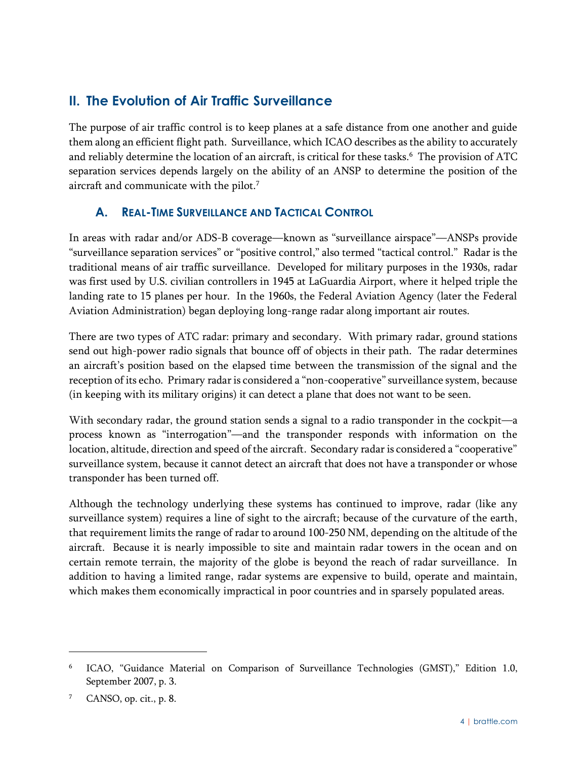## II. The Evolution of Air Traffic Surveillance

The purpose of air traffic control is to keep planes at a safe distance from one another and guide them along an efficient flight path. Surveillance, which ICAO describes as the ability to accurately and reliably determine the location of an aircraft, is critical for these tasks.[6] The provision of ATC separation services depends largely on the ability of an ANSP to determine the position of the aircraft and communicate with the pilot.[7]

### A. Real-Time Surveillance and Tactical Control

In areas with radar and/or ADS-B coverage—known as "surveillance airspace"—ANSPs provide "surveillance separation services" or "positive control," also termed "tactical control." Radar is the traditional means of air traffic surveillance. Developed for military purposes in the 1930s, radar was first used by U.S. civilian controllers in 1945 at LaGuardia Airport, where it helped triple the landing rate to 15 planes per hour. In the 1960s, the Federal Aviation Agency (later the Federal Aviation Administration) began deploying long-range radar along important air routes.

There are two types of ATC radar: primary and secondary. With primary radar, ground stations send out high-power radio signals that bounce off of objects in their path. The radar determines an aircraft's position based on the elapsed time between the transmission of the signal and the reception of its echo. Primary radar is considered a "non-cooperative" surveillance system, because (in keeping with its military origins) it can detect a plane that does not want to be seen.

With secondary radar, the ground station sends a signal to a radio transponder in the cockpit—a process known as "interrogation"—and the transponder responds with information on the location, altitude, direction and speed of the aircraft. Secondary radar is considered a "cooperative" surveillance system, because it cannot detect an aircraft that does not have a transponder or whose transponder has been turned off.

Although the technology underlying these systems has continued to improve, radar (like any surveillance system) requires a line of sight to the aircraft; because of the curvature of the earth, that requirement limits the range of radar to around 100-250 NM, depending on the altitude of the aircraft. Because it is nearly impossible to site and maintain radar towers in the ocean and on certain remote terrain, the majority of the globe is beyond the reach of radar surveillance. In addition to having a limited range, radar systems are expensive to build, operate and maintain, which makes them economically impractical in poor countries and in sparsely populated areas.

---

[6] ICAO, "Guidance Material on Comparison of Surveillance Technologies (GMST)," Edition 1.0, September 2007, p. 3.

[7] CANSO, op. cit., p. 8.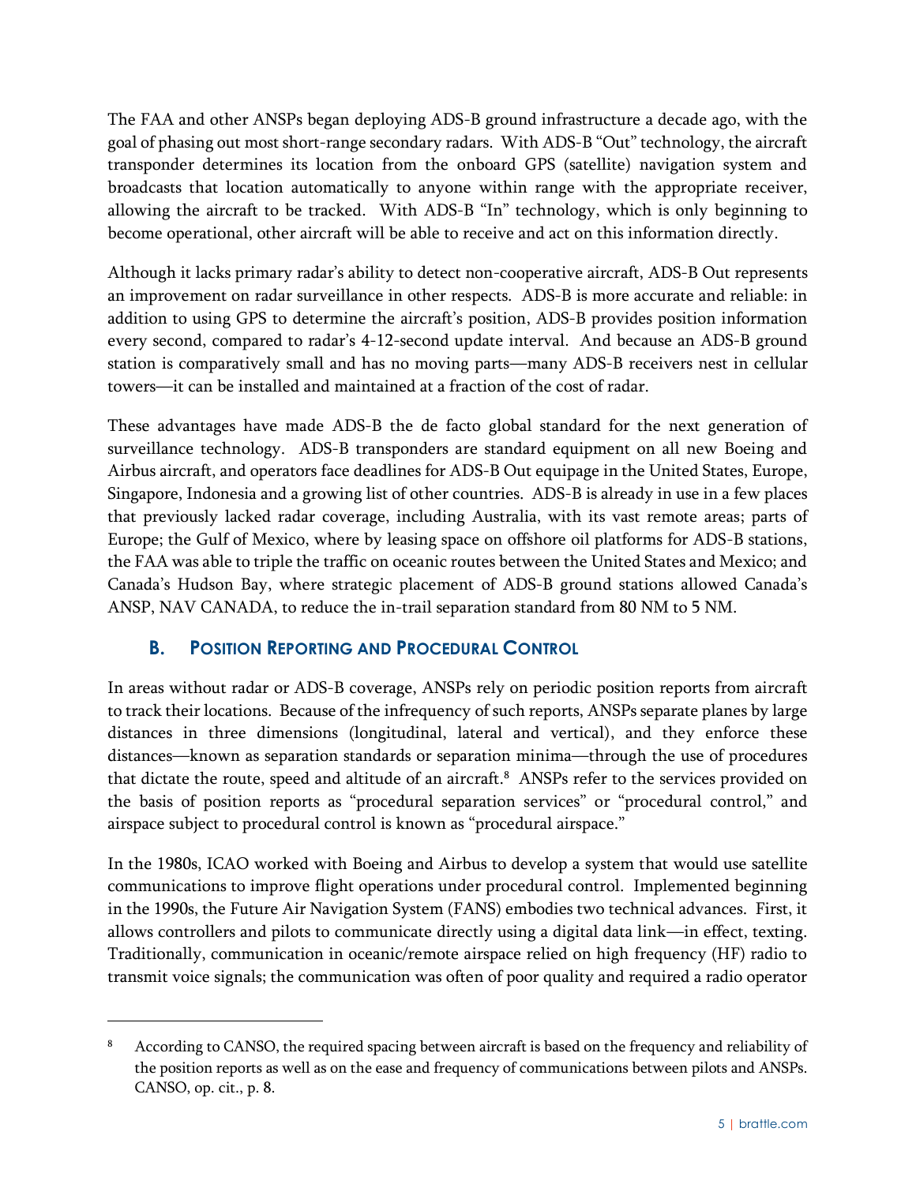The FAA and other ANSPs began deploying ADS-B ground infrastructure a decade ago, with the goal of phasing out most short-range secondary radars. With ADS-B "Out" technology, the aircraft transponder determines its location from the onboard GPS (satellite) navigation system and broadcasts that location automatically to anyone within range with the appropriate receiver, allowing the aircraft to be tracked. With ADS-B "In" technology, which is only beginning to become operational, other aircraft will be able to receive and act on this information directly.

Although it lacks primary radar's ability to detect non-cooperative aircraft, ADS-B Out represents an improvement on radar surveillance in other respects. ADS-B is more accurate and reliable: in addition to using GPS to determine the aircraft's position, ADS-B provides position information every second, compared to radar's 4-12-second update interval. And because an ADS-B ground station is comparatively small and has no moving parts—many ADS-B receivers nest in cellular towers—it can be installed and maintained at a fraction of the cost of radar.

These advantages have made ADS-B the de facto global standard for the next generation of surveillance technology. ADS-B transponders are standard equipment on all new Boeing and Airbus aircraft, and operators face deadlines for ADS-B Out equipage in the United States, Europe, Singapore, Indonesia and a growing list of other countries. ADS-B is already in use in a few places that previously lacked radar coverage, including Australia, with its vast remote areas; parts of Europe; the Gulf of Mexico, where by leasing space on offshore oil platforms for ADS-B stations, the FAA was able to triple the traffic on oceanic routes between the United States and Mexico; and Canada's Hudson Bay, where strategic placement of ADS-B ground stations allowed Canada's ANSP, NAV CANADA, to reduce the in-trail separation standard from 80 NM to 5 NM.

## B. Position Reporting and Procedural Control

In areas without radar or ADS-B coverage, ANSPs rely on periodic position reports from aircraft to track their locations. Because of the infrequency of such reports, ANSPs separate planes by large distances in three dimensions (longitudinal, lateral and vertical), and they enforce these distances—known as separation standards or separation minima—through the use of procedures that dictate the route, speed and altitude of an aircraft.[8] ANSPs refer to the services provided on the basis of position reports as "procedural separation services" or "procedural control," and airspace subject to procedural control is known as "procedural airspace."

In the 1980s, ICAO worked with Boeing and Airbus to develop a system that would use satellite communications to improve flight operations under procedural control. Implemented beginning in the 1990s, the Future Air Navigation System (FANS) embodies two technical advances. First, it allows controllers and pilots to communicate directly using a digital data link—in effect, texting. Traditionally, communication in oceanic/remote airspace relied on high frequency (HF) radio to transmit voice signals; the communication was often of poor quality and required a radio operator

---

[8] According to CANSO, the required spacing between aircraft is based on the frequency and reliability of the position reports as well as on the ease and frequency of communications between pilots and ANSPs. CANSO, op. cit., p. 8.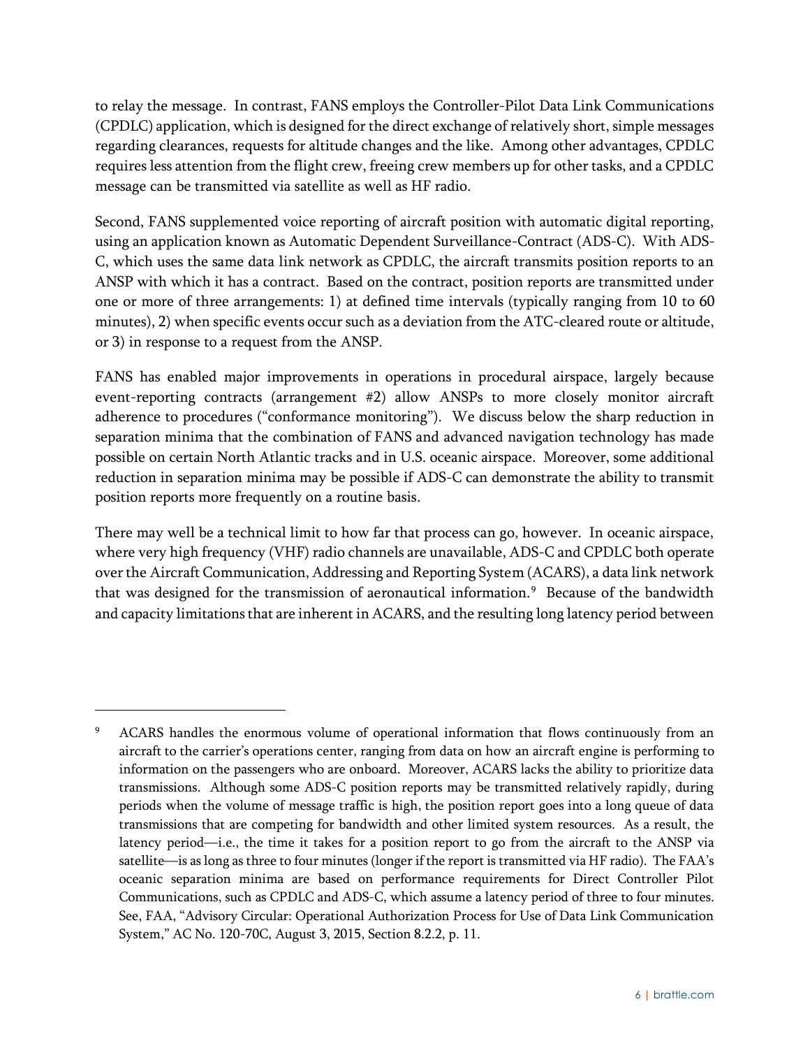to relay the message. In contrast, FANS employs the Controller-Pilot Data Link Communications (CPDLC) application, which is designed for the direct exchange of relatively short, simple messages regarding clearances, requests for altitude changes and the like. Among other advantages, CPDLC requires less attention from the flight crew, freeing crew members up for other tasks, and a CPDLC message can be transmitted via satellite as well as HF radio.

Second, FANS supplemented voice reporting of aircraft position with automatic digital reporting, using an application known as Automatic Dependent Surveillance-Contract (ADS-C). With ADS-C, which uses the same data link network as CPDLC, the aircraft transmits position reports to an ANSP with which it has a contract. Based on the contract, position reports are transmitted under one or more of three arrangements: 1) at defined time intervals (typically ranging from 10 to 60 minutes), 2) when specific events occur such as a deviation from the ATC-cleared route or altitude, or 3) in response to a request from the ANSP.

FANS has enabled major improvements in operations in procedural airspace, largely because event-reporting contracts (arrangement #2) allow ANSPs to more closely monitor aircraft adherence to procedures ("conformance monitoring"). We discuss below the sharp reduction in separation minima that the combination of FANS and advanced navigation technology has made possible on certain North Atlantic tracks and in U.S. oceanic airspace. Moreover, some additional reduction in separation minima may be possible if ADS-C can demonstrate the ability to transmit position reports more frequently on a routine basis.

There may well be a technical limit to how far that process can go, however. In oceanic airspace, where very high frequency (VHF) radio channels are unavailable, ADS-C and CPDLC both operate over the Aircraft Communication, Addressing and Reporting System (ACARS), a data link network that was designed for the transmission of aeronautical information.[9] Because of the bandwidth and capacity limitations that are inherent in ACARS, and the resulting long latency period between

---

[9] ACARS handles the enormous volume of operational information that flows continuously from an aircraft to the carrier's operations center, ranging from data on how an aircraft engine is performing to information on the passengers who are onboard. Moreover, ACARS lacks the ability to prioritize data transmissions. Although some ADS-C position reports may be transmitted relatively rapidly, during periods when the volume of message traffic is high, the position report goes into a long queue of data transmissions that are competing for bandwidth and other limited system resources. As a result, the latency period—i.e., the time it takes for a position report to go from the aircraft to the ANSP via satellite—is as long as three to four minutes (longer if the report is transmitted via HF radio). The FAA's oceanic separation minima are based on performance requirements for Direct Controller Pilot Communications, such as CPDLC and ADS-C, which assume a latency period of three to four minutes. See, FAA, "Advisory Circular: Operational Authorization Process for Use of Data Link Communication System," AC No. 120-70C, August 3, 2015, Section 8.2.2, p. 11.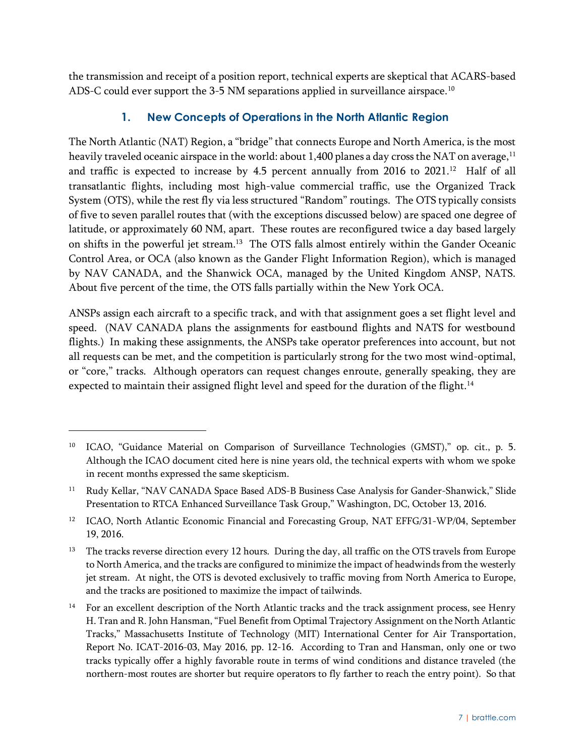the transmission and receipt of a position report, technical experts are skeptical that ACARS-based ADS-C could ever support the 3-5 NM separations applied in surveillance airspace.[10]

### 1. New Concepts of Operations in the North Atlantic Region

The North Atlantic (NAT) Region, a "bridge" that connects Europe and North America, is the most heavily traveled oceanic airspace in the world: about 1,400 planes a day cross the NAT on average,[11] and traffic is expected to increase by 4.5 percent annually from 2016 to 2021.[12] Half of all transatlantic flights, including most high-value commercial traffic, use the Organized Track System (OTS), while the rest fly via less structured "Random" routings. The OTS typically consists of five to seven parallel routes that (with the exceptions discussed below) are spaced one degree of latitude, or approximately 60 NM, apart. These routes are reconfigured twice a day based largely on shifts in the powerful jet stream.[13] The OTS falls almost entirely within the Gander Oceanic Control Area, or OCA (also known as the Gander Flight Information Region), which is managed by NAV CANADA, and the Shanwick OCA, managed by the United Kingdom ANSP, NATS. About five percent of the time, the OTS falls partially within the New York OCA.

ANSPs assign each aircraft to a specific track, and with that assignment goes a set flight level and speed. (NAV CANADA plans the assignments for eastbound flights and NATS for westbound flights.) In making these assignments, the ANSPs take operator preferences into account, but not all requests can be met, and the competition is particularly strong for the two most wind-optimal, or "core," tracks. Although operators can request changes enroute, generally speaking, they are expected to maintain their assigned flight level and speed for the duration of the flight.[14]

---

[10] ICAO, "Guidance Material on Comparison of Surveillance Technologies (GMST)," op. cit., p. 5. Although the ICAO document cited here is nine years old, the technical experts with whom we spoke in recent months expressed the same skepticism.

[11] Rudy Kellar, "NAV CANADA Space Based ADS-B Business Case Analysis for Gander-Shanwick," Slide Presentation to RTCA Enhanced Surveillance Task Group," Washington, DC, October 13, 2016.

[12] ICAO, North Atlantic Economic Financial and Forecasting Group, NAT EFFG/31-WP/04, September 19, 2016.

[13] The tracks reverse direction every 12 hours. During the day, all traffic on the OTS travels from Europe to North America, and the tracks are configured to minimize the impact of headwinds from the westerly jet stream. At night, the OTS is devoted exclusively to traffic moving from North America to Europe, and the tracks are positioned to maximize the impact of tailwinds.

[14] For an excellent description of the North Atlantic tracks and the track assignment process, see Henry H. Tran and R. John Hansman, "Fuel Benefit from Optimal Trajectory Assignment on the North Atlantic Tracks," Massachusetts Institute of Technology (MIT) International Center for Air Transportation, Report No. ICAT-2016-03, May 2016, pp. 12-16. According to Tran and Hansman, only one or two tracks typically offer a highly favorable route in terms of wind conditions and distance traveled (the northern-most routes are shorter but require operators to fly farther to reach the entry point). So that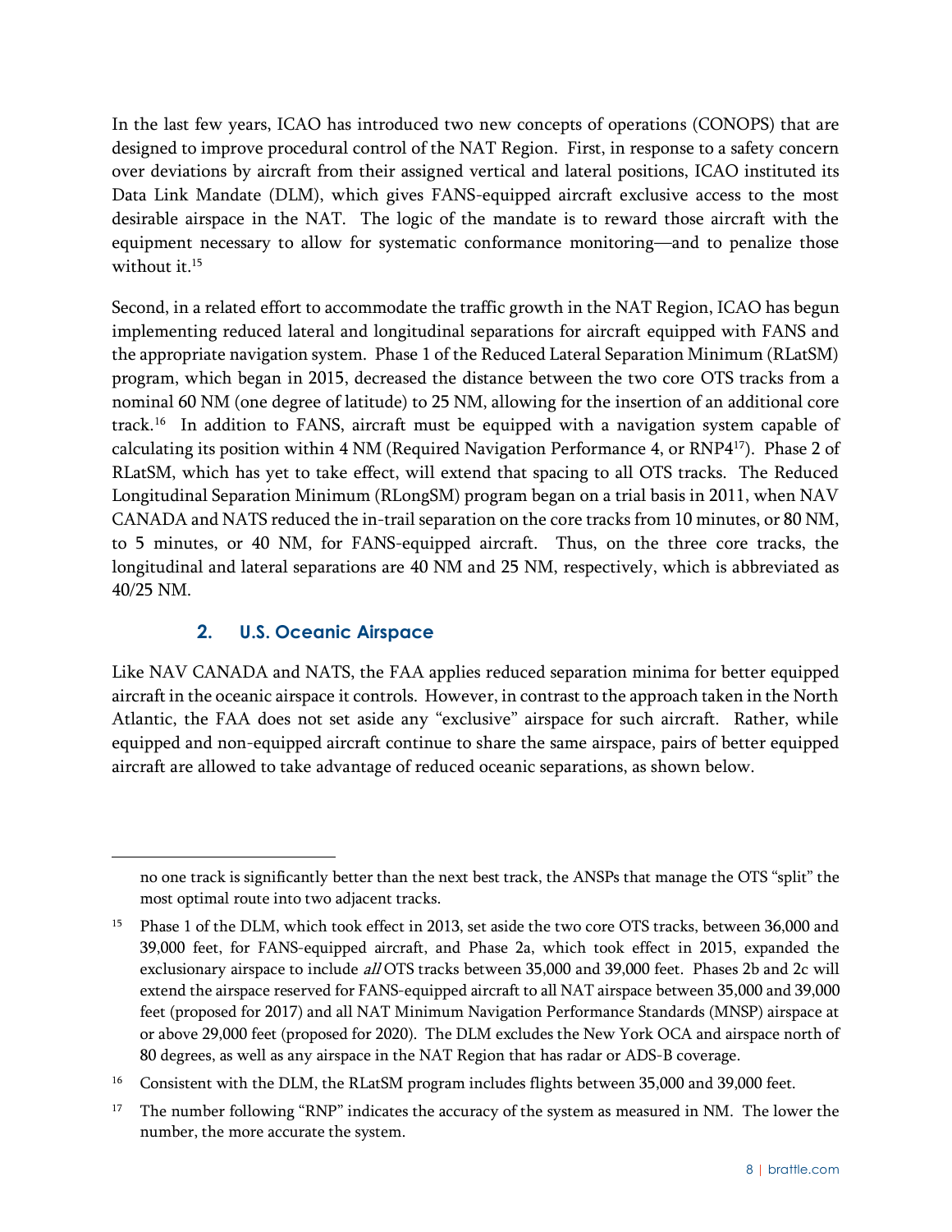In the last few years, ICAO has introduced two new concepts of operations (CONOPS) that are designed to improve procedural control of the NAT Region. First, in response to a safety concern over deviations by aircraft from their assigned vertical and lateral positions, ICAO instituted its Data Link Mandate (DLM), which gives FANS-equipped aircraft exclusive access to the most desirable airspace in the NAT. The logic of the mandate is to reward those aircraft with the equipment necessary to allow for systematic conformance monitoring—and to penalize those without it.[15]

Second, in a related effort to accommodate the traffic growth in the NAT Region, ICAO has begun implementing reduced lateral and longitudinal separations for aircraft equipped with FANS and the appropriate navigation system. Phase 1 of the Reduced Lateral Separation Minimum (RLatSM) program, which began in 2015, decreased the distance between the two core OTS tracks from a nominal 60 NM (one degree of latitude) to 25 NM, allowing for the insertion of an additional core track.[16] In addition to FANS, aircraft must be equipped with a navigation system capable of calculating its position within 4 NM (Required Navigation Performance 4, or RNP4[17]). Phase 2 of RLatSM, which has yet to take effect, will extend that spacing to all OTS tracks. The Reduced Longitudinal Separation Minimum (RLongSM) program began on a trial basis in 2011, when NAV CANADA and NATS reduced the in-trail separation on the core tracks from 10 minutes, or 80 NM, to 5 minutes, or 40 NM, for FANS-equipped aircraft. Thus, on the three core tracks, the longitudinal and lateral separations are 40 NM and 25 NM, respectively, which is abbreviated as 40/25 NM.

### 2. U.S. Oceanic Airspace

Like NAV CANADA and NATS, the FAA applies reduced separation minima for better equipped aircraft in the oceanic airspace it controls. However, in contrast to the approach taken in the North Atlantic, the FAA does not set aside any "exclusive" airspace for such aircraft. Rather, while equipped and non-equipped aircraft continue to share the same airspace, pairs of better equipped aircraft are allowed to take advantage of reduced oceanic separations, as shown below.

---

no one track is significantly better than the next best track, the ANSPs that manage the OTS "split" the most optimal route into two adjacent tracks.

[15] Phase 1 of the DLM, which took effect in 2013, set aside the two core OTS tracks, between 36,000 and 39,000 feet, for FANS-equipped aircraft, and Phase 2a, which took effect in 2015, expanded the exclusionary airspace to include *all* OTS tracks between 35,000 and 39,000 feet. Phases 2b and 2c will extend the airspace reserved for FANS-equipped aircraft to all NAT airspace between 35,000 and 39,000 feet (proposed for 2017) and all NAT Minimum Navigation Performance Standards (MNSP) airspace at or above 29,000 feet (proposed for 2020). The DLM excludes the New York OCA and airspace north of 80 degrees, as well as any airspace in the NAT Region that has radar or ADS-B coverage.

[16] Consistent with the DLM, the RLatSM program includes flights between 35,000 and 39,000 feet.

[17] The number following "RNP" indicates the accuracy of the system as measured in NM. The lower the number, the more accurate the system.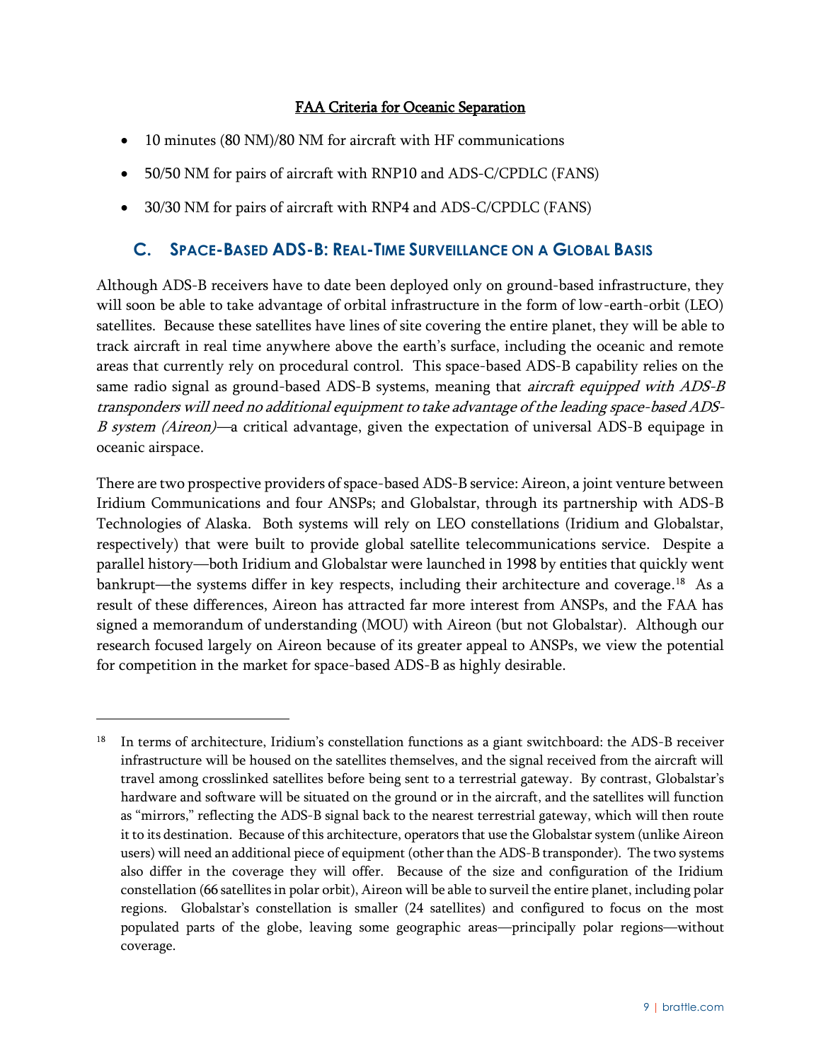**FAA Criteria for Oceanic Separation**

- 10 minutes (80 NM)/80 NM for aircraft with HF communications
- 50/50 NM for pairs of aircraft with RNP10 and ADS-C/CPDLC (FANS)
- 30/30 NM for pairs of aircraft with RNP4 and ADS-C/CPDLC (FANS)

## C. Space-Based ADS-B: Real-Time Surveillance on a Global Basis

Although ADS-B receivers have to date been deployed only on ground-based infrastructure, they will soon be able to take advantage of orbital infrastructure in the form of low-earth-orbit (LEO) satellites. Because these satellites have lines of site covering the entire planet, they will be able to track aircraft in real time anywhere above the earth's surface, including the oceanic and remote areas that currently rely on procedural control. This space-based ADS-B capability relies on the same radio signal as ground-based ADS-B systems, meaning that *aircraft equipped with ADS-B transponders will need no additional equipment to take advantage of the leading space-based ADS-B system (Aireon)*—a critical advantage, given the expectation of universal ADS-B equipage in oceanic airspace.

There are two prospective providers of space-based ADS-B service: Aireon, a joint venture between Iridium Communications and four ANSPs; and Globalstar, through its partnership with ADS-B Technologies of Alaska. Both systems will rely on LEO constellations (Iridium and Globalstar, respectively) that were built to provide global satellite telecommunications service. Despite a parallel history—both Iridium and Globalstar were launched in 1998 by entities that quickly went bankrupt—the systems differ in key respects, including their architecture and coverage.[18] As a result of these differences, Aireon has attracted far more interest from ANSPs, and the FAA has signed a memorandum of understanding (MOU) with Aireon (but not Globalstar). Although our research focused largely on Aireon because of its greater appeal to ANSPs, we view the potential for competition in the market for space-based ADS-B as highly desirable.

---

[18] In terms of architecture, Iridium's constellation functions as a giant switchboard: the ADS-B receiver infrastructure will be housed on the satellites themselves, and the signal received from the aircraft will travel among crosslinked satellites before being sent to a terrestrial gateway. By contrast, Globalstar's hardware and software will be situated on the ground or in the aircraft, and the satellites will function as "mirrors," reflecting the ADS-B signal back to the nearest terrestrial gateway, which will then route it to its destination. Because of this architecture, operators that use the Globalstar system (unlike Aireon users) will need an additional piece of equipment (other than the ADS-B transponder). The two systems also differ in the coverage they will offer. Because of the size and configuration of the Iridium constellation (66 satellites in polar orbit), Aireon will be able to surveil the entire planet, including polar regions. Globalstar's constellation is smaller (24 satellites) and configured to focus on the most populated parts of the globe, leaving some geographic areas—principally polar regions—without coverage.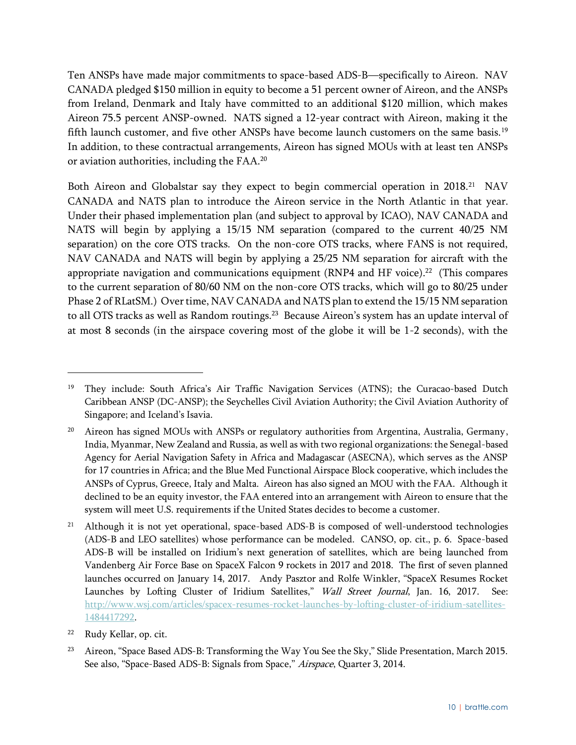Ten ANSPs have made major commitments to space-based ADS-B—specifically to Aireon. NAV CANADA pledged $150 million in equity to become a 51 percent owner of Aireon, and the ANSPs from Ireland, Denmark and Italy have committed to an additional $120 million, which makes Aireon 75.5 percent ANSP-owned. NATS signed a 12-year contract with Aireon, making it the fifth launch customer, and five other ANSPs have become launch customers on the same basis.[19] In addition, to these contractual arrangements, Aireon has signed MOUs with at least ten ANSPs or aviation authorities, including the FAA.[20]

Both Aireon and Globalstar say they expect to begin commercial operation in 2018.[21] NAV CANADA and NATS plan to introduce the Aireon service in the North Atlantic in that year. Under their phased implementation plan (and subject to approval by ICAO), NAV CANADA and NATS will begin by applying a 15/15 NM separation (compared to the current 40/25 NM separation) on the core OTS tracks. On the non-core OTS tracks, where FANS is not required, NAV CANADA and NATS will begin by applying a 25/25 NM separation for aircraft with the appropriate navigation and communications equipment (RNP4 and HF voice).[22] (This compares to the current separation of 80/60 NM on the non-core OTS tracks, which will go to 80/25 under Phase 2 of RLatSM.) Over time, NAV CANADA and NATS plan to extend the 15/15 NM separation to all OTS tracks as well as Random routings.[23] Because Aireon's system has an update interval of at most 8 seconds (in the airspace covering most of the globe it will be 1-2 seconds), with the

---

[19] They include: South Africa's Air Traffic Navigation Services (ATNS); the Curacao-based Dutch Caribbean ANSP (DC-ANSP); the Seychelles Civil Aviation Authority; the Civil Aviation Authority of Singapore; and Iceland's Isavia.

[20] Aireon has signed MOUs with ANSPs or regulatory authorities from Argentina, Australia, Germany, India, Myanmar, New Zealand and Russia, as well as with two regional organizations: the Senegal-based Agency for Aerial Navigation Safety in Africa and Madagascar (ASECNA), which serves as the ANSP for 17 countries in Africa; and the Blue Med Functional Airspace Block cooperative, which includes the ANSPs of Cyprus, Greece, Italy and Malta. Aireon has also signed an MOU with the FAA. Although it declined to be an equity investor, the FAA entered into an arrangement with Aireon to ensure that the system will meet U.S. requirements if the United States decides to become a customer.

[21] Although it is not yet operational, space-based ADS-B is composed of well-understood technologies (ADS-B and LEO satellites) whose performance can be modeled. CANSO, op. cit., p. 6. Space-based ADS-B will be installed on Iridium's next generation of satellites, which are being launched from Vandenberg Air Force Base on SpaceX Falcon 9 rockets in 2017 and 2018. The first of seven planned launches occurred on January 14, 2017. Andy Pasztor and Rolfe Winkler, "SpaceX Resumes Rocket Launches by Lofting Cluster of Iridium Satellites," *Wall Street Journal*, Jan. 16, 2017. See: http://www.wsj.com/articles/spacex-resumes-rocket-launches-by-lofting-cluster-of-iridium-satellites-1484417292.

[22] Rudy Kellar, op. cit.

[23] Aireon, "Space Based ADS-B: Transforming the Way You See the Sky," Slide Presentation, March 2015. See also, "Space-Based ADS-B: Signals from Space," *Airspace*, Quarter 3, 2014.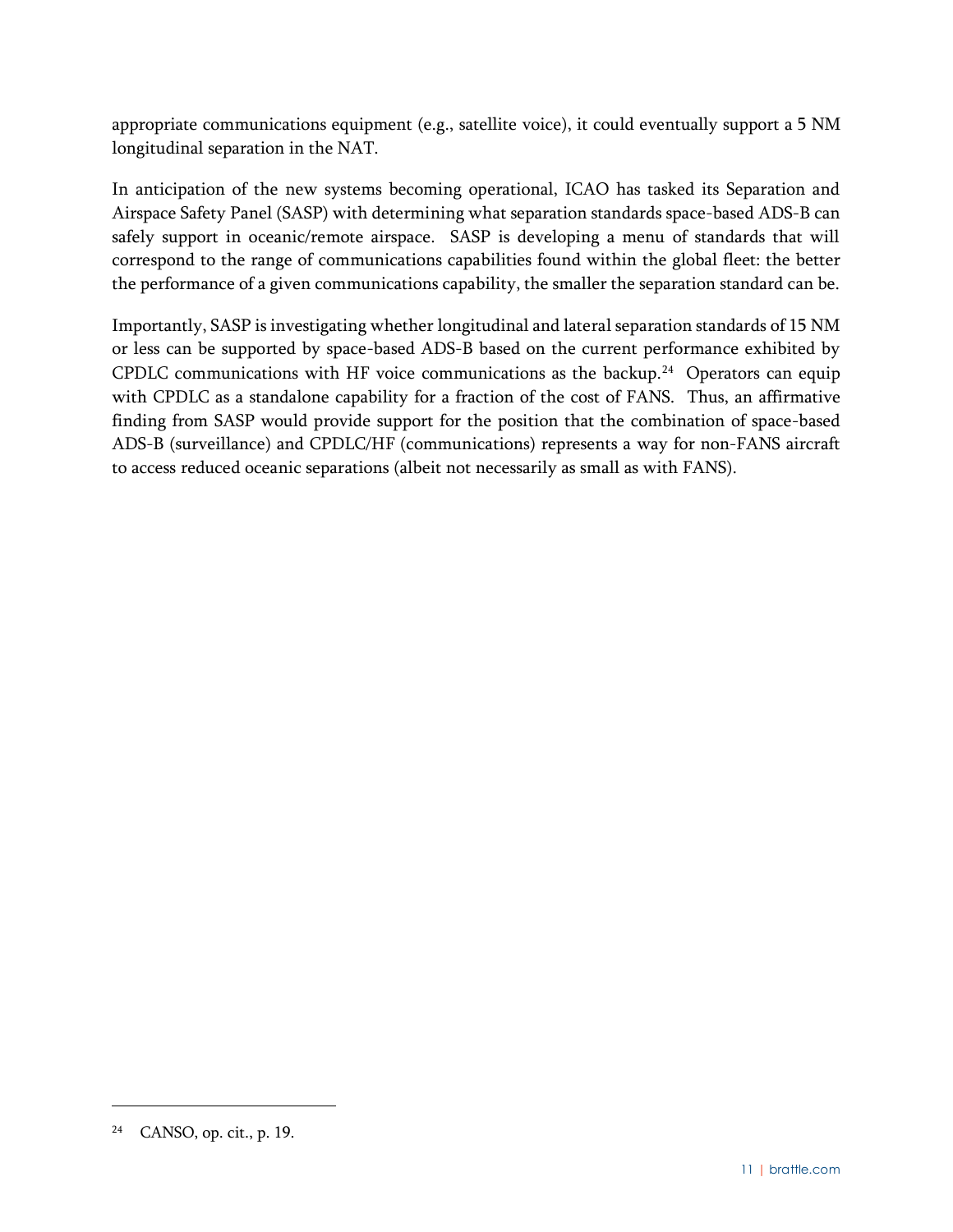appropriate communications equipment (e.g., satellite voice), it could eventually support a 5 NM longitudinal separation in the NAT.

In anticipation of the new systems becoming operational, ICAO has tasked its Separation and Airspace Safety Panel (SASP) with determining what separation standards space-based ADS-B can safely support in oceanic/remote airspace. SASP is developing a menu of standards that will correspond to the range of communications capabilities found within the global fleet: the better the performance of a given communications capability, the smaller the separation standard can be.

Importantly, SASP is investigating whether longitudinal and lateral separation standards of 15 NM or less can be supported by space-based ADS-B based on the current performance exhibited by CPDLC communications with HF voice communications as the backup.[24] Operators can equip with CPDLC as a standalone capability for a fraction of the cost of FANS. Thus, an affirmative finding from SASP would provide support for the position that the combination of space-based ADS-B (surveillance) and CPDLC/HF (communications) represents a way for non-FANS aircraft to access reduced oceanic separations (albeit not necessarily as small as with FANS).

---

[24] CANSO, op. cit., p. 19.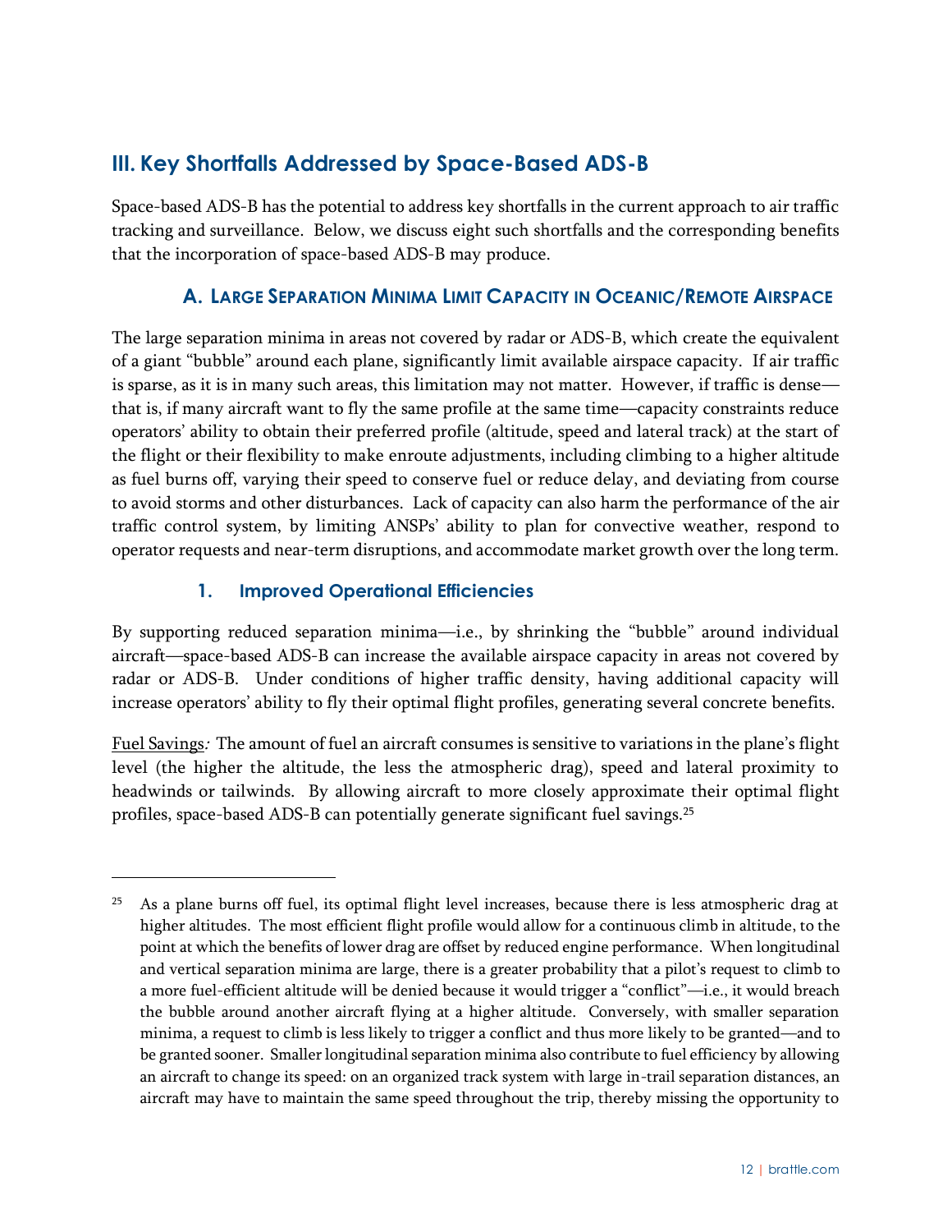## III. Key Shortfalls Addressed by Space-Based ADS-B

Space-based ADS-B has the potential to address key shortfalls in the current approach to air traffic tracking and surveillance. Below, we discuss eight such shortfalls and the corresponding benefits that the incorporation of space-based ADS-B may produce.

### A. Large Separation Minima Limit Capacity in Oceanic/Remote Airspace

The large separation minima in areas not covered by radar or ADS-B, which create the equivalent of a giant "bubble" around each plane, significantly limit available airspace capacity. If air traffic is sparse, as it is in many such areas, this limitation may not matter. However, if traffic is dense—that is, if many aircraft want to fly the same profile at the same time—capacity constraints reduce operators' ability to obtain their preferred profile (altitude, speed and lateral track) at the start of the flight or their flexibility to make enroute adjustments, including climbing to a higher altitude as fuel burns off, varying their speed to conserve fuel or reduce delay, and deviating from course to avoid storms and other disturbances. Lack of capacity can also harm the performance of the air traffic control system, by limiting ANSPs' ability to plan for convective weather, respond to operator requests and near-term disruptions, and accommodate market growth over the long term.

#### 1. Improved Operational Efficiencies

By supporting reduced separation minima—i.e., by shrinking the "bubble" around individual aircraft—space-based ADS-B can increase the available airspace capacity in areas not covered by radar or ADS-B. Under conditions of higher traffic density, having additional capacity will increase operators' ability to fly their optimal flight profiles, generating several concrete benefits.

Fuel Savings*:* The amount of fuel an aircraft consumes is sensitive to variations in the plane's flight level (the higher the altitude, the less the atmospheric drag), speed and lateral proximity to headwinds or tailwinds. By allowing aircraft to more closely approximate their optimal flight profiles, space-based ADS-B can potentially generate significant fuel savings.[25]

---

[25] As a plane burns off fuel, its optimal flight level increases, because there is less atmospheric drag at higher altitudes. The most efficient flight profile would allow for a continuous climb in altitude, to the point at which the benefits of lower drag are offset by reduced engine performance. When longitudinal and vertical separation minima are large, there is a greater probability that a pilot's request to climb to a more fuel-efficient altitude will be denied because it would trigger a "conflict"—i.e., it would breach the bubble around another aircraft flying at a higher altitude. Conversely, with smaller separation minima, a request to climb is less likely to trigger a conflict and thus more likely to be granted—and to be granted sooner. Smaller longitudinal separation minima also contribute to fuel efficiency by allowing an aircraft to change its speed: on an organized track system with large in-trail separation distances, an aircraft may have to maintain the same speed throughout the trip, thereby missing the opportunity to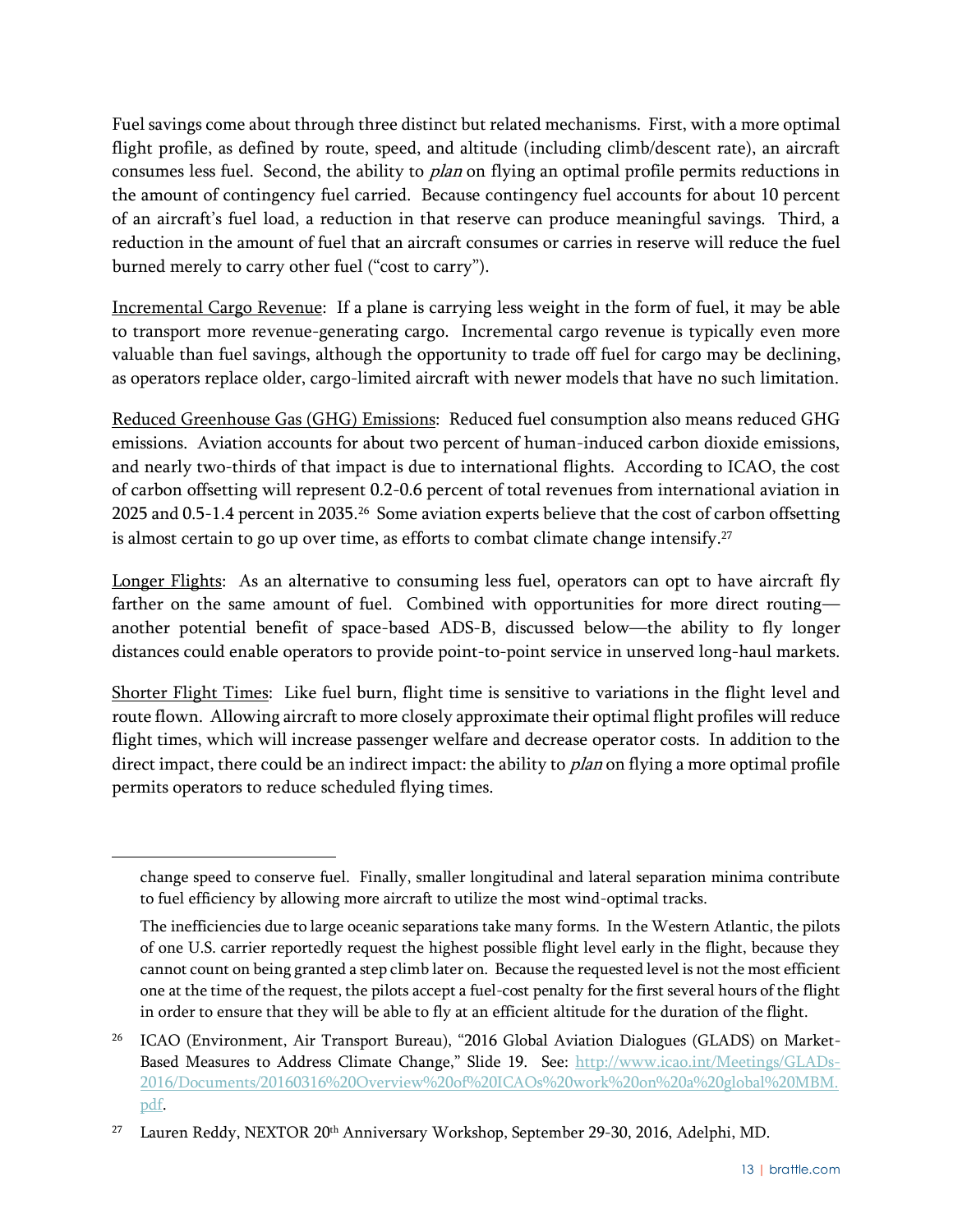Fuel savings come about through three distinct but related mechanisms. First, with a more optimal flight profile, as defined by route, speed, and altitude (including climb/descent rate), an aircraft consumes less fuel. Second, the ability to *plan* on flying an optimal profile permits reductions in the amount of contingency fuel carried. Because contingency fuel accounts for about 10 percent of an aircraft's fuel load, a reduction in that reserve can produce meaningful savings. Third, a reduction in the amount of fuel that an aircraft consumes or carries in reserve will reduce the fuel burned merely to carry other fuel ("cost to carry").

<u>Incremental Cargo Revenue</u>: If a plane is carrying less weight in the form of fuel, it may be able to transport more revenue-generating cargo. Incremental cargo revenue is typically even more valuable than fuel savings, although the opportunity to trade off fuel for cargo may be declining, as operators replace older, cargo-limited aircraft with newer models that have no such limitation.

<u>Reduced Greenhouse Gas (GHG) Emissions</u>: Reduced fuel consumption also means reduced GHG emissions. Aviation accounts for about two percent of human-induced carbon dioxide emissions, and nearly two-thirds of that impact is due to international flights. According to ICAO, the cost of carbon offsetting will represent 0.2-0.6 percent of total revenues from international aviation in 2025 and 0.5-1.4 percent in 2035.[26] Some aviation experts believe that the cost of carbon offsetting is almost certain to go up over time, as efforts to combat climate change intensify.[27]

<u>Longer Flights</u>: As an alternative to consuming less fuel, operators can opt to have aircraft fly farther on the same amount of fuel. Combined with opportunities for more direct routing—another potential benefit of space-based ADS-B, discussed below—the ability to fly longer distances could enable operators to provide point-to-point service in unserved long-haul markets.

<u>Shorter Flight Times</u>: Like fuel burn, flight time is sensitive to variations in the flight level and route flown. Allowing aircraft to more closely approximate their optimal flight profiles will reduce flight times, which will increase passenger welfare and decrease operator costs. In addition to the direct impact, there could be an indirect impact: the ability to *plan* on flying a more optimal profile permits operators to reduce scheduled flying times.

---

change speed to conserve fuel. Finally, smaller longitudinal and lateral separation minima contribute to fuel efficiency by allowing more aircraft to utilize the most wind-optimal tracks.

The inefficiencies due to large oceanic separations take many forms. In the Western Atlantic, the pilots of one U.S. carrier reportedly request the highest possible flight level early in the flight, because they cannot count on being granted a step climb later on. Because the requested level is not the most efficient one at the time of the request, the pilots accept a fuel-cost penalty for the first several hours of the flight in order to ensure that they will be able to fly at an efficient altitude for the duration of the flight.

[26] ICAO (Environment, Air Transport Bureau), "2016 Global Aviation Dialogues (GLADS) on Market-Based Measures to Address Climate Change," Slide 19. See: http://www.icao.int/Meetings/GLADs-2016/Documents/20160316%20Overview%20of%20ICAOs%20work%20on%20a%20global%20MBM.pdf.

[27] Lauren Reddy, NEXTOR 20th Anniversary Workshop, September 29-30, 2016, Adelphi, MD.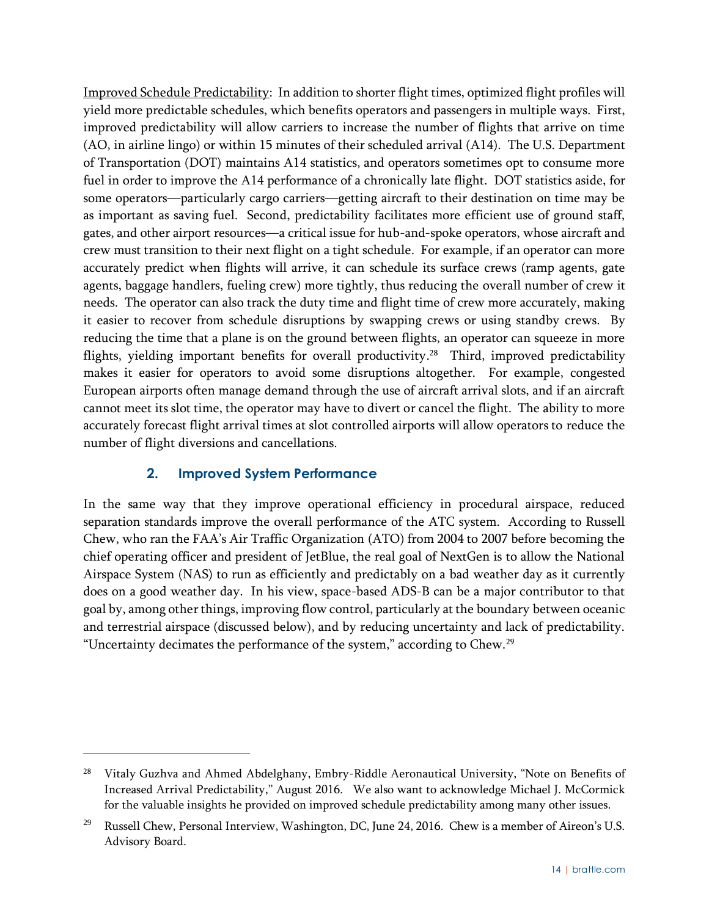Improved Schedule Predictability: In addition to shorter flight times, optimized flight profiles will yield more predictable schedules, which benefits operators and passengers in multiple ways. First, improved predictability will allow carriers to increase the number of flights that arrive on time (AO, in airline lingo) or within 15 minutes of their scheduled arrival (A14). The U.S. Department of Transportation (DOT) maintains A14 statistics, and operators sometimes opt to consume more fuel in order to improve the A14 performance of a chronically late flight. DOT statistics aside, for some operators—particularly cargo carriers—getting aircraft to their destination on time may be as important as saving fuel. Second, predictability facilitates more efficient use of ground staff, gates, and other airport resources—a critical issue for hub-and-spoke operators, whose aircraft and crew must transition to their next flight on a tight schedule. For example, if an operator can more accurately predict when flights will arrive, it can schedule its surface crews (ramp agents, gate agents, baggage handlers, fueling crew) more tightly, thus reducing the overall number of crew it needs. The operator can also track the duty time and flight time of crew more accurately, making it easier to recover from schedule disruptions by swapping crews or using standby crews. By reducing the time that a plane is on the ground between flights, an operator can squeeze in more flights, yielding important benefits for overall productivity.[28] Third, improved predictability makes it easier for operators to avoid some disruptions altogether. For example, congested European airports often manage demand through the use of aircraft arrival slots, and if an aircraft cannot meet its slot time, the operator may have to divert or cancel the flight. The ability to more accurately forecast flight arrival times at slot controlled airports will allow operators to reduce the number of flight diversions and cancellations.

### 2. Improved System Performance

In the same way that they improve operational efficiency in procedural airspace, reduced separation standards improve the overall performance of the ATC system. According to Russell Chew, who ran the FAA's Air Traffic Organization (ATO) from 2004 to 2007 before becoming the chief operating officer and president of JetBlue, the real goal of NextGen is to allow the National Airspace System (NAS) to run as efficiently and predictably on a bad weather day as it currently does on a good weather day. In his view, space-based ADS-B can be a major contributor to that goal by, among other things, improving flow control, particularly at the boundary between oceanic and terrestrial airspace (discussed below), and by reducing uncertainty and lack of predictability. "Uncertainty decimates the performance of the system," according to Chew.[29]

---

[28] Vitaly Guzhva and Ahmed Abdelghany, Embry-Riddle Aeronautical University, "Note on Benefits of Increased Arrival Predictability," August 2016. We also want to acknowledge Michael J. McCormick for the valuable insights he provided on improved schedule predictability among many other issues.

[29] Russell Chew, Personal Interview, Washington, DC, June 24, 2016. Chew is a member of Aireon's U.S. Advisory Board.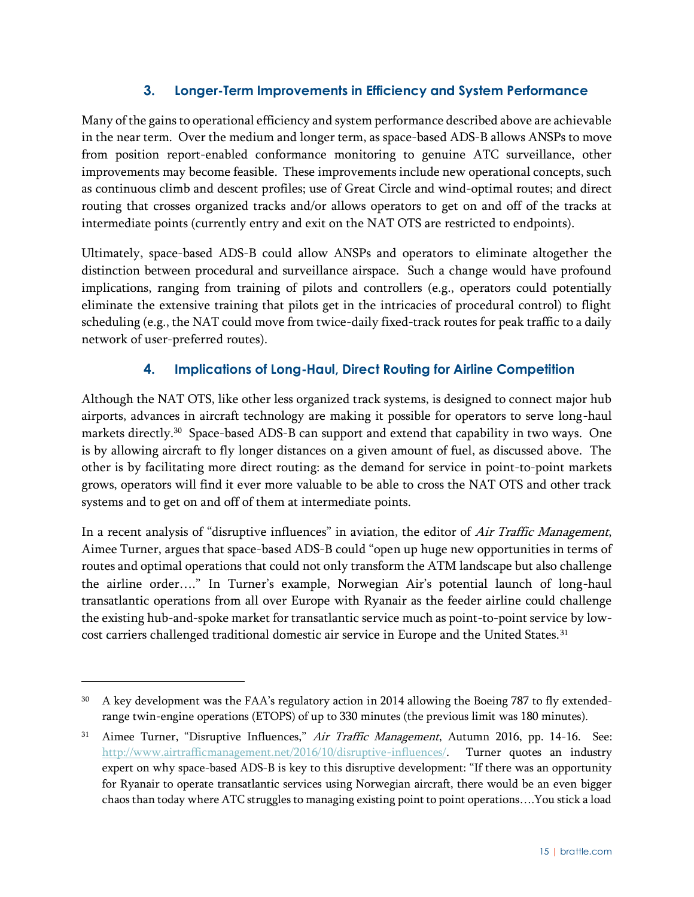### 3. Longer-Term Improvements in Efficiency and System Performance

Many of the gains to operational efficiency and system performance described above are achievable in the near term. Over the medium and longer term, as space-based ADS-B allows ANSPs to move from position report-enabled conformance monitoring to genuine ATC surveillance, other improvements may become feasible. These improvements include new operational concepts, such as continuous climb and descent profiles; use of Great Circle and wind-optimal routes; and direct routing that crosses organized tracks and/or allows operators to get on and off of the tracks at intermediate points (currently entry and exit on the NAT OTS are restricted to endpoints).

Ultimately, space-based ADS-B could allow ANSPs and operators to eliminate altogether the distinction between procedural and surveillance airspace. Such a change would have profound implications, ranging from training of pilots and controllers (e.g., operators could potentially eliminate the extensive training that pilots get in the intricacies of procedural control) to flight scheduling (e.g., the NAT could move from twice-daily fixed-track routes for peak traffic to a daily network of user-preferred routes).

### 4. Implications of Long-Haul, Direct Routing for Airline Competition

Although the NAT OTS, like other less organized track systems, is designed to connect major hub airports, advances in aircraft technology are making it possible for operators to serve long-haul markets directly.[30] Space-based ADS-B can support and extend that capability in two ways. One is by allowing aircraft to fly longer distances on a given amount of fuel, as discussed above. The other is by facilitating more direct routing: as the demand for service in point-to-point markets grows, operators will find it ever more valuable to be able to cross the NAT OTS and other track systems and to get on and off of them at intermediate points.

In a recent analysis of "disruptive influences" in aviation, the editor of *Air Traffic Management*, Aimee Turner, argues that space-based ADS-B could "open up huge new opportunities in terms of routes and optimal operations that could not only transform the ATM landscape but also challenge the airline order…." In Turner's example, Norwegian Air's potential launch of long-haul transatlantic operations from all over Europe with Ryanair as the feeder airline could challenge the existing hub-and-spoke market for transatlantic service much as point-to-point service by low-cost carriers challenged traditional domestic air service in Europe and the United States.[31]

---

[30] A key development was the FAA's regulatory action in 2014 allowing the Boeing 787 to fly extended-range twin-engine operations (ETOPS) of up to 330 minutes (the previous limit was 180 minutes).

[31] Aimee Turner, "Disruptive Influences," *Air Traffic Management*, Autumn 2016, pp. 14-16. See: http://www.airtrafficmanagement.net/2016/10/disruptive-influences/. Turner quotes an industry expert on why space-based ADS-B is key to this disruptive development: "If there was an opportunity for Ryanair to operate transatlantic services using Norwegian aircraft, there would be an even bigger chaos than today where ATC struggles to managing existing point to point operations….You stick a load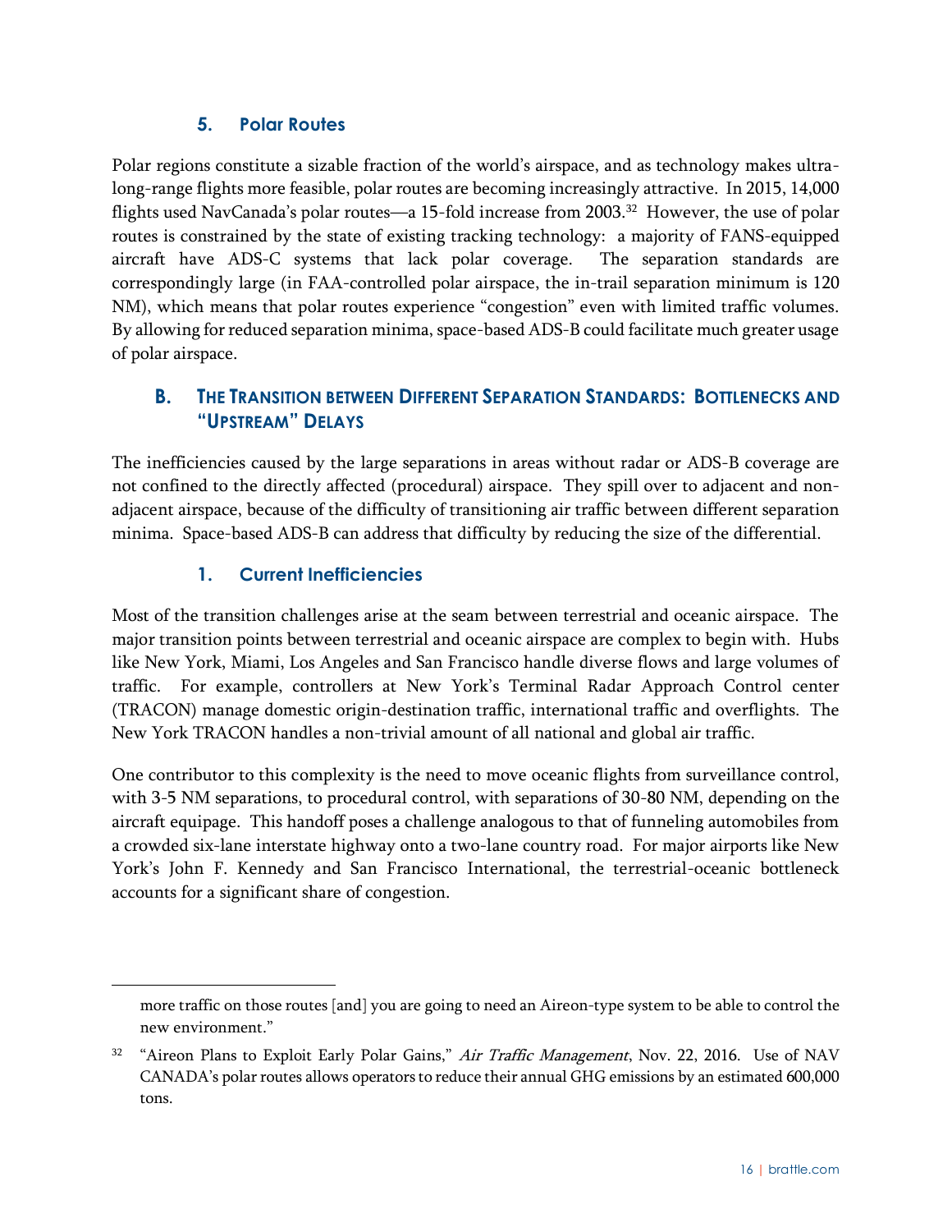### 5. Polar Routes

Polar regions constitute a sizable fraction of the world's airspace, and as technology makes ultra-long-range flights more feasible, polar routes are becoming increasingly attractive. In 2015, 14,000 flights used NavCanada's polar routes—a 15-fold increase from 2003.[32] However, the use of polar routes is constrained by the state of existing tracking technology: a majority of FANS-equipped aircraft have ADS-C systems that lack polar coverage. The separation standards are correspondingly large (in FAA-controlled polar airspace, the in-trail separation minimum is 120 NM), which means that polar routes experience "congestion" even with limited traffic volumes. By allowing for reduced separation minima, space-based ADS-B could facilitate much greater usage of polar airspace.

## B. The Transition between Different Separation Standards: Bottlenecks and "Upstream" Delays

The inefficiencies caused by the large separations in areas without radar or ADS-B coverage are not confined to the directly affected (procedural) airspace. They spill over to adjacent and non-adjacent airspace, because of the difficulty of transitioning air traffic between different separation minima. Space-based ADS-B can address that difficulty by reducing the size of the differential.

### 1. Current Inefficiencies

Most of the transition challenges arise at the seam between terrestrial and oceanic airspace. The major transition points between terrestrial and oceanic airspace are complex to begin with. Hubs like New York, Miami, Los Angeles and San Francisco handle diverse flows and large volumes of traffic. For example, controllers at New York's Terminal Radar Approach Control center (TRACON) manage domestic origin-destination traffic, international traffic and overflights. The New York TRACON handles a non-trivial amount of all national and global air traffic.

One contributor to this complexity is the need to move oceanic flights from surveillance control, with 3-5 NM separations, to procedural control, with separations of 30-80 NM, depending on the aircraft equipage. This handoff poses a challenge analogous to that of funneling automobiles from a crowded six-lane interstate highway onto a two-lane country road. For major airports like New York's John F. Kennedy and San Francisco International, the terrestrial-oceanic bottleneck accounts for a significant share of congestion.

---

more traffic on those routes [and] you are going to need an Aireon-type system to be able to control the new environment."

[32] "Aireon Plans to Exploit Early Polar Gains," *Air Traffic Management*, Nov. 22, 2016. Use of NAV CANADA's polar routes allows operators to reduce their annual GHG emissions by an estimated 600,000 tons.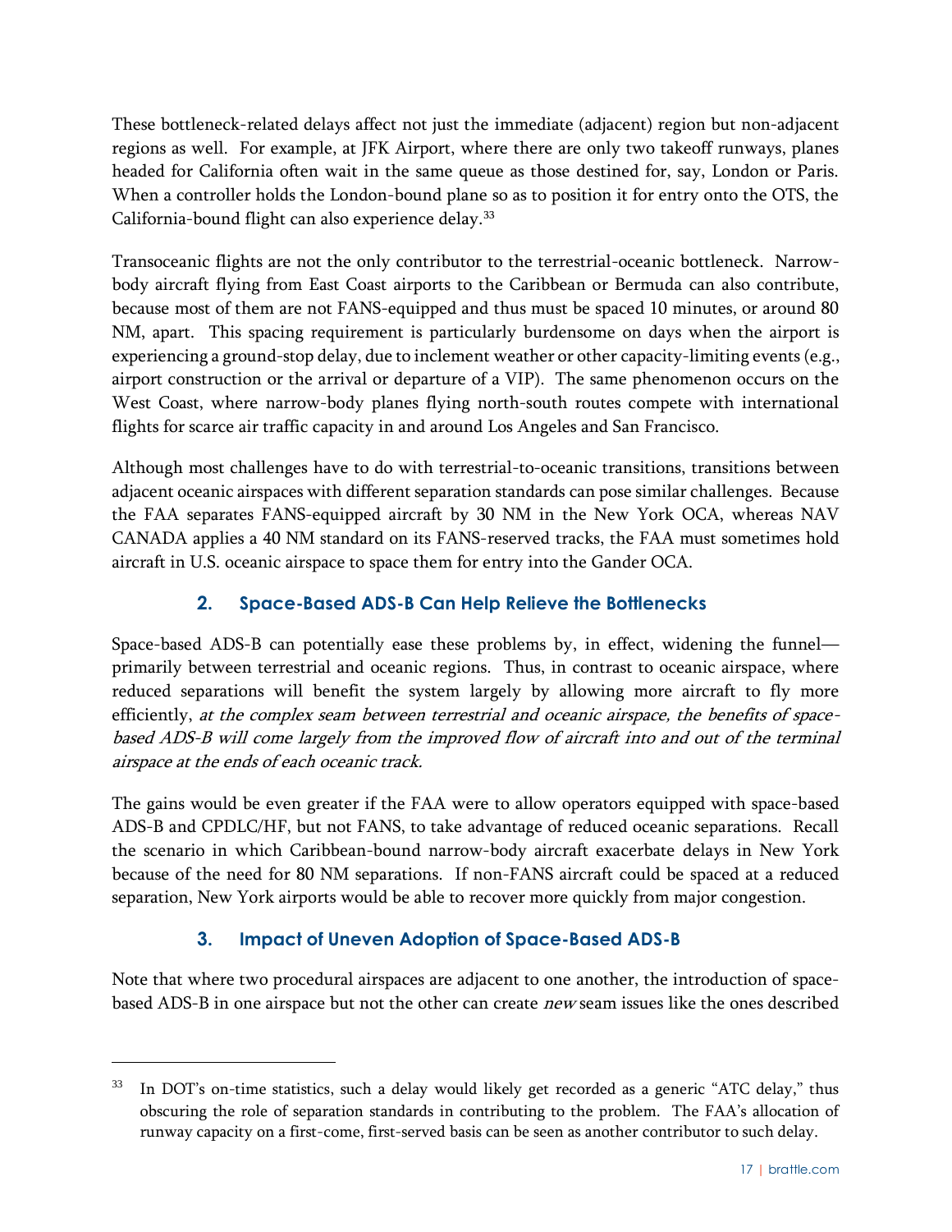These bottleneck-related delays affect not just the immediate (adjacent) region but non-adjacent regions as well. For example, at JFK Airport, where there are only two takeoff runways, planes headed for California often wait in the same queue as those destined for, say, London or Paris. When a controller holds the London-bound plane so as to position it for entry onto the OTS, the California-bound flight can also experience delay.[33]

Transoceanic flights are not the only contributor to the terrestrial-oceanic bottleneck. Narrow-body aircraft flying from East Coast airports to the Caribbean or Bermuda can also contribute, because most of them are not FANS-equipped and thus must be spaced 10 minutes, or around 80 NM, apart. This spacing requirement is particularly burdensome on days when the airport is experiencing a ground-stop delay, due to inclement weather or other capacity-limiting events (e.g., airport construction or the arrival or departure of a VIP). The same phenomenon occurs on the West Coast, where narrow-body planes flying north-south routes compete with international flights for scarce air traffic capacity in and around Los Angeles and San Francisco.

Although most challenges have to do with terrestrial-to-oceanic transitions, transitions between adjacent oceanic airspaces with different separation standards can pose similar challenges. Because the FAA separates FANS-equipped aircraft by 30 NM in the New York OCA, whereas NAV CANADA applies a 40 NM standard on its FANS-reserved tracks, the FAA must sometimes hold aircraft in U.S. oceanic airspace to space them for entry into the Gander OCA.

### 2. Space-Based ADS-B Can Help Relieve the Bottlenecks

Space-based ADS-B can potentially ease these problems by, in effect, widening the funnel—primarily between terrestrial and oceanic regions. Thus, in contrast to oceanic airspace, where reduced separations will benefit the system largely by allowing more aircraft to fly more efficiently, *at the complex seam between terrestrial and oceanic airspace, the benefits of space-based ADS-B will come largely from the improved flow of aircraft into and out of the terminal airspace at the ends of each oceanic track.*

The gains would be even greater if the FAA were to allow operators equipped with space-based ADS-B and CPDLC/HF, but not FANS, to take advantage of reduced oceanic separations. Recall the scenario in which Caribbean-bound narrow-body aircraft exacerbate delays in New York because of the need for 80 NM separations. If non-FANS aircraft could be spaced at a reduced separation, New York airports would be able to recover more quickly from major congestion.

### 3. Impact of Uneven Adoption of Space-Based ADS-B

Note that where two procedural airspaces are adjacent to one another, the introduction of space-based ADS-B in one airspace but not the other can create *new* seam issues like the ones described

---

[33] In DOT's on-time statistics, such a delay would likely get recorded as a generic "ATC delay," thus obscuring the role of separation standards in contributing to the problem. The FAA's allocation of runway capacity on a first-come, first-served basis can be seen as another contributor to such delay.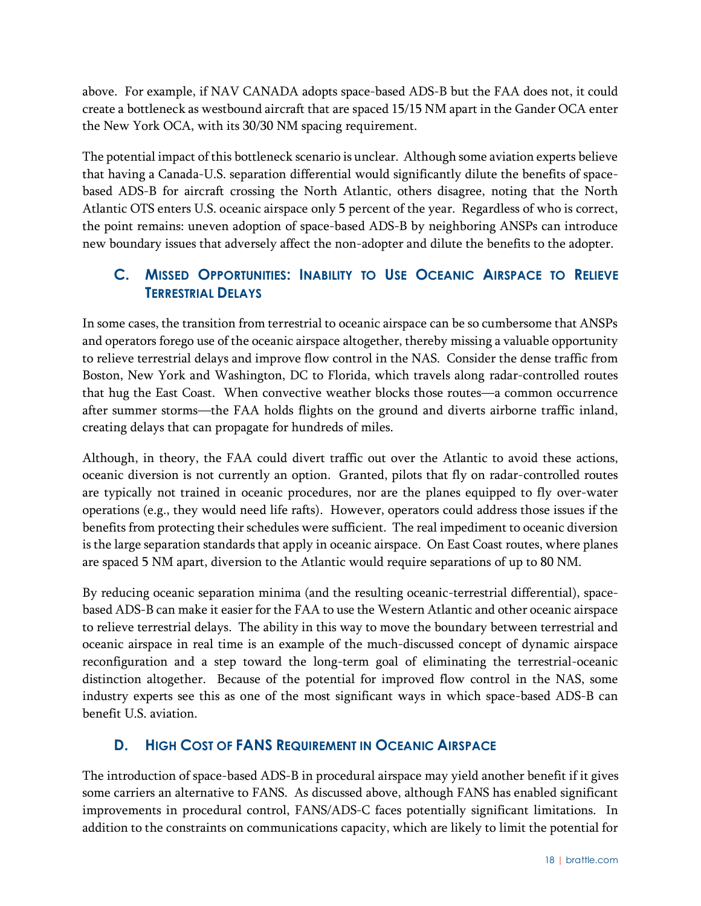above. For example, if NAV CANADA adopts space-based ADS-B but the FAA does not, it could create a bottleneck as westbound aircraft that are spaced 15/15 NM apart in the Gander OCA enter the New York OCA, with its 30/30 NM spacing requirement.

The potential impact of this bottleneck scenario is unclear. Although some aviation experts believe that having a Canada-U.S. separation differential would significantly dilute the benefits of space-based ADS-B for aircraft crossing the North Atlantic, others disagree, noting that the North Atlantic OTS enters U.S. oceanic airspace only 5 percent of the year. Regardless of who is correct, the point remains: uneven adoption of space-based ADS-B by neighboring ANSPs can introduce new boundary issues that adversely affect the non-adopter and dilute the benefits to the adopter.

### C. Missed Opportunities: Inability to Use Oceanic Airspace to Relieve Terrestrial Delays

In some cases, the transition from terrestrial to oceanic airspace can be so cumbersome that ANSPs and operators forego use of the oceanic airspace altogether, thereby missing a valuable opportunity to relieve terrestrial delays and improve flow control in the NAS. Consider the dense traffic from Boston, New York and Washington, DC to Florida, which travels along radar-controlled routes that hug the East Coast. When convective weather blocks those routes—a common occurrence after summer storms—the FAA holds flights on the ground and diverts airborne traffic inland, creating delays that can propagate for hundreds of miles.

Although, in theory, the FAA could divert traffic out over the Atlantic to avoid these actions, oceanic diversion is not currently an option. Granted, pilots that fly on radar-controlled routes are typically not trained in oceanic procedures, nor are the planes equipped to fly over-water operations (e.g., they would need life rafts). However, operators could address those issues if the benefits from protecting their schedules were sufficient. The real impediment to oceanic diversion is the large separation standards that apply in oceanic airspace. On East Coast routes, where planes are spaced 5 NM apart, diversion to the Atlantic would require separations of up to 80 NM.

By reducing oceanic separation minima (and the resulting oceanic-terrestrial differential), space-based ADS-B can make it easier for the FAA to use the Western Atlantic and other oceanic airspace to relieve terrestrial delays. The ability in this way to move the boundary between terrestrial and oceanic airspace in real time is an example of the much-discussed concept of dynamic airspace reconfiguration and a step toward the long-term goal of eliminating the terrestrial-oceanic distinction altogether. Because of the potential for improved flow control in the NAS, some industry experts see this as one of the most significant ways in which space-based ADS-B can benefit U.S. aviation.

### D. High Cost of FANS Requirement in Oceanic Airspace

The introduction of space-based ADS-B in procedural airspace may yield another benefit if it gives some carriers an alternative to FANS. As discussed above, although FANS has enabled significant improvements in procedural control, FANS/ADS-C faces potentially significant limitations. In addition to the constraints on communications capacity, which are likely to limit the potential for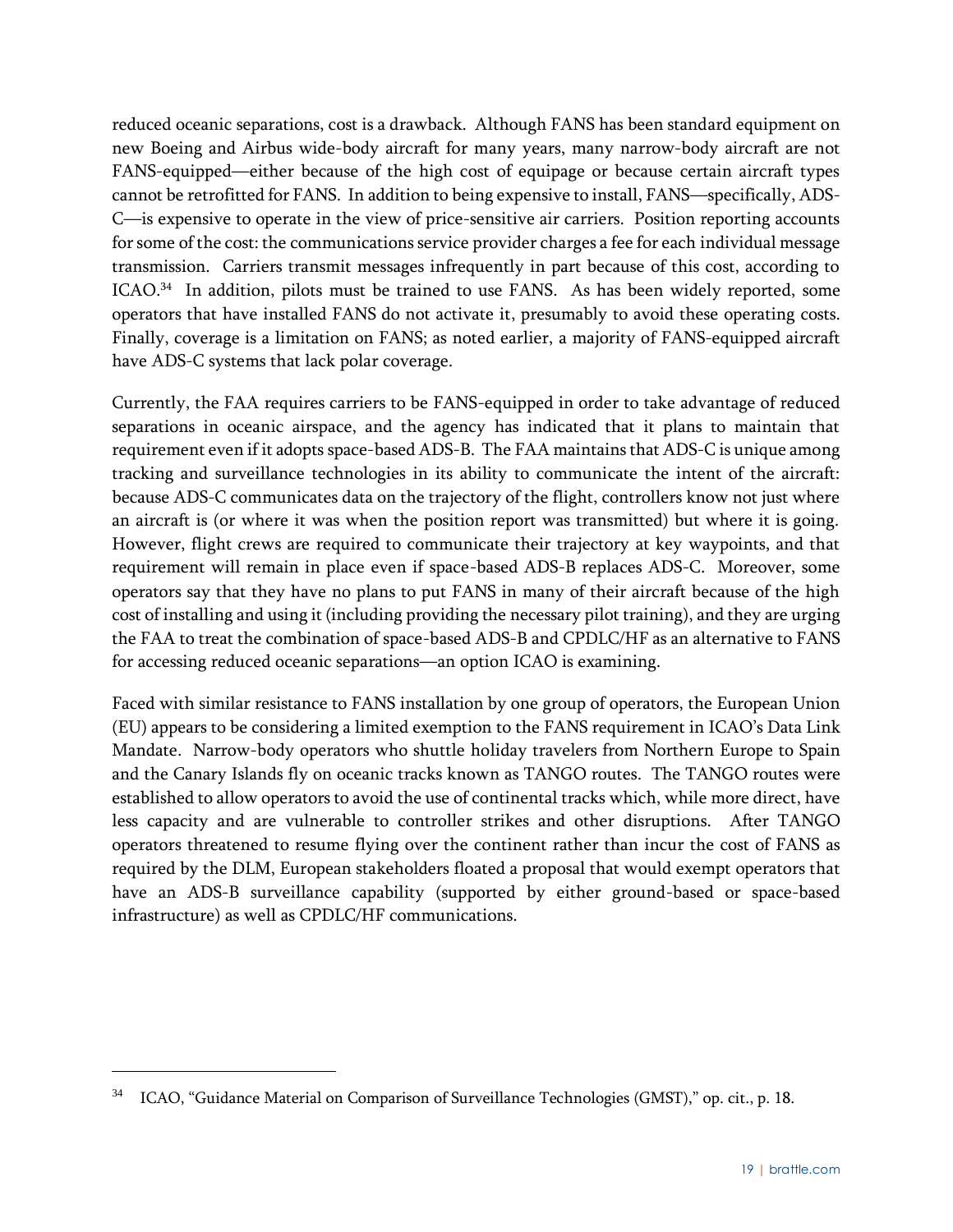reduced oceanic separations, cost is a drawback. Although FANS has been standard equipment on new Boeing and Airbus wide-body aircraft for many years, many narrow-body aircraft are not FANS-equipped—either because of the high cost of equipage or because certain aircraft types cannot be retrofitted for FANS. In addition to being expensive to install, FANS—specifically, ADS-C—is expensive to operate in the view of price-sensitive air carriers. Position reporting accounts for some of the cost: the communications service provider charges a fee for each individual message transmission. Carriers transmit messages infrequently in part because of this cost, according to ICAO.[34] In addition, pilots must be trained to use FANS. As has been widely reported, some operators that have installed FANS do not activate it, presumably to avoid these operating costs. Finally, coverage is a limitation on FANS; as noted earlier, a majority of FANS-equipped aircraft have ADS-C systems that lack polar coverage.

Currently, the FAA requires carriers to be FANS-equipped in order to take advantage of reduced separations in oceanic airspace, and the agency has indicated that it plans to maintain that requirement even if it adopts space-based ADS-B. The FAA maintains that ADS-C is unique among tracking and surveillance technologies in its ability to communicate the intent of the aircraft: because ADS-C communicates data on the trajectory of the flight, controllers know not just where an aircraft is (or where it was when the position report was transmitted) but where it is going. However, flight crews are required to communicate their trajectory at key waypoints, and that requirement will remain in place even if space-based ADS-B replaces ADS-C. Moreover, some operators say that they have no plans to put FANS in many of their aircraft because of the high cost of installing and using it (including providing the necessary pilot training), and they are urging the FAA to treat the combination of space-based ADS-B and CPDLC/HF as an alternative to FANS for accessing reduced oceanic separations—an option ICAO is examining.

Faced with similar resistance to FANS installation by one group of operators, the European Union (EU) appears to be considering a limited exemption to the FANS requirement in ICAO's Data Link Mandate. Narrow-body operators who shuttle holiday travelers from Northern Europe to Spain and the Canary Islands fly on oceanic tracks known as TANGO routes. The TANGO routes were established to allow operators to avoid the use of continental tracks which, while more direct, have less capacity and are vulnerable to controller strikes and other disruptions. After TANGO operators threatened to resume flying over the continent rather than incur the cost of FANS as required by the DLM, European stakeholders floated a proposal that would exempt operators that have an ADS-B surveillance capability (supported by either ground-based or space-based infrastructure) as well as CPDLC/HF communications.

[34] ICAO, "Guidance Material on Comparison of Surveillance Technologies (GMST)," op. cit., p. 18.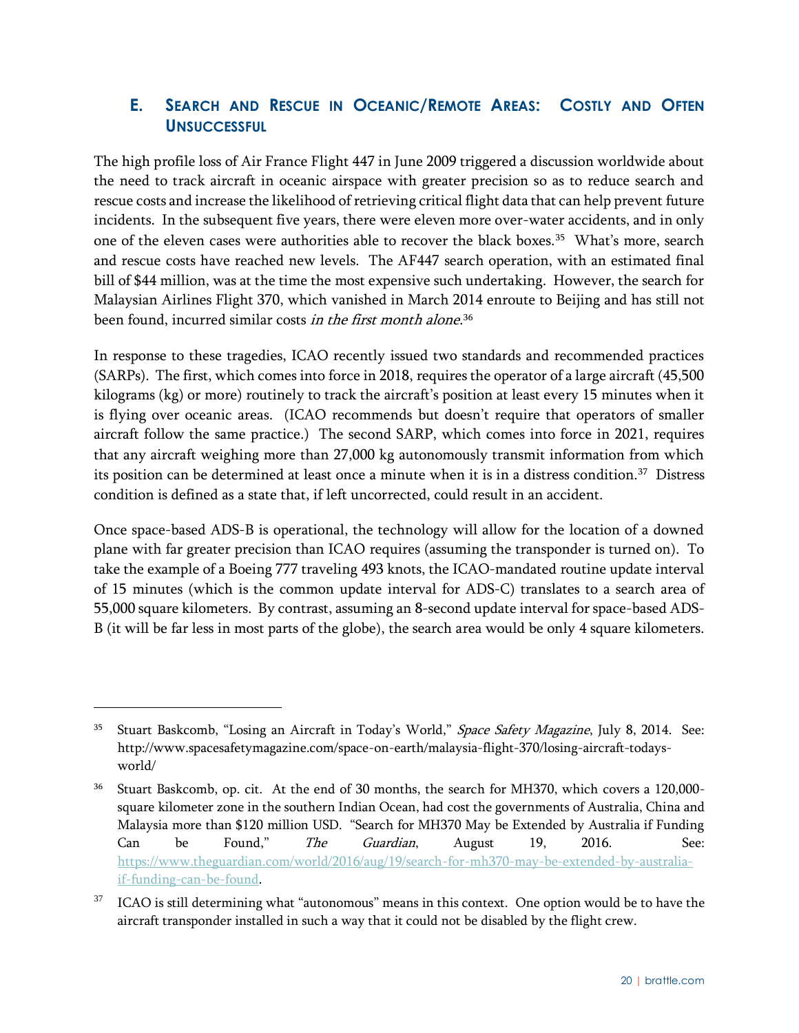## E. Search and Rescue in Oceanic/Remote Areas: Costly and Often Unsuccessful

The high profile loss of Air France Flight 447 in June 2009 triggered a discussion worldwide about the need to track aircraft in oceanic airspace with greater precision so as to reduce search and rescue costs and increase the likelihood of retrieving critical flight data that can help prevent future incidents. In the subsequent five years, there were eleven more over-water accidents, and in only one of the eleven cases were authorities able to recover the black boxes.[35] What's more, search and rescue costs have reached new levels. The AF447 search operation, with an estimated final bill of $44 million, was at the time the most expensive such undertaking. However, the search for Malaysian Airlines Flight 370, which vanished in March 2014 enroute to Beijing and has still not been found, incurred similar costs *in the first month alone*.[36]

In response to these tragedies, ICAO recently issued two standards and recommended practices (SARPs). The first, which comes into force in 2018, requires the operator of a large aircraft (45,500 kilograms (kg) or more) routinely to track the aircraft's position at least every 15 minutes when it is flying over oceanic areas. (ICAO recommends but doesn't require that operators of smaller aircraft follow the same practice.) The second SARP, which comes into force in 2021, requires that any aircraft weighing more than 27,000 kg autonomously transmit information from which its position can be determined at least once a minute when it is in a distress condition.[37] Distress condition is defined as a state that, if left uncorrected, could result in an accident.

Once space-based ADS-B is operational, the technology will allow for the location of a downed plane with far greater precision than ICAO requires (assuming the transponder is turned on). To take the example of a Boeing 777 traveling 493 knots, the ICAO-mandated routine update interval of 15 minutes (which is the common update interval for ADS-C) translates to a search area of 55,000 square kilometers. By contrast, assuming an 8-second update interval for space-based ADS-B (it will be far less in most parts of the globe), the search area would be only 4 square kilometers.

---

[35] Stuart Baskcomb, "Losing an Aircraft in Today's World," *Space Safety Magazine*, July 8, 2014. See: http://www.spacesafetymagazine.com/space-on-earth/malaysia-flight-370/losing-aircraft-todays-world/

[36] Stuart Baskcomb, op. cit. At the end of 30 months, the search for MH370, which covers a 120,000-square kilometer zone in the southern Indian Ocean, had cost the governments of Australia, China and Malaysia more than $120 million USD. "Search for MH370 May be Extended by Australia if Funding Can be Found," *The Guardian*, August 19, 2016. See: https://www.theguardian.com/world/2016/aug/19/search-for-mh370-may-be-extended-by-australia-if-funding-can-be-found.

[37] ICAO is still determining what "autonomous" means in this context. One option would be to have the aircraft transponder installed in such a way that it could not be disabled by the flight crew.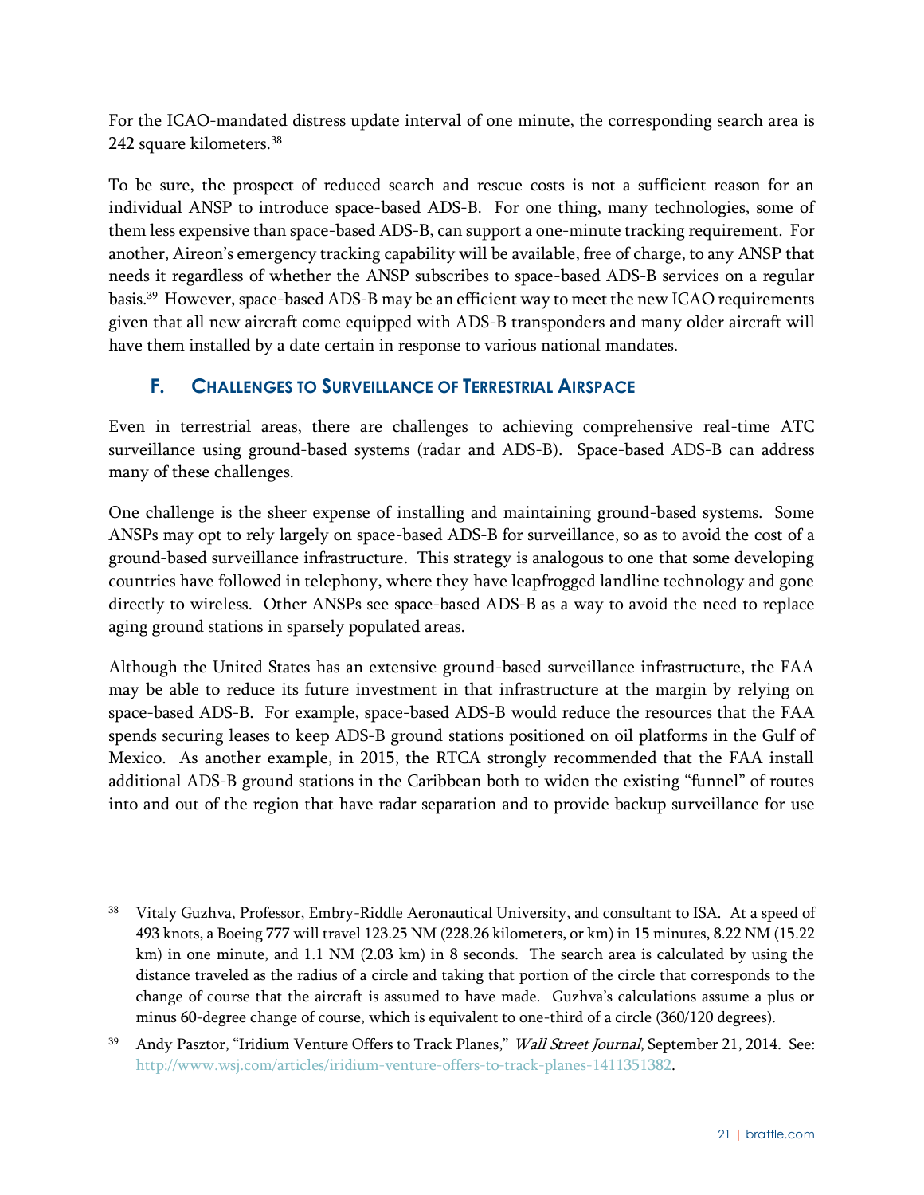For the ICAO-mandated distress update interval of one minute, the corresponding search area is 242 square kilometers.[38]

To be sure, the prospect of reduced search and rescue costs is not a sufficient reason for an individual ANSP to introduce space-based ADS-B. For one thing, many technologies, some of them less expensive than space-based ADS-B, can support a one-minute tracking requirement. For another, Aireon's emergency tracking capability will be available, free of charge, to any ANSP that needs it regardless of whether the ANSP subscribes to space-based ADS-B services on a regular basis.[39] However, space-based ADS-B may be an efficient way to meet the new ICAO requirements given that all new aircraft come equipped with ADS-B transponders and many older aircraft will have them installed by a date certain in response to various national mandates.

### F. Challenges to Surveillance of Terrestrial Airspace

Even in terrestrial areas, there are challenges to achieving comprehensive real-time ATC surveillance using ground-based systems (radar and ADS-B). Space-based ADS-B can address many of these challenges.

One challenge is the sheer expense of installing and maintaining ground-based systems. Some ANSPs may opt to rely largely on space-based ADS-B for surveillance, so as to avoid the cost of a ground-based surveillance infrastructure. This strategy is analogous to one that some developing countries have followed in telephony, where they have leapfrogged landline technology and gone directly to wireless. Other ANSPs see space-based ADS-B as a way to avoid the need to replace aging ground stations in sparsely populated areas.

Although the United States has an extensive ground-based surveillance infrastructure, the FAA may be able to reduce its future investment in that infrastructure at the margin by relying on space-based ADS-B. For example, space-based ADS-B would reduce the resources that the FAA spends securing leases to keep ADS-B ground stations positioned on oil platforms in the Gulf of Mexico. As another example, in 2015, the RTCA strongly recommended that the FAA install additional ADS-B ground stations in the Caribbean both to widen the existing "funnel" of routes into and out of the region that have radar separation and to provide backup surveillance for use

---

[38] Vitaly Guzhva, Professor, Embry-Riddle Aeronautical University, and consultant to ISA. At a speed of 493 knots, a Boeing 777 will travel 123.25 NM (228.26 kilometers, or km) in 15 minutes, 8.22 NM (15.22 km) in one minute, and 1.1 NM (2.03 km) in 8 seconds. The search area is calculated by using the distance traveled as the radius of a circle and taking that portion of the circle that corresponds to the change of course that the aircraft is assumed to have made. Guzhva's calculations assume a plus or minus 60-degree change of course, which is equivalent to one-third of a circle (360/120 degrees).

[39] Andy Pasztor, "Iridium Venture Offers to Track Planes," *Wall Street Journal*, September 21, 2014. See: http://www.wsj.com/articles/iridium-venture-offers-to-track-planes-1411351382.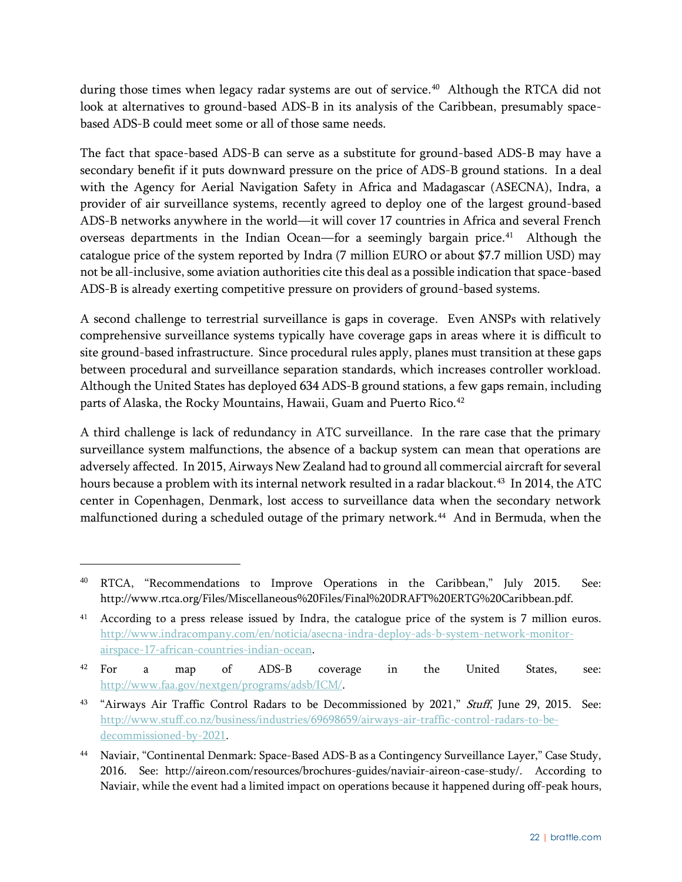during those times when legacy radar systems are out of service.[40] Although the RTCA did not look at alternatives to ground-based ADS-B in its analysis of the Caribbean, presumably space-based ADS-B could meet some or all of those same needs.

The fact that space-based ADS-B can serve as a substitute for ground-based ADS-B may have a secondary benefit if it puts downward pressure on the price of ADS-B ground stations. In a deal with the Agency for Aerial Navigation Safety in Africa and Madagascar (ASECNA), Indra, a provider of air surveillance systems, recently agreed to deploy one of the largest ground-based ADS-B networks anywhere in the world—it will cover 17 countries in Africa and several French overseas departments in the Indian Ocean—for a seemingly bargain price.[41] Although the catalogue price of the system reported by Indra (7 million EURO or about $7.7 million USD) may not be all-inclusive, some aviation authorities cite this deal as a possible indication that space-based ADS-B is already exerting competitive pressure on providers of ground-based systems.

A second challenge to terrestrial surveillance is gaps in coverage. Even ANSPs with relatively comprehensive surveillance systems typically have coverage gaps in areas where it is difficult to site ground-based infrastructure. Since procedural rules apply, planes must transition at these gaps between procedural and surveillance separation standards, which increases controller workload. Although the United States has deployed 634 ADS-B ground stations, a few gaps remain, including parts of Alaska, the Rocky Mountains, Hawaii, Guam and Puerto Rico.[42]

A third challenge is lack of redundancy in ATC surveillance. In the rare case that the primary surveillance system malfunctions, the absence of a backup system can mean that operations are adversely affected. In 2015, Airways New Zealand had to ground all commercial aircraft for several hours because a problem with its internal network resulted in a radar blackout.[43] In 2014, the ATC center in Copenhagen, Denmark, lost access to surveillance data when the secondary network malfunctioned during a scheduled outage of the primary network.[44] And in Bermuda, when the

---

[40] RTCA, "Recommendations to Improve Operations in the Caribbean," July 2015. See: http://www.rtca.org/Files/Miscellaneous%20Files/Final%20DRAFT%20ERTG%20Caribbean.pdf.

[41] According to a press release issued by Indra, the catalogue price of the system is 7 million euros. http://www.indracompany.com/en/noticia/asecna-indra-deploy-ads-b-system-network-monitor-airspace-17-african-countries-indian-ocean.

[42] For a map of ADS-B coverage in the United States, see: http://www.faa.gov/nextgen/programs/adsb/ICM/.

[43] "Airways Air Traffic Control Radars to be Decommissioned by 2021," *Stuff*, June 29, 2015. See: http://www.stuff.co.nz/business/industries/69698659/airways-air-traffic-control-radars-to-be-decommissioned-by-2021.

[44] Naviair, "Continental Denmark: Space-Based ADS-B as a Contingency Surveillance Layer," Case Study, 2016. See: http://aireon.com/resources/brochures-guides/naviair-aireon-case-study/. According to Naviair, while the event had a limited impact on operations because it happened during off-peak hours,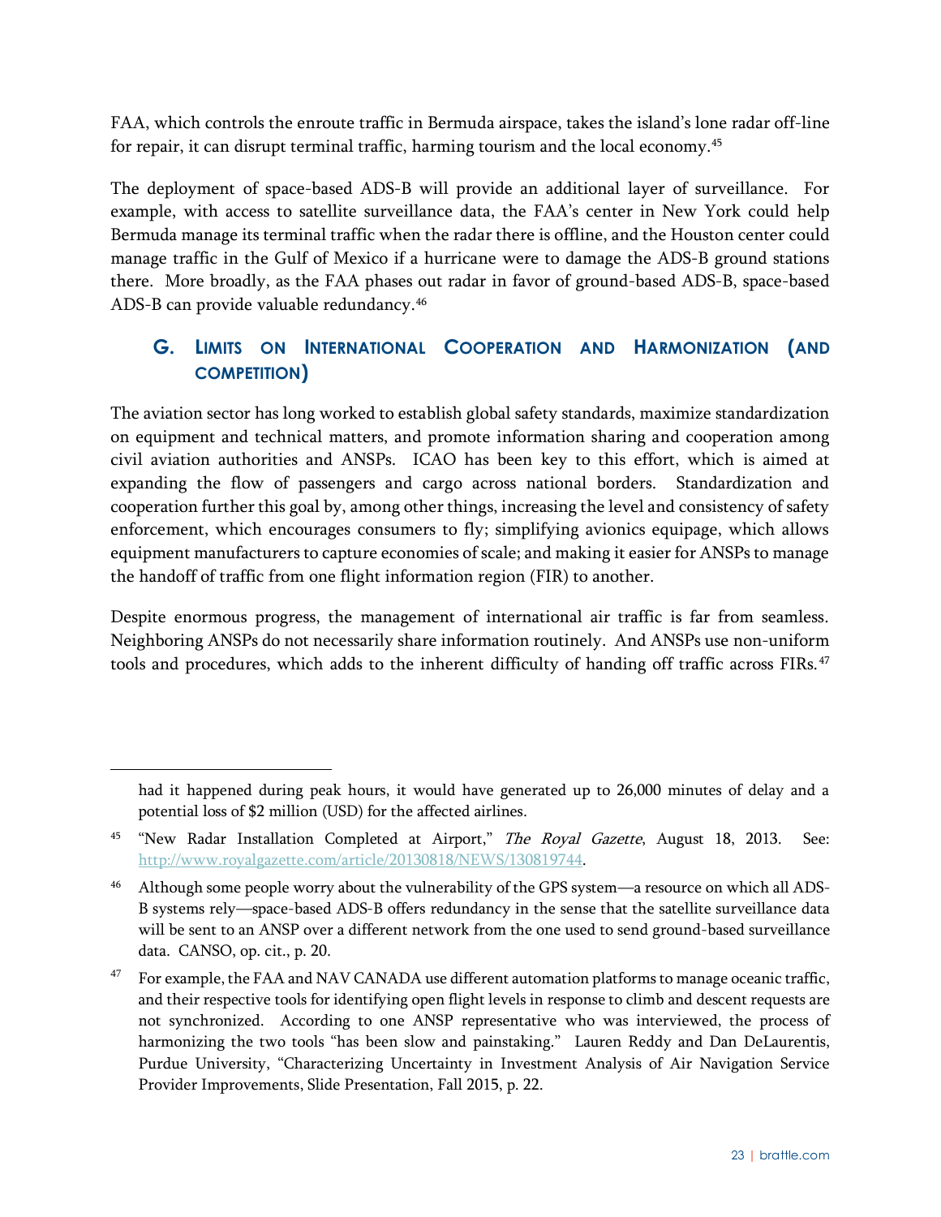FAA, which controls the enroute traffic in Bermuda airspace, takes the island's lone radar off-line for repair, it can disrupt terminal traffic, harming tourism and the local economy.[45]

The deployment of space-based ADS-B will provide an additional layer of surveillance. For example, with access to satellite surveillance data, the FAA's center in New York could help Bermuda manage its terminal traffic when the radar there is offline, and the Houston center could manage traffic in the Gulf of Mexico if a hurricane were to damage the ADS-B ground stations there. More broadly, as the FAA phases out radar in favor of ground-based ADS-B, space-based ADS-B can provide valuable redundancy.[46]

## G. Limits on International Cooperation and Harmonization (and Competition)

The aviation sector has long worked to establish global safety standards, maximize standardization on equipment and technical matters, and promote information sharing and cooperation among civil aviation authorities and ANSPs. ICAO has been key to this effort, which is aimed at expanding the flow of passengers and cargo across national borders. Standardization and cooperation further this goal by, among other things, increasing the level and consistency of safety enforcement, which encourages consumers to fly; simplifying avionics equipage, which allows equipment manufacturers to capture economies of scale; and making it easier for ANSPs to manage the handoff of traffic from one flight information region (FIR) to another.

Despite enormous progress, the management of international air traffic is far from seamless. Neighboring ANSPs do not necessarily share information routinely. And ANSPs use non-uniform tools and procedures, which adds to the inherent difficulty of handing off traffic across FIRs.[47]

---

had it happened during peak hours, it would have generated up to 26,000 minutes of delay and a potential loss of $2 million (USD) for the affected airlines.

[45] "New Radar Installation Completed at Airport," *The Royal Gazette*, August 18, 2013. See: http://www.royalgazette.com/article/20130818/NEWS/130819744.

[46] Although some people worry about the vulnerability of the GPS system—a resource on which all ADS-B systems rely—space-based ADS-B offers redundancy in the sense that the satellite surveillance data will be sent to an ANSP over a different network from the one used to send ground-based surveillance data. CANSO, op. cit., p. 20.

[47] For example, the FAA and NAV CANADA use different automation platforms to manage oceanic traffic, and their respective tools for identifying open flight levels in response to climb and descent requests are not synchronized. According to one ANSP representative who was interviewed, the process of harmonizing the two tools "has been slow and painstaking." Lauren Reddy and Dan DeLaurentis, Purdue University, "Characterizing Uncertainty in Investment Analysis of Air Navigation Service Provider Improvements, Slide Presentation, Fall 2015, p. 22.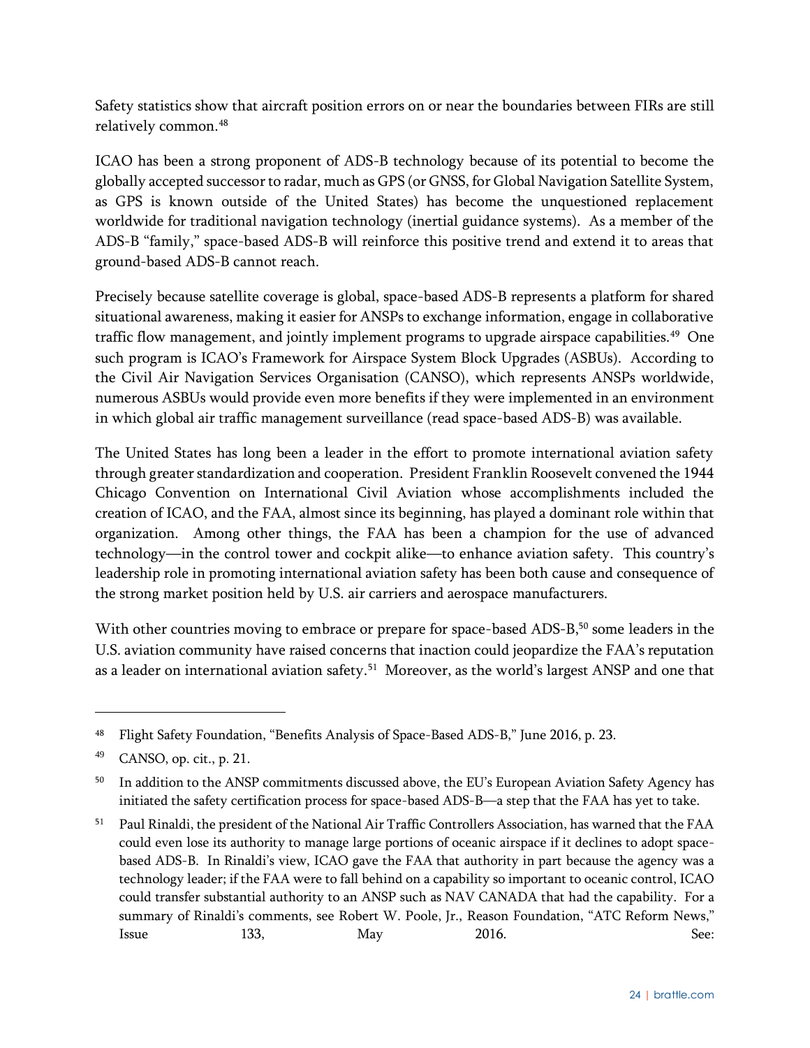Safety statistics show that aircraft position errors on or near the boundaries between FIRs are still relatively common.[48]

ICAO has been a strong proponent of ADS-B technology because of its potential to become the globally accepted successor to radar, much as GPS (or GNSS, for Global Navigation Satellite System, as GPS is known outside of the United States) has become the unquestioned replacement worldwide for traditional navigation technology (inertial guidance systems). As a member of the ADS-B "family," space-based ADS-B will reinforce this positive trend and extend it to areas that ground-based ADS-B cannot reach.

Precisely because satellite coverage is global, space-based ADS-B represents a platform for shared situational awareness, making it easier for ANSPs to exchange information, engage in collaborative traffic flow management, and jointly implement programs to upgrade airspace capabilities.[49] One such program is ICAO's Framework for Airspace System Block Upgrades (ASBUs). According to the Civil Air Navigation Services Organisation (CANSO), which represents ANSPs worldwide, numerous ASBUs would provide even more benefits if they were implemented in an environment in which global air traffic management surveillance (read space-based ADS-B) was available.

The United States has long been a leader in the effort to promote international aviation safety through greater standardization and cooperation. President Franklin Roosevelt convened the 1944 Chicago Convention on International Civil Aviation whose accomplishments included the creation of ICAO, and the FAA, almost since its beginning, has played a dominant role within that organization. Among other things, the FAA has been a champion for the use of advanced technology—in the control tower and cockpit alike—to enhance aviation safety. This country's leadership role in promoting international aviation safety has been both cause and consequence of the strong market position held by U.S. air carriers and aerospace manufacturers.

With other countries moving to embrace or prepare for space-based ADS-B,[50] some leaders in the U.S. aviation community have raised concerns that inaction could jeopardize the FAA's reputation as a leader on international aviation safety.[51] Moreover, as the world's largest ANSP and one that

---

[48] Flight Safety Foundation, "Benefits Analysis of Space-Based ADS-B," June 2016, p. 23.

[49] CANSO, op. cit., p. 21.

[50] In addition to the ANSP commitments discussed above, the EU's European Aviation Safety Agency has initiated the safety certification process for space-based ADS-B—a step that the FAA has yet to take.

[51] Paul Rinaldi, the president of the National Air Traffic Controllers Association, has warned that the FAA could even lose its authority to manage large portions of oceanic airspace if it declines to adopt space-based ADS-B. In Rinaldi's view, ICAO gave the FAA that authority in part because the agency was a technology leader; if the FAA were to fall behind on a capability so important to oceanic control, ICAO could transfer substantial authority to an ANSP such as NAV CANADA that had the capability. For a summary of Rinaldi's comments, see Robert W. Poole, Jr., Reason Foundation, "ATC Reform News," Issue 133, May 2016. See: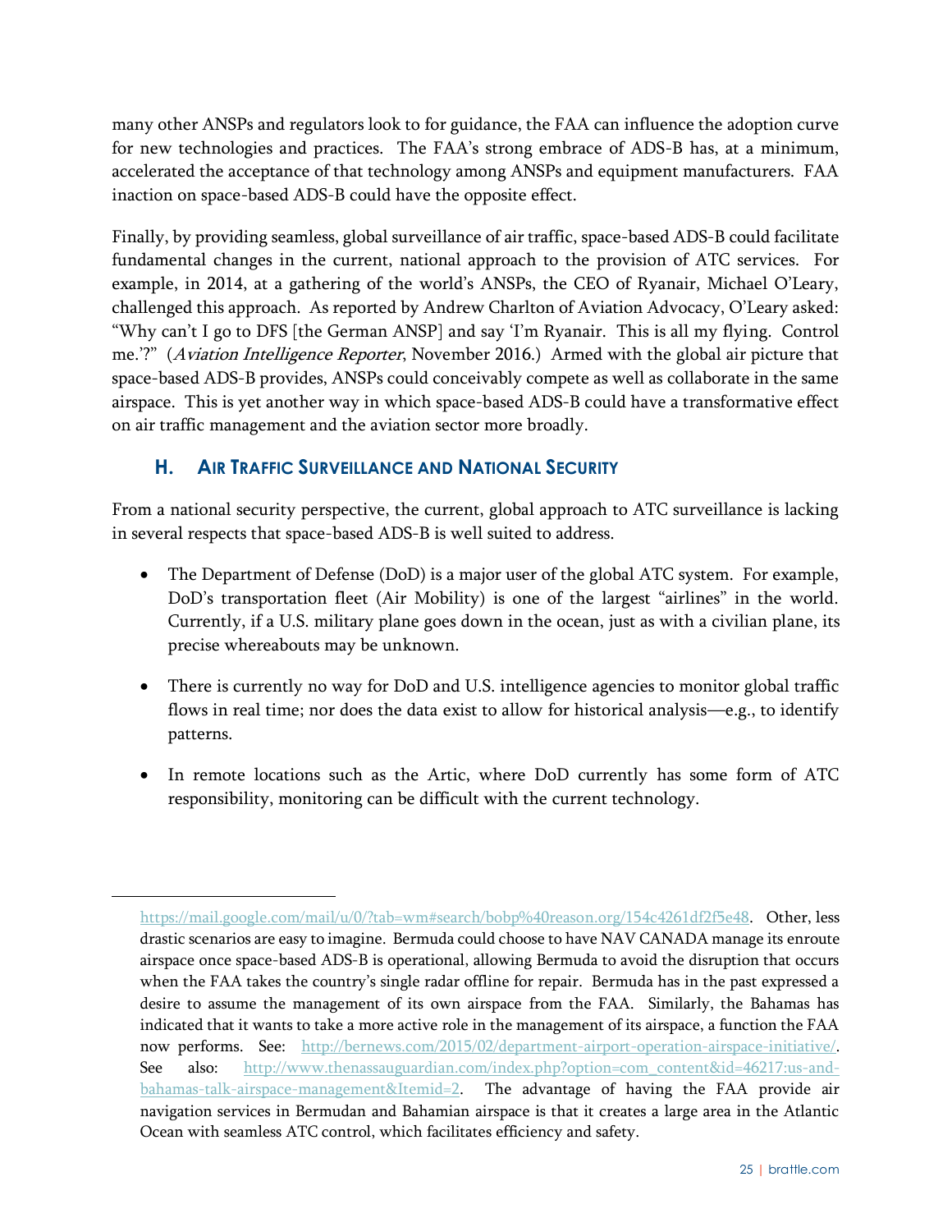many other ANSPs and regulators look to for guidance, the FAA can influence the adoption curve for new technologies and practices. The FAA's strong embrace of ADS-B has, at a minimum, accelerated the acceptance of that technology among ANSPs and equipment manufacturers. FAA inaction on space-based ADS-B could have the opposite effect.

Finally, by providing seamless, global surveillance of air traffic, space-based ADS-B could facilitate fundamental changes in the current, national approach to the provision of ATC services. For example, in 2014, at a gathering of the world's ANSPs, the CEO of Ryanair, Michael O'Leary, challenged this approach. As reported by Andrew Charlton of Aviation Advocacy, O'Leary asked: "Why can't I go to DFS [the German ANSP] and say 'I'm Ryanair. This is all my flying. Control me.'?" (*Aviation Intelligence Reporter*, November 2016.) Armed with the global air picture that space-based ADS-B provides, ANSPs could conceivably compete as well as collaborate in the same airspace. This is yet another way in which space-based ADS-B could have a transformative effect on air traffic management and the aviation sector more broadly.

### H. Air Traffic Surveillance and National Security

From a national security perspective, the current, global approach to ATC surveillance is lacking in several respects that space-based ADS-B is well suited to address.

- The Department of Defense (DoD) is a major user of the global ATC system. For example, DoD's transportation fleet (Air Mobility) is one of the largest "airlines" in the world. Currently, if a U.S. military plane goes down in the ocean, just as with a civilian plane, its precise whereabouts may be unknown.
- There is currently no way for DoD and U.S. intelligence agencies to monitor global traffic flows in real time; nor does the data exist to allow for historical analysis—e.g., to identify patterns.
- In remote locations such as the Artic, where DoD currently has some form of ATC responsibility, monitoring can be difficult with the current technology.

---

https://mail.google.com/mail/u/0/?tab=wm#search/bobp%40reason.org/154c4261df2f5e48. Other, less drastic scenarios are easy to imagine. Bermuda could choose to have NAV CANADA manage its enroute airspace once space-based ADS-B is operational, allowing Bermuda to avoid the disruption that occurs when the FAA takes the country's single radar offline for repair. Bermuda has in the past expressed a desire to assume the management of its own airspace from the FAA. Similarly, the Bahamas has indicated that it wants to take a more active role in the management of its airspace, a function the FAA now performs. See: http://bernews.com/2015/02/department-airport-operation-airspace-initiative/. See also: http://www.thenassauguardian.com/index.php?option=com_content&id=46217:us-and-bahamas-talk-airspace-management&Itemid=2. The advantage of having the FAA provide air navigation services in Bermudan and Bahamian airspace is that it creates a large area in the Atlantic Ocean with seamless ATC control, which facilitates efficiency and safety.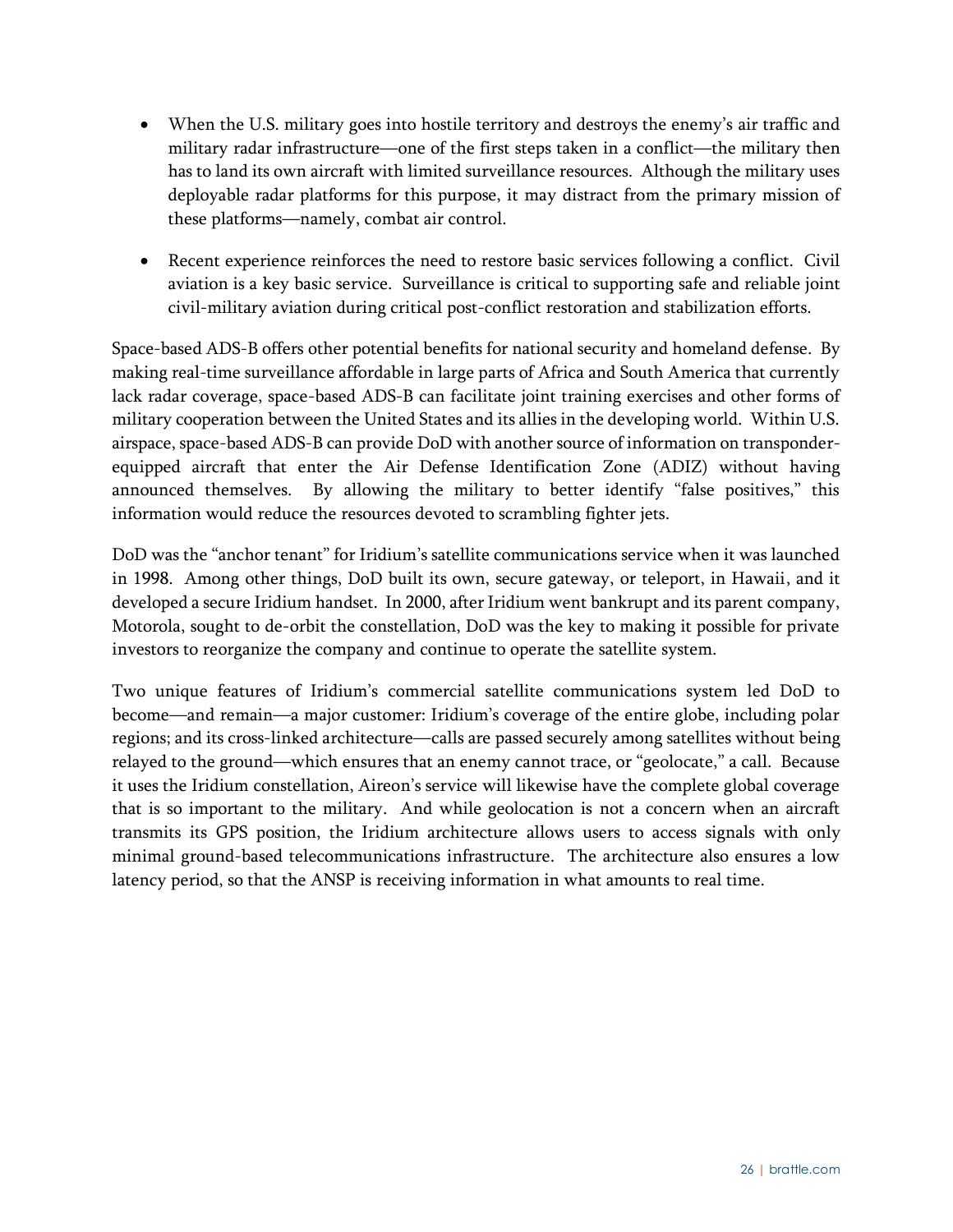- When the U.S. military goes into hostile territory and destroys the enemy's air traffic and military radar infrastructure—one of the first steps taken in a conflict—the military then has to land its own aircraft with limited surveillance resources. Although the military uses deployable radar platforms for this purpose, it may distract from the primary mission of these platforms—namely, combat air control.

- Recent experience reinforces the need to restore basic services following a conflict. Civil aviation is a key basic service. Surveillance is critical to supporting safe and reliable joint civil-military aviation during critical post-conflict restoration and stabilization efforts.

Space-based ADS-B offers other potential benefits for national security and homeland defense. By making real-time surveillance affordable in large parts of Africa and South America that currently lack radar coverage, space-based ADS-B can facilitate joint training exercises and other forms of military cooperation between the United States and its allies in the developing world. Within U.S. airspace, space-based ADS-B can provide DoD with another source of information on transponder-equipped aircraft that enter the Air Defense Identification Zone (ADIZ) without having announced themselves. By allowing the military to better identify "false positives," this information would reduce the resources devoted to scrambling fighter jets.

DoD was the "anchor tenant" for Iridium's satellite communications service when it was launched in 1998. Among other things, DoD built its own, secure gateway, or teleport, in Hawaii, and it developed a secure Iridium handset. In 2000, after Iridium went bankrupt and its parent company, Motorola, sought to de-orbit the constellation, DoD was the key to making it possible for private investors to reorganize the company and continue to operate the satellite system.

Two unique features of Iridium's commercial satellite communications system led DoD to become—and remain—a major customer: Iridium's coverage of the entire globe, including polar regions; and its cross-linked architecture—calls are passed securely among satellites without being relayed to the ground—which ensures that an enemy cannot trace, or "geolocate," a call. Because it uses the Iridium constellation, Aireon's service will likewise have the complete global coverage that is so important to the military. And while geolocation is not a concern when an aircraft transmits its GPS position, the Iridium architecture allows users to access signals with only minimal ground-based telecommunications infrastructure. The architecture also ensures a low latency period, so that the ANSP is receiving information in what amounts to real time.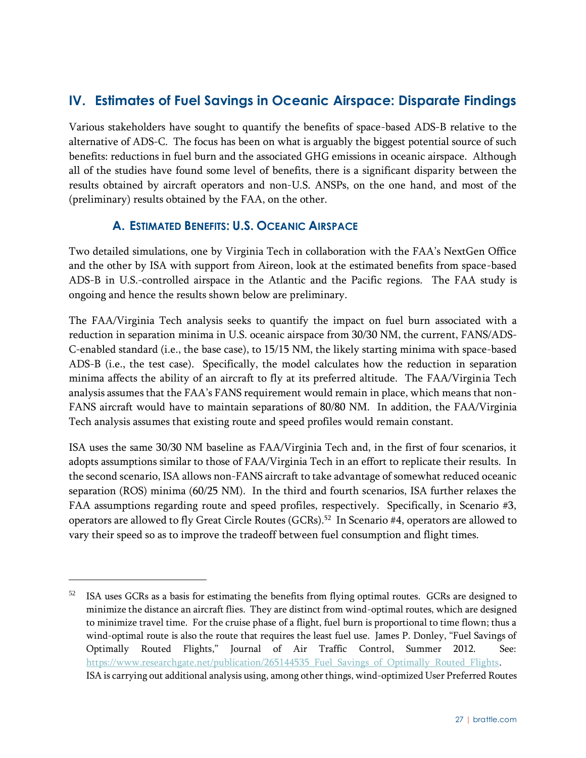## IV. Estimates of Fuel Savings in Oceanic Airspace: Disparate Findings

Various stakeholders have sought to quantify the benefits of space-based ADS-B relative to the alternative of ADS-C. The focus has been on what is arguably the biggest potential source of such benefits: reductions in fuel burn and the associated GHG emissions in oceanic airspace. Although all of the studies have found some level of benefits, there is a significant disparity between the results obtained by aircraft operators and non-U.S. ANSPs, on the one hand, and most of the (preliminary) results obtained by the FAA, on the other.

### A. Estimated Benefits: U.S. Oceanic Airspace

Two detailed simulations, one by Virginia Tech in collaboration with the FAA's NextGen Office and the other by ISA with support from Aireon, look at the estimated benefits from space-based ADS-B in U.S.-controlled airspace in the Atlantic and the Pacific regions. The FAA study is ongoing and hence the results shown below are preliminary.

The FAA/Virginia Tech analysis seeks to quantify the impact on fuel burn associated with a reduction in separation minima in U.S. oceanic airspace from 30/30 NM, the current, FANS/ADS-C-enabled standard (i.e., the base case), to 15/15 NM, the likely starting minima with space-based ADS-B (i.e., the test case). Specifically, the model calculates how the reduction in separation minima affects the ability of an aircraft to fly at its preferred altitude. The FAA/Virginia Tech analysis assumes that the FAA's FANS requirement would remain in place, which means that non-FANS aircraft would have to maintain separations of 80/80 NM. In addition, the FAA/Virginia Tech analysis assumes that existing route and speed profiles would remain constant.

ISA uses the same 30/30 NM baseline as FAA/Virginia Tech and, in the first of four scenarios, it adopts assumptions similar to those of FAA/Virginia Tech in an effort to replicate their results. In the second scenario, ISA allows non-FANS aircraft to take advantage of somewhat reduced oceanic separation (ROS) minima (60/25 NM). In the third and fourth scenarios, ISA further relaxes the FAA assumptions regarding route and speed profiles, respectively. Specifically, in Scenario #3, operators are allowed to fly Great Circle Routes (GCRs).[52] In Scenario #4, operators are allowed to vary their speed so as to improve the tradeoff between fuel consumption and flight times.

---

[52] ISA uses GCRs as a basis for estimating the benefits from flying optimal routes. GCRs are designed to minimize the distance an aircraft flies. They are distinct from wind-optimal routes, which are designed to minimize travel time. For the cruise phase of a flight, fuel burn is proportional to time flown; thus a wind-optimal route is also the route that requires the least fuel use. James P. Donley, "Fuel Savings of Optimally Routed Flights," Journal of Air Traffic Control, Summer 2012. See: https://www.researchgate.net/publication/265144535_Fuel_Savings_of_Optimally_Routed_Flights. ISA is carrying out additional analysis using, among other things, wind-optimized User Preferred Routes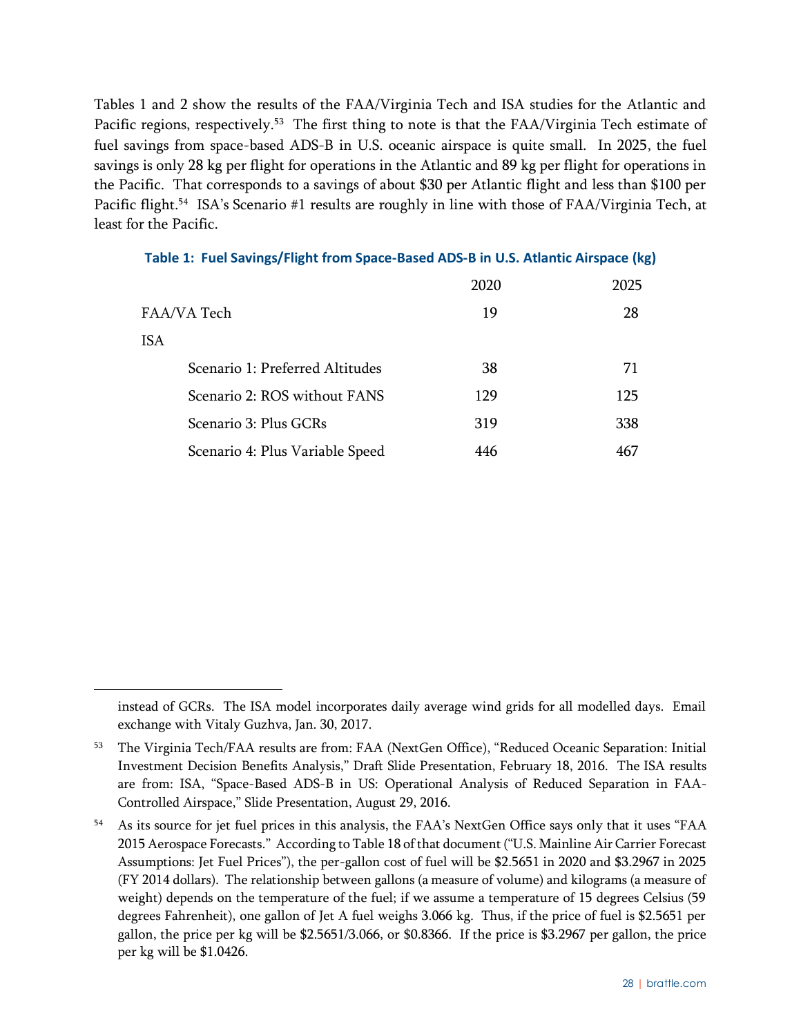Tables 1 and 2 show the results of the FAA/Virginia Tech and ISA studies for the Atlantic and Pacific regions, respectively.[53] The first thing to note is that the FAA/Virginia Tech estimate of fuel savings from space-based ADS-B in U.S. oceanic airspace is quite small. In 2025, the fuel savings is only 28 kg per flight for operations in the Atlantic and 89 kg per flight for operations in the Pacific. That corresponds to a savings of about $30 per Atlantic flight and less than $100 per Pacific flight.[54] ISA's Scenario #1 results are roughly in line with those of FAA/Virginia Tech, at least for the Pacific.

**Table 1: Fuel Savings/Flight from Space-Based ADS-B in U.S. Atlantic Airspace (kg)**

| | 2020 | 2025 |
|---|---|---|
| FAA/VA Tech | 19 | 28 |
| ISA | | |
| Scenario 1: Preferred Altitudes | 38 | 71 |
| Scenario 2: ROS without FANS | 129 | 125 |
| Scenario 3: Plus GCRs | 319 | 338 |
| Scenario 4: Plus Variable Speed | 446 | 467 |

---

instead of GCRs. The ISA model incorporates daily average wind grids for all modelled days. Email exchange with Vitaly Guzhva, Jan. 30, 2017.

[53] The Virginia Tech/FAA results are from: FAA (NextGen Office), "Reduced Oceanic Separation: Initial Investment Decision Benefits Analysis," Draft Slide Presentation, February 18, 2016. The ISA results are from: ISA, "Space-Based ADS-B in US: Operational Analysis of Reduced Separation in FAA-Controlled Airspace," Slide Presentation, August 29, 2016.

[54] As its source for jet fuel prices in this analysis, the FAA's NextGen Office says only that it uses "FAA 2015 Aerospace Forecasts." According to Table 18 of that document ("U.S. Mainline Air Carrier Forecast Assumptions: Jet Fuel Prices"), the per-gallon cost of fuel will be $2.5651 in 2020 and $3.2967 in 2025 (FY 2014 dollars). The relationship between gallons (a measure of volume) and kilograms (a measure of weight) depends on the temperature of the fuel; if we assume a temperature of 15 degrees Celsius (59 degrees Fahrenheit), one gallon of Jet A fuel weighs 3.066 kg. Thus, if the price of fuel is $2.5651 per gallon, the price per kg will be $2.5651/3.066, or $0.8366. If the price is $3.2967 per gallon, the price per kg will be $1.0426.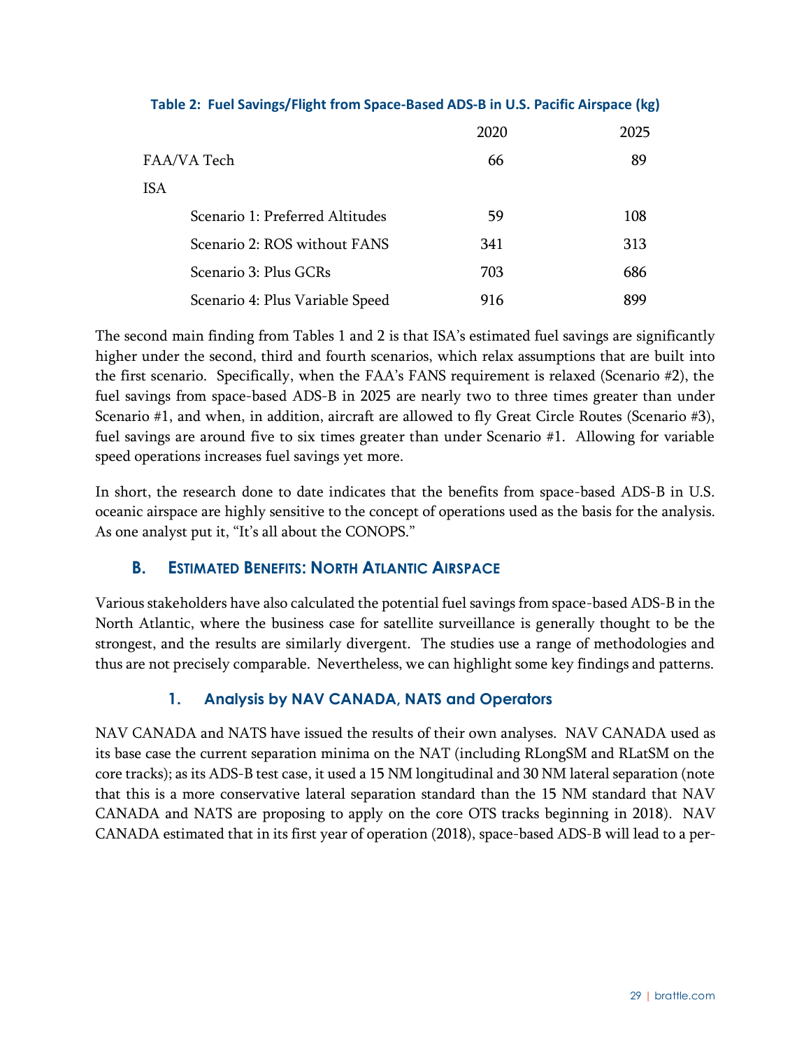**Table 2: Fuel Savings/Flight from Space-Based ADS-B in U.S. Pacific Airspace (kg)**

| | 2020 | 2025 |
|---|---|---|
| FAA/VA Tech | 66 | 89 |
| ISA | | |
| Scenario 1: Preferred Altitudes | 59 | 108 |
| Scenario 2: ROS without FANS | 341 | 313 |
| Scenario 3: Plus GCRs | 703 | 686 |
| Scenario 4: Plus Variable Speed | 916 | 899 |

The second main finding from Tables 1 and 2 is that ISA's estimated fuel savings are significantly higher under the second, third and fourth scenarios, which relax assumptions that are built into the first scenario. Specifically, when the FAA's FANS requirement is relaxed (Scenario #2), the fuel savings from space-based ADS-B in 2025 are nearly two to three times greater than under Scenario #1, and when, in addition, aircraft are allowed to fly Great Circle Routes (Scenario #3), fuel savings are around five to six times greater than under Scenario #1. Allowing for variable speed operations increases fuel savings yet more.

In short, the research done to date indicates that the benefits from space-based ADS-B in U.S. oceanic airspace are highly sensitive to the concept of operations used as the basis for the analysis. As one analyst put it, "It's all about the CONOPS."

## B. Estimated Benefits: North Atlantic Airspace

Various stakeholders have also calculated the potential fuel savings from space-based ADS-B in the North Atlantic, where the business case for satellite surveillance is generally thought to be the strongest, and the results are similarly divergent. The studies use a range of methodologies and thus are not precisely comparable. Nevertheless, we can highlight some key findings and patterns.

### 1. Analysis by NAV CANADA, NATS and Operators

NAV CANADA and NATS have issued the results of their own analyses. NAV CANADA used as its base case the current separation minima on the NAT (including RLongSM and RLatSM on the core tracks); as its ADS-B test case, it used a 15 NM longitudinal and 30 NM lateral separation (note that this is a more conservative lateral separation standard than the 15 NM standard that NAV CANADA and NATS are proposing to apply on the core OTS tracks beginning in 2018). NAV CANADA estimated that in its first year of operation (2018), space-based ADS-B will lead to a per-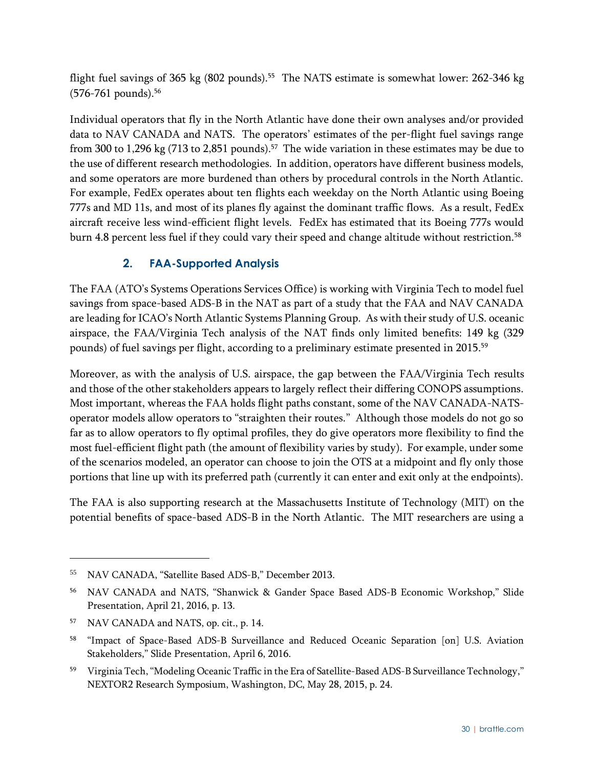flight fuel savings of 365 kg (802 pounds).[55] The NATS estimate is somewhat lower: 262-346 kg (576-761 pounds).[56]

Individual operators that fly in the North Atlantic have done their own analyses and/or provided data to NAV CANADA and NATS. The operators' estimates of the per-flight fuel savings range from 300 to 1,296 kg (713 to 2,851 pounds).[57] The wide variation in these estimates may be due to the use of different research methodologies. In addition, operators have different business models, and some operators are more burdened than others by procedural controls in the North Atlantic. For example, FedEx operates about ten flights each weekday on the North Atlantic using Boeing 777s and MD 11s, and most of its planes fly against the dominant traffic flows. As a result, FedEx aircraft receive less wind-efficient flight levels. FedEx has estimated that its Boeing 777s would burn 4.8 percent less fuel if they could vary their speed and change altitude without restriction.[58]

### 2. FAA-Supported Analysis

The FAA (ATO's Systems Operations Services Office) is working with Virginia Tech to model fuel savings from space-based ADS-B in the NAT as part of a study that the FAA and NAV CANADA are leading for ICAO's North Atlantic Systems Planning Group. As with their study of U.S. oceanic airspace, the FAA/Virginia Tech analysis of the NAT finds only limited benefits: 149 kg (329 pounds) of fuel savings per flight, according to a preliminary estimate presented in 2015.[59]

Moreover, as with the analysis of U.S. airspace, the gap between the FAA/Virginia Tech results and those of the other stakeholders appears to largely reflect their differing CONOPS assumptions. Most important, whereas the FAA holds flight paths constant, some of the NAV CANADA-NATS-operator models allow operators to "straighten their routes." Although those models do not go so far as to allow operators to fly optimal profiles, they do give operators more flexibility to find the most fuel-efficient flight path (the amount of flexibility varies by study). For example, under some of the scenarios modeled, an operator can choose to join the OTS at a midpoint and fly only those portions that line up with its preferred path (currently it can enter and exit only at the endpoints).

The FAA is also supporting research at the Massachusetts Institute of Technology (MIT) on the potential benefits of space-based ADS-B in the North Atlantic. The MIT researchers are using a

---

[55] NAV CANADA, "Satellite Based ADS-B," December 2013.

[56] NAV CANADA and NATS, "Shanwick & Gander Space Based ADS-B Economic Workshop," Slide Presentation, April 21, 2016, p. 13.

[57] NAV CANADA and NATS, op. cit., p. 14.

[58] "Impact of Space-Based ADS-B Surveillance and Reduced Oceanic Separation [on] U.S. Aviation Stakeholders," Slide Presentation, April 6, 2016.

[59] Virginia Tech, "Modeling Oceanic Traffic in the Era of Satellite-Based ADS-B Surveillance Technology," NEXTOR2 Research Symposium, Washington, DC, May 28, 2015, p. 24.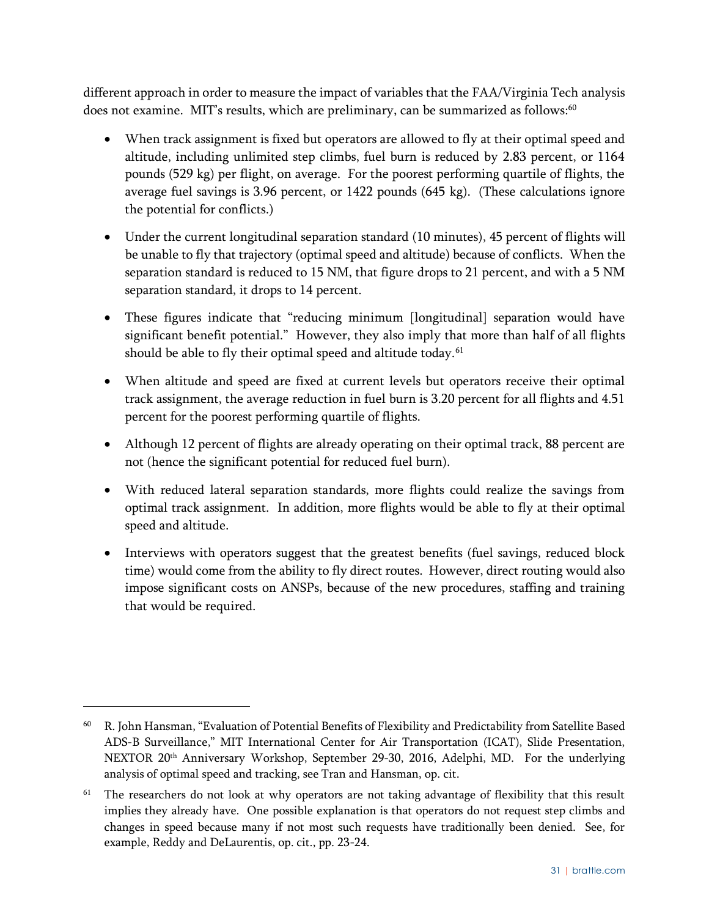different approach in order to measure the impact of variables that the FAA/Virginia Tech analysis does not examine. MIT's results, which are preliminary, can be summarized as follows:[60]

- When track assignment is fixed but operators are allowed to fly at their optimal speed and altitude, including unlimited step climbs, fuel burn is reduced by 2.83 percent, or 1164 pounds (529 kg) per flight, on average. For the poorest performing quartile of flights, the average fuel savings is 3.96 percent, or 1422 pounds (645 kg). (These calculations ignore the potential for conflicts.)
- Under the current longitudinal separation standard (10 minutes), 45 percent of flights will be unable to fly that trajectory (optimal speed and altitude) because of conflicts. When the separation standard is reduced to 15 NM, that figure drops to 21 percent, and with a 5 NM separation standard, it drops to 14 percent.
- These figures indicate that "reducing minimum [longitudinal] separation would have significant benefit potential." However, they also imply that more than half of all flights should be able to fly their optimal speed and altitude today.[61]
- When altitude and speed are fixed at current levels but operators receive their optimal track assignment, the average reduction in fuel burn is 3.20 percent for all flights and 4.51 percent for the poorest performing quartile of flights.
- Although 12 percent of flights are already operating on their optimal track, 88 percent are not (hence the significant potential for reduced fuel burn).
- With reduced lateral separation standards, more flights could realize the savings from optimal track assignment. In addition, more flights would be able to fly at their optimal speed and altitude.
- Interviews with operators suggest that the greatest benefits (fuel savings, reduced block time) would come from the ability to fly direct routes. However, direct routing would also impose significant costs on ANSPs, because of the new procedures, staffing and training that would be required.

---

[60] R. John Hansman, "Evaluation of Potential Benefits of Flexibility and Predictability from Satellite Based ADS-B Surveillance," MIT International Center for Air Transportation (ICAT), Slide Presentation, NEXTOR 20th Anniversary Workshop, September 29-30, 2016, Adelphi, MD. For the underlying analysis of optimal speed and tracking, see Tran and Hansman, op. cit.

[61] The researchers do not look at why operators are not taking advantage of flexibility that this result implies they already have. One possible explanation is that operators do not request step climbs and changes in speed because many if not most such requests have traditionally been denied. See, for example, Reddy and DeLaurentis, op. cit., pp. 23-24.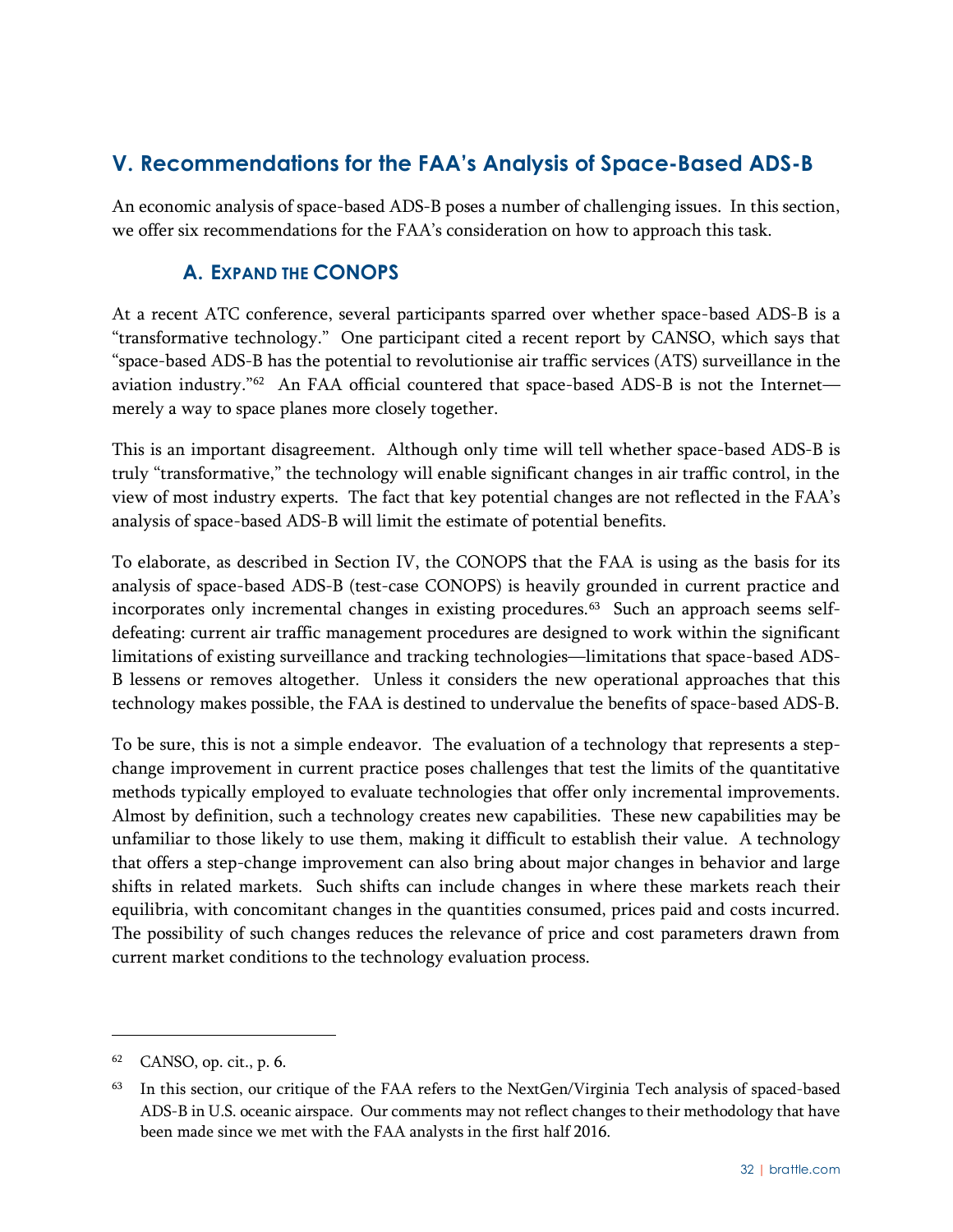## V. Recommendations for the FAA's Analysis of Space-Based ADS-B

An economic analysis of space-based ADS-B poses a number of challenging issues. In this section, we offer six recommendations for the FAA's consideration on how to approach this task.

### A. Expand the CONOPS

At a recent ATC conference, several participants sparred over whether space-based ADS-B is a "transformative technology." One participant cited a recent report by CANSO, which says that "space-based ADS-B has the potential to revolutionise air traffic services (ATS) surveillance in the aviation industry."[62] An FAA official countered that space-based ADS-B is not the Internet—merely a way to space planes more closely together.

This is an important disagreement. Although only time will tell whether space-based ADS-B is truly "transformative," the technology will enable significant changes in air traffic control, in the view of most industry experts. The fact that key potential changes are not reflected in the FAA's analysis of space-based ADS-B will limit the estimate of potential benefits.

To elaborate, as described in Section IV, the CONOPS that the FAA is using as the basis for its analysis of space-based ADS-B (test-case CONOPS) is heavily grounded in current practice and incorporates only incremental changes in existing procedures.[63] Such an approach seems self-defeating: current air traffic management procedures are designed to work within the significant limitations of existing surveillance and tracking technologies—limitations that space-based ADS-B lessens or removes altogether. Unless it considers the new operational approaches that this technology makes possible, the FAA is destined to undervalue the benefits of space-based ADS-B.

To be sure, this is not a simple endeavor. The evaluation of a technology that represents a step-change improvement in current practice poses challenges that test the limits of the quantitative methods typically employed to evaluate technologies that offer only incremental improvements. Almost by definition, such a technology creates new capabilities. These new capabilities may be unfamiliar to those likely to use them, making it difficult to establish their value. A technology that offers a step-change improvement can also bring about major changes in behavior and large shifts in related markets. Such shifts can include changes in where these markets reach their equilibria, with concomitant changes in the quantities consumed, prices paid and costs incurred. The possibility of such changes reduces the relevance of price and cost parameters drawn from current market conditions to the technology evaluation process.

---

[62] CANSO, op. cit., p. 6.

[63] In this section, our critique of the FAA refers to the NextGen/Virginia Tech analysis of spaced-based ADS-B in U.S. oceanic airspace. Our comments may not reflect changes to their methodology that have been made since we met with the FAA analysts in the first half 2016.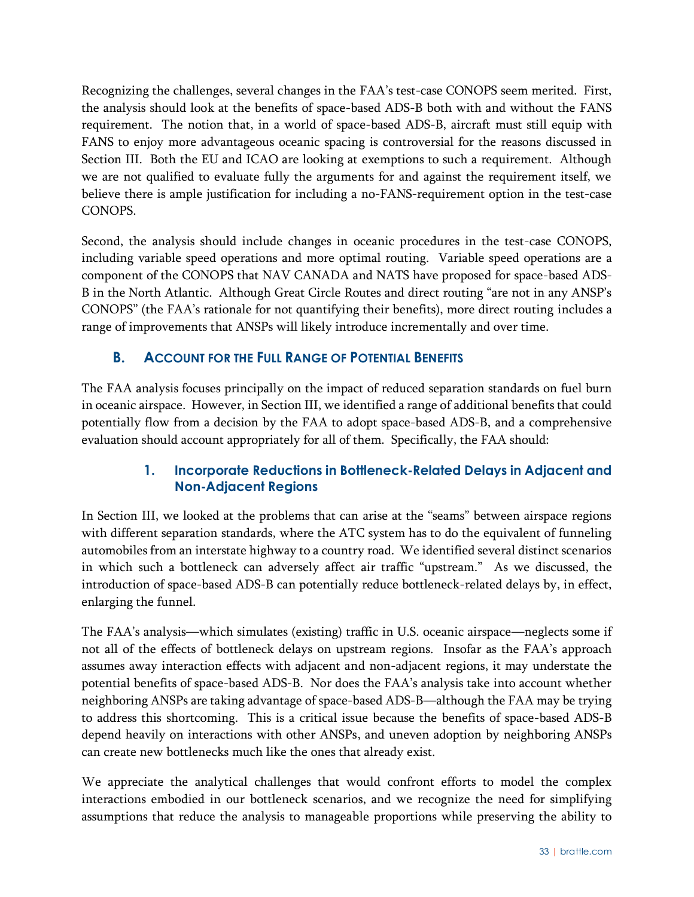Recognizing the challenges, several changes in the FAA's test-case CONOPS seem merited. First, the analysis should look at the benefits of space-based ADS-B both with and without the FANS requirement. The notion that, in a world of space-based ADS-B, aircraft must still equip with FANS to enjoy more advantageous oceanic spacing is controversial for the reasons discussed in Section III. Both the EU and ICAO are looking at exemptions to such a requirement. Although we are not qualified to evaluate fully the arguments for and against the requirement itself, we believe there is ample justification for including a no-FANS-requirement option in the test-case CONOPS.

Second, the analysis should include changes in oceanic procedures in the test-case CONOPS, including variable speed operations and more optimal routing. Variable speed operations are a component of the CONOPS that NAV CANADA and NATS have proposed for space-based ADS-B in the North Atlantic. Although Great Circle Routes and direct routing "are not in any ANSP's CONOPS" (the FAA's rationale for not quantifying their benefits), more direct routing includes a range of improvements that ANSPs will likely introduce incrementally and over time.

## B. Account for the Full Range of Potential Benefits

The FAA analysis focuses principally on the impact of reduced separation standards on fuel burn in oceanic airspace. However, in Section III, we identified a range of additional benefits that could potentially flow from a decision by the FAA to adopt space-based ADS-B, and a comprehensive evaluation should account appropriately for all of them. Specifically, the FAA should:

### 1. Incorporate Reductions in Bottleneck-Related Delays in Adjacent and Non-Adjacent Regions

In Section III, we looked at the problems that can arise at the "seams" between airspace regions with different separation standards, where the ATC system has to do the equivalent of funneling automobiles from an interstate highway to a country road. We identified several distinct scenarios in which such a bottleneck can adversely affect air traffic "upstream." As we discussed, the introduction of space-based ADS-B can potentially reduce bottleneck-related delays by, in effect, enlarging the funnel.

The FAA's analysis—which simulates (existing) traffic in U.S. oceanic airspace—neglects some if not all of the effects of bottleneck delays on upstream regions. Insofar as the FAA's approach assumes away interaction effects with adjacent and non-adjacent regions, it may understate the potential benefits of space-based ADS-B. Nor does the FAA's analysis take into account whether neighboring ANSPs are taking advantage of space-based ADS-B—although the FAA may be trying to address this shortcoming. This is a critical issue because the benefits of space-based ADS-B depend heavily on interactions with other ANSPs, and uneven adoption by neighboring ANSPs can create new bottlenecks much like the ones that already exist.

We appreciate the analytical challenges that would confront efforts to model the complex interactions embodied in our bottleneck scenarios, and we recognize the need for simplifying assumptions that reduce the analysis to manageable proportions while preserving the ability to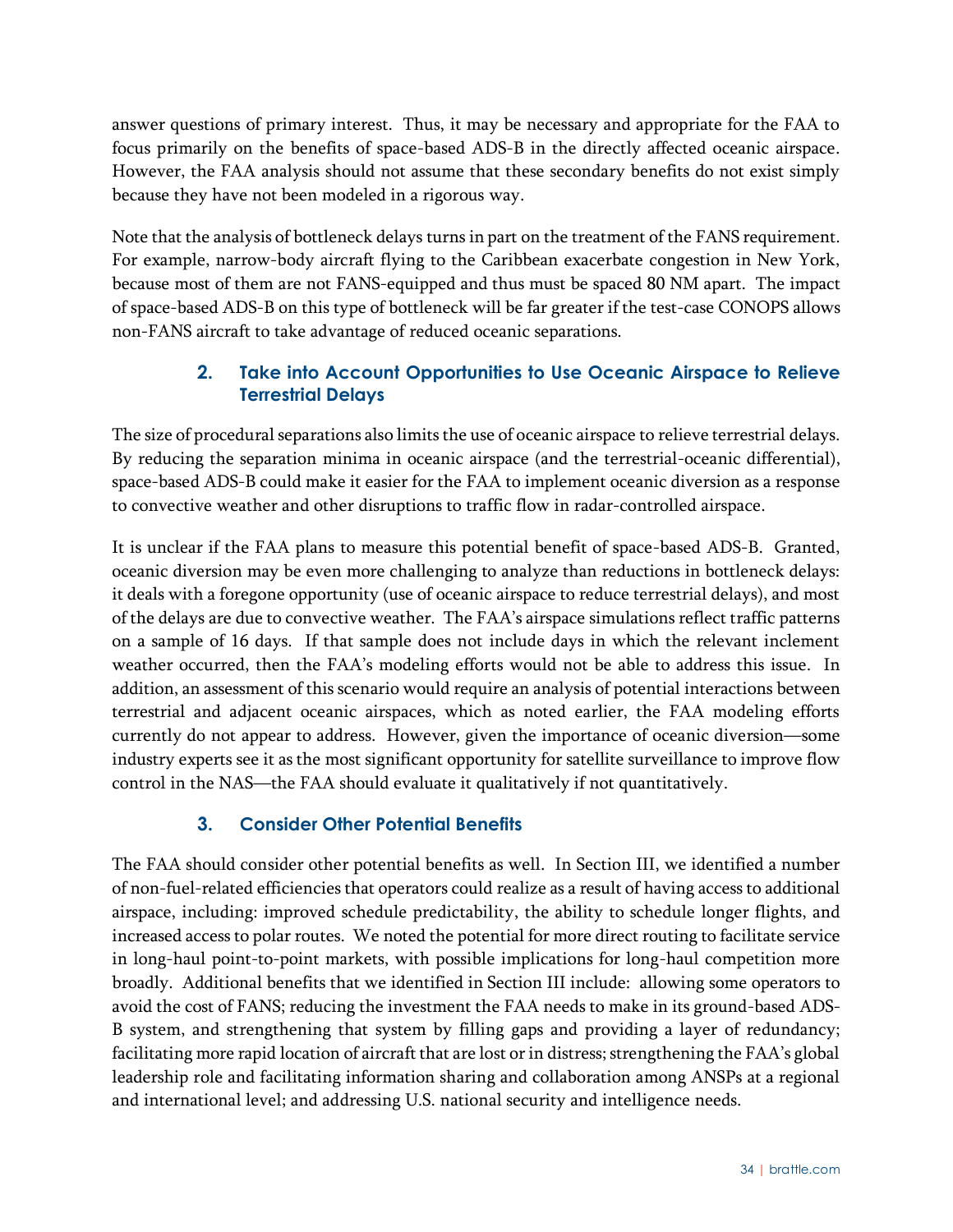answer questions of primary interest. Thus, it may be necessary and appropriate for the FAA to focus primarily on the benefits of space-based ADS-B in the directly affected oceanic airspace. However, the FAA analysis should not assume that these secondary benefits do not exist simply because they have not been modeled in a rigorous way.

Note that the analysis of bottleneck delays turns in part on the treatment of the FANS requirement. For example, narrow-body aircraft flying to the Caribbean exacerbate congestion in New York, because most of them are not FANS-equipped and thus must be spaced 80 NM apart. The impact of space-based ADS-B on this type of bottleneck will be far greater if the test-case CONOPS allows non-FANS aircraft to take advantage of reduced oceanic separations.

### 2. Take into Account Opportunities to Use Oceanic Airspace to Relieve Terrestrial Delays

The size of procedural separations also limits the use of oceanic airspace to relieve terrestrial delays. By reducing the separation minima in oceanic airspace (and the terrestrial-oceanic differential), space-based ADS-B could make it easier for the FAA to implement oceanic diversion as a response to convective weather and other disruptions to traffic flow in radar-controlled airspace.

It is unclear if the FAA plans to measure this potential benefit of space-based ADS-B. Granted, oceanic diversion may be even more challenging to analyze than reductions in bottleneck delays: it deals with a foregone opportunity (use of oceanic airspace to reduce terrestrial delays), and most of the delays are due to convective weather. The FAA's airspace simulations reflect traffic patterns on a sample of 16 days. If that sample does not include days in which the relevant inclement weather occurred, then the FAA's modeling efforts would not be able to address this issue. In addition, an assessment of this scenario would require an analysis of potential interactions between terrestrial and adjacent oceanic airspaces, which as noted earlier, the FAA modeling efforts currently do not appear to address. However, given the importance of oceanic diversion—some industry experts see it as the most significant opportunity for satellite surveillance to improve flow control in the NAS—the FAA should evaluate it qualitatively if not quantitatively.

### 3. Consider Other Potential Benefits

The FAA should consider other potential benefits as well. In Section III, we identified a number of non-fuel-related efficiencies that operators could realize as a result of having access to additional airspace, including: improved schedule predictability, the ability to schedule longer flights, and increased access to polar routes. We noted the potential for more direct routing to facilitate service in long-haul point-to-point markets, with possible implications for long-haul competition more broadly. Additional benefits that we identified in Section III include: allowing some operators to avoid the cost of FANS; reducing the investment the FAA needs to make in its ground-based ADS-B system, and strengthening that system by filling gaps and providing a layer of redundancy; facilitating more rapid location of aircraft that are lost or in distress; strengthening the FAA's global leadership role and facilitating information sharing and collaboration among ANSPs at a regional and international level; and addressing U.S. national security and intelligence needs.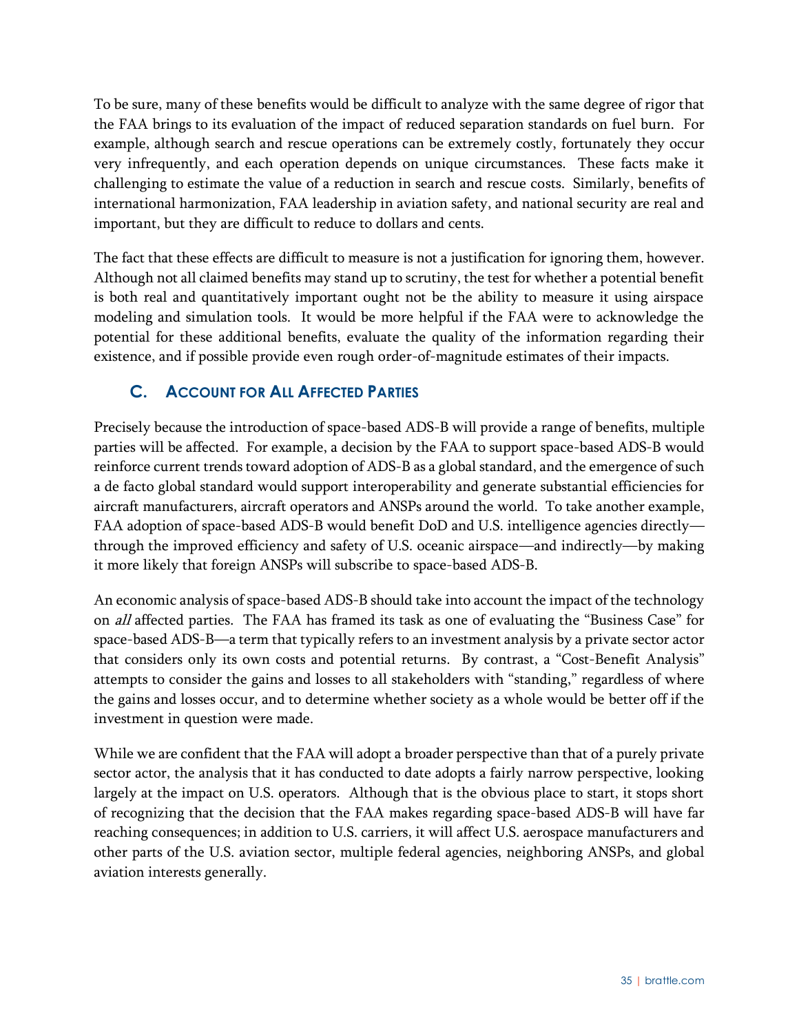To be sure, many of these benefits would be difficult to analyze with the same degree of rigor that the FAA brings to its evaluation of the impact of reduced separation standards on fuel burn. For example, although search and rescue operations can be extremely costly, fortunately they occur very infrequently, and each operation depends on unique circumstances. These facts make it challenging to estimate the value of a reduction in search and rescue costs. Similarly, benefits of international harmonization, FAA leadership in aviation safety, and national security are real and important, but they are difficult to reduce to dollars and cents.

The fact that these effects are difficult to measure is not a justification for ignoring them, however. Although not all claimed benefits may stand up to scrutiny, the test for whether a potential benefit is both real and quantitatively important ought not be the ability to measure it using airspace modeling and simulation tools. It would be more helpful if the FAA were to acknowledge the potential for these additional benefits, evaluate the quality of the information regarding their existence, and if possible provide even rough order-of-magnitude estimates of their impacts.

## C. Account for All Affected Parties

Precisely because the introduction of space-based ADS-B will provide a range of benefits, multiple parties will be affected. For example, a decision by the FAA to support space-based ADS-B would reinforce current trends toward adoption of ADS-B as a global standard, and the emergence of such a de facto global standard would support interoperability and generate substantial efficiencies for aircraft manufacturers, aircraft operators and ANSPs around the world. To take another example, FAA adoption of space-based ADS-B would benefit DoD and U.S. intelligence agencies directly—through the improved efficiency and safety of U.S. oceanic airspace—and indirectly—by making it more likely that foreign ANSPs will subscribe to space-based ADS-B.

An economic analysis of space-based ADS-B should take into account the impact of the technology on *all* affected parties. The FAA has framed its task as one of evaluating the "Business Case" for space-based ADS-B—a term that typically refers to an investment analysis by a private sector actor that considers only its own costs and potential returns. By contrast, a "Cost-Benefit Analysis" attempts to consider the gains and losses to all stakeholders with "standing," regardless of where the gains and losses occur, and to determine whether society as a whole would be better off if the investment in question were made.

While we are confident that the FAA will adopt a broader perspective than that of a purely private sector actor, the analysis that it has conducted to date adopts a fairly narrow perspective, looking largely at the impact on U.S. operators. Although that is the obvious place to start, it stops short of recognizing that the decision that the FAA makes regarding space-based ADS-B will have far reaching consequences; in addition to U.S. carriers, it will affect U.S. aerospace manufacturers and other parts of the U.S. aviation sector, multiple federal agencies, neighboring ANSPs, and global aviation interests generally.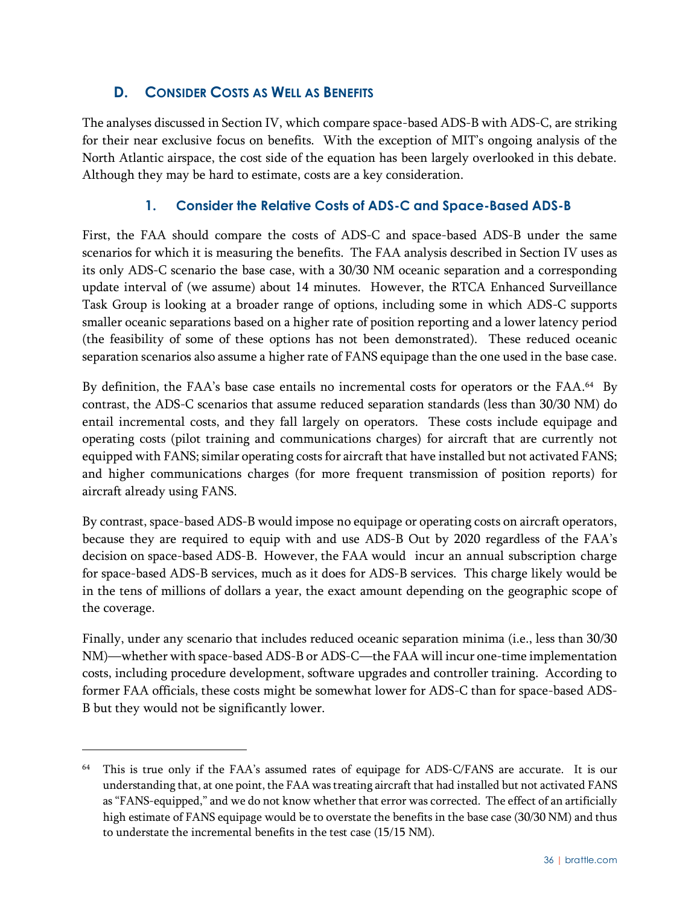## D. Consider Costs as Well as Benefits

The analyses discussed in Section IV, which compare space-based ADS-B with ADS-C, are striking for their near exclusive focus on benefits. With the exception of MIT's ongoing analysis of the North Atlantic airspace, the cost side of the equation has been largely overlooked in this debate. Although they may be hard to estimate, costs are a key consideration.

### 1. Consider the Relative Costs of ADS-C and Space-Based ADS-B

First, the FAA should compare the costs of ADS-C and space-based ADS-B under the same scenarios for which it is measuring the benefits. The FAA analysis described in Section IV uses as its only ADS-C scenario the base case, with a 30/30 NM oceanic separation and a corresponding update interval of (we assume) about 14 minutes. However, the RTCA Enhanced Surveillance Task Group is looking at a broader range of options, including some in which ADS-C supports smaller oceanic separations based on a higher rate of position reporting and a lower latency period (the feasibility of some of these options has not been demonstrated). These reduced oceanic separation scenarios also assume a higher rate of FANS equipage than the one used in the base case.

By definition, the FAA's base case entails no incremental costs for operators or the FAA.[64] By contrast, the ADS-C scenarios that assume reduced separation standards (less than 30/30 NM) do entail incremental costs, and they fall largely on operators. These costs include equipage and operating costs (pilot training and communications charges) for aircraft that are currently not equipped with FANS; similar operating costs for aircraft that have installed but not activated FANS; and higher communications charges (for more frequent transmission of position reports) for aircraft already using FANS.

By contrast, space-based ADS-B would impose no equipage or operating costs on aircraft operators, because they are required to equip with and use ADS-B Out by 2020 regardless of the FAA's decision on space-based ADS-B. However, the FAA would incur an annual subscription charge for space-based ADS-B services, much as it does for ADS-B services. This charge likely would be in the tens of millions of dollars a year, the exact amount depending on the geographic scope of the coverage.

Finally, under any scenario that includes reduced oceanic separation minima (i.e., less than 30/30 NM)—whether with space-based ADS-B or ADS-C—the FAA will incur one-time implementation costs, including procedure development, software upgrades and controller training. According to former FAA officials, these costs might be somewhat lower for ADS-C than for space-based ADS-B but they would not be significantly lower.

---

[64] This is true only if the FAA's assumed rates of equipage for ADS-C/FANS are accurate. It is our understanding that, at one point, the FAA was treating aircraft that had installed but not activated FANS as "FANS-equipped," and we do not know whether that error was corrected. The effect of an artificially high estimate of FANS equipage would be to overstate the benefits in the base case (30/30 NM) and thus to understate the incremental benefits in the test case (15/15 NM).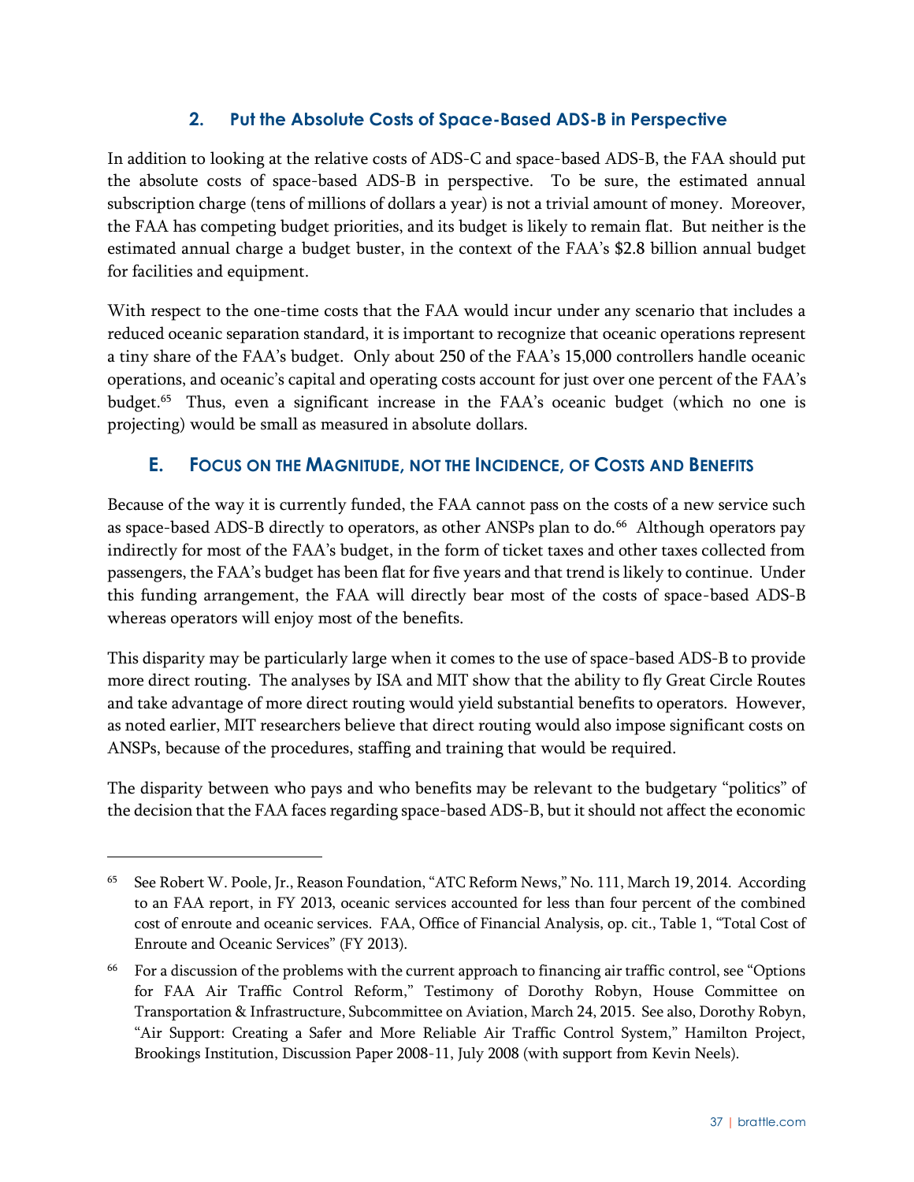### 2. Put the Absolute Costs of Space-Based ADS-B in Perspective

In addition to looking at the relative costs of ADS-C and space-based ADS-B, the FAA should put the absolute costs of space-based ADS-B in perspective. To be sure, the estimated annual subscription charge (tens of millions of dollars a year) is not a trivial amount of money. Moreover, the FAA has competing budget priorities, and its budget is likely to remain flat. But neither is the estimated annual charge a budget buster, in the context of the FAA's $2.8 billion annual budget for facilities and equipment.

With respect to the one-time costs that the FAA would incur under any scenario that includes a reduced oceanic separation standard, it is important to recognize that oceanic operations represent a tiny share of the FAA's budget. Only about 250 of the FAA's 15,000 controllers handle oceanic operations, and oceanic's capital and operating costs account for just over one percent of the FAA's budget.[65] Thus, even a significant increase in the FAA's oceanic budget (which no one is projecting) would be small as measured in absolute dollars.

## E. Focus on the Magnitude, not the Incidence, of Costs and Benefits

Because of the way it is currently funded, the FAA cannot pass on the costs of a new service such as space-based ADS-B directly to operators, as other ANSPs plan to do.[66] Although operators pay indirectly for most of the FAA's budget, in the form of ticket taxes and other taxes collected from passengers, the FAA's budget has been flat for five years and that trend is likely to continue. Under this funding arrangement, the FAA will directly bear most of the costs of space-based ADS-B whereas operators will enjoy most of the benefits.

This disparity may be particularly large when it comes to the use of space-based ADS-B to provide more direct routing. The analyses by ISA and MIT show that the ability to fly Great Circle Routes and take advantage of more direct routing would yield substantial benefits to operators. However, as noted earlier, MIT researchers believe that direct routing would also impose significant costs on ANSPs, because of the procedures, staffing and training that would be required.

The disparity between who pays and who benefits may be relevant to the budgetary "politics" of the decision that the FAA faces regarding space-based ADS-B, but it should not affect the economic

---

[65] See Robert W. Poole, Jr., Reason Foundation, "ATC Reform News," No. 111, March 19, 2014. According to an FAA report, in FY 2013, oceanic services accounted for less than four percent of the combined cost of enroute and oceanic services. FAA, Office of Financial Analysis, op. cit., Table 1, "Total Cost of Enroute and Oceanic Services" (FY 2013).

[66] For a discussion of the problems with the current approach to financing air traffic control, see "Options for FAA Air Traffic Control Reform," Testimony of Dorothy Robyn, House Committee on Transportation & Infrastructure, Subcommittee on Aviation, March 24, 2015. See also, Dorothy Robyn, "Air Support: Creating a Safer and More Reliable Air Traffic Control System," Hamilton Project, Brookings Institution, Discussion Paper 2008-11, July 2008 (with support from Kevin Neels).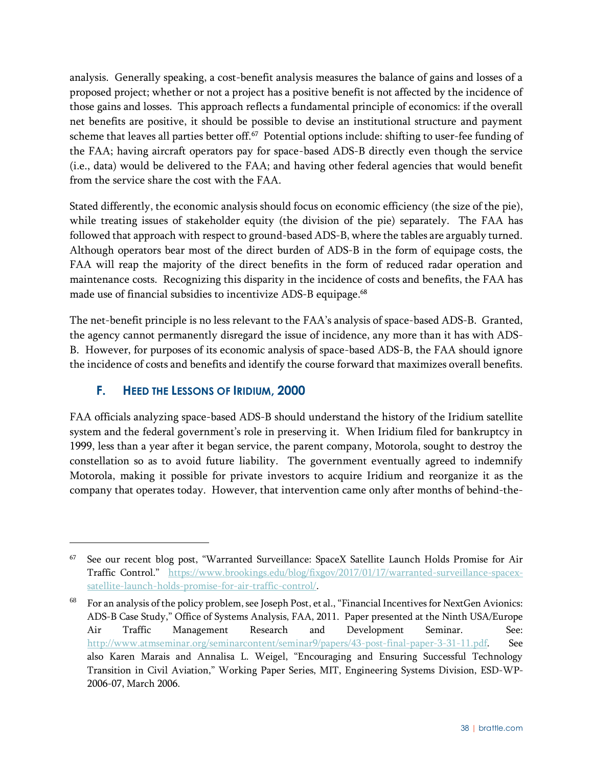analysis. Generally speaking, a cost-benefit analysis measures the balance of gains and losses of a proposed project; whether or not a project has a positive benefit is not affected by the incidence of those gains and losses. This approach reflects a fundamental principle of economics: if the overall net benefits are positive, it should be possible to devise an institutional structure and payment scheme that leaves all parties better off.[67] Potential options include: shifting to user-fee funding of the FAA; having aircraft operators pay for space-based ADS-B directly even though the service (i.e., data) would be delivered to the FAA; and having other federal agencies that would benefit from the service share the cost with the FAA.

Stated differently, the economic analysis should focus on economic efficiency (the size of the pie), while treating issues of stakeholder equity (the division of the pie) separately. The FAA has followed that approach with respect to ground-based ADS-B, where the tables are arguably turned. Although operators bear most of the direct burden of ADS-B in the form of equipage costs, the FAA will reap the majority of the direct benefits in the form of reduced radar operation and maintenance costs. Recognizing this disparity in the incidence of costs and benefits, the FAA has made use of financial subsidies to incentivize ADS-B equipage.[68]

The net-benefit principle is no less relevant to the FAA's analysis of space-based ADS-B. Granted, the agency cannot permanently disregard the issue of incidence, any more than it has with ADS-B. However, for purposes of its economic analysis of space-based ADS-B, the FAA should ignore the incidence of costs and benefits and identify the course forward that maximizes overall benefits.

### F. Heed the Lessons of Iridium, 2000

FAA officials analyzing space-based ADS-B should understand the history of the Iridium satellite system and the federal government's role in preserving it. When Iridium filed for bankruptcy in 1999, less than a year after it began service, the parent company, Motorola, sought to destroy the constellation so as to avoid future liability. The government eventually agreed to indemnify Motorola, making it possible for private investors to acquire Iridium and reorganize it as the company that operates today. However, that intervention came only after months of behind-the-

---

[67] See our recent blog post, "Warranted Surveillance: SpaceX Satellite Launch Holds Promise for Air Traffic Control." https://www.brookings.edu/blog/fixgov/2017/01/17/warranted-surveillance-spacex-satellite-launch-holds-promise-for-air-traffic-control/.

[68] For an analysis of the policy problem, see Joseph Post, et al., "Financial Incentives for NextGen Avionics: ADS-B Case Study," Office of Systems Analysis, FAA, 2011. Paper presented at the Ninth USA/Europe Air Traffic Management Research and Development Seminar. See: http://www.atmseminar.org/seminarcontent/seminar9/papers/43-post-final-paper-3-31-11.pdf. See also Karen Marais and Annalisa L. Weigel, "Encouraging and Ensuring Successful Technology Transition in Civil Aviation," Working Paper Series, MIT, Engineering Systems Division, ESD-WP-2006-07, March 2006.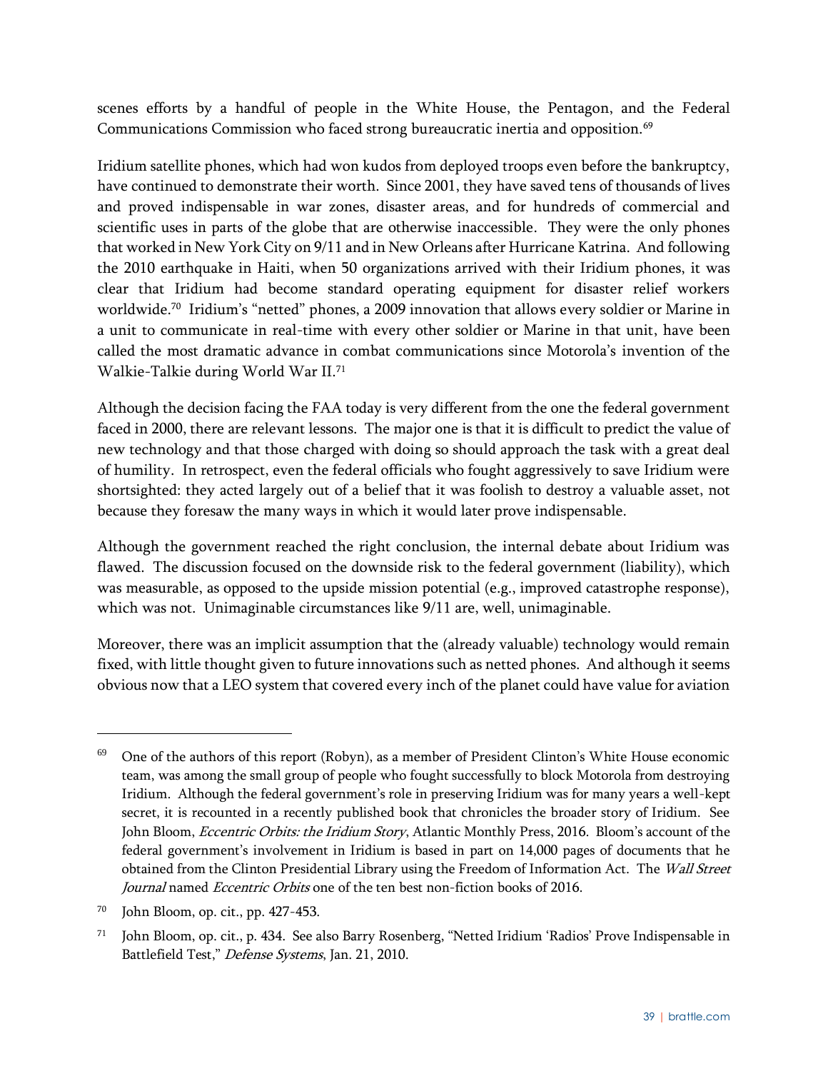scenes efforts by a handful of people in the White House, the Pentagon, and the Federal Communications Commission who faced strong bureaucratic inertia and opposition.[69]

Iridium satellite phones, which had won kudos from deployed troops even before the bankruptcy, have continued to demonstrate their worth. Since 2001, they have saved tens of thousands of lives and proved indispensable in war zones, disaster areas, and for hundreds of commercial and scientific uses in parts of the globe that are otherwise inaccessible. They were the only phones that worked in New York City on 9/11 and in New Orleans after Hurricane Katrina. And following the 2010 earthquake in Haiti, when 50 organizations arrived with their Iridium phones, it was clear that Iridium had become standard operating equipment for disaster relief workers worldwide.[70] Iridium's "netted" phones, a 2009 innovation that allows every soldier or Marine in a unit to communicate in real-time with every other soldier or Marine in that unit, have been called the most dramatic advance in combat communications since Motorola's invention of the Walkie-Talkie during World War II.[71]

Although the decision facing the FAA today is very different from the one the federal government faced in 2000, there are relevant lessons. The major one is that it is difficult to predict the value of new technology and that those charged with doing so should approach the task with a great deal of humility. In retrospect, even the federal officials who fought aggressively to save Iridium were shortsighted: they acted largely out of a belief that it was foolish to destroy a valuable asset, not because they foresaw the many ways in which it would later prove indispensable.

Although the government reached the right conclusion, the internal debate about Iridium was flawed. The discussion focused on the downside risk to the federal government (liability), which was measurable, as opposed to the upside mission potential (e.g., improved catastrophe response), which was not. Unimaginable circumstances like 9/11 are, well, unimaginable.

Moreover, there was an implicit assumption that the (already valuable) technology would remain fixed, with little thought given to future innovations such as netted phones. And although it seems obvious now that a LEO system that covered every inch of the planet could have value for aviation

---

[69] One of the authors of this report (Robyn), as a member of President Clinton's White House economic team, was among the small group of people who fought successfully to block Motorola from destroying Iridium. Although the federal government's role in preserving Iridium was for many years a well-kept secret, it is recounted in a recently published book that chronicles the broader story of Iridium. See John Bloom, *Eccentric Orbits: the Iridium Story*, Atlantic Monthly Press, 2016. Bloom's account of the federal government's involvement in Iridium is based in part on 14,000 pages of documents that he obtained from the Clinton Presidential Library using the Freedom of Information Act. The *Wall Street Journal* named *Eccentric Orbits* one of the ten best non-fiction books of 2016.

[70] John Bloom, op. cit., pp. 427-453.

[71] John Bloom, op. cit., p. 434. See also Barry Rosenberg, "Netted Iridium 'Radios' Prove Indispensable in Battlefield Test," *Defense Systems*, Jan. 21, 2010.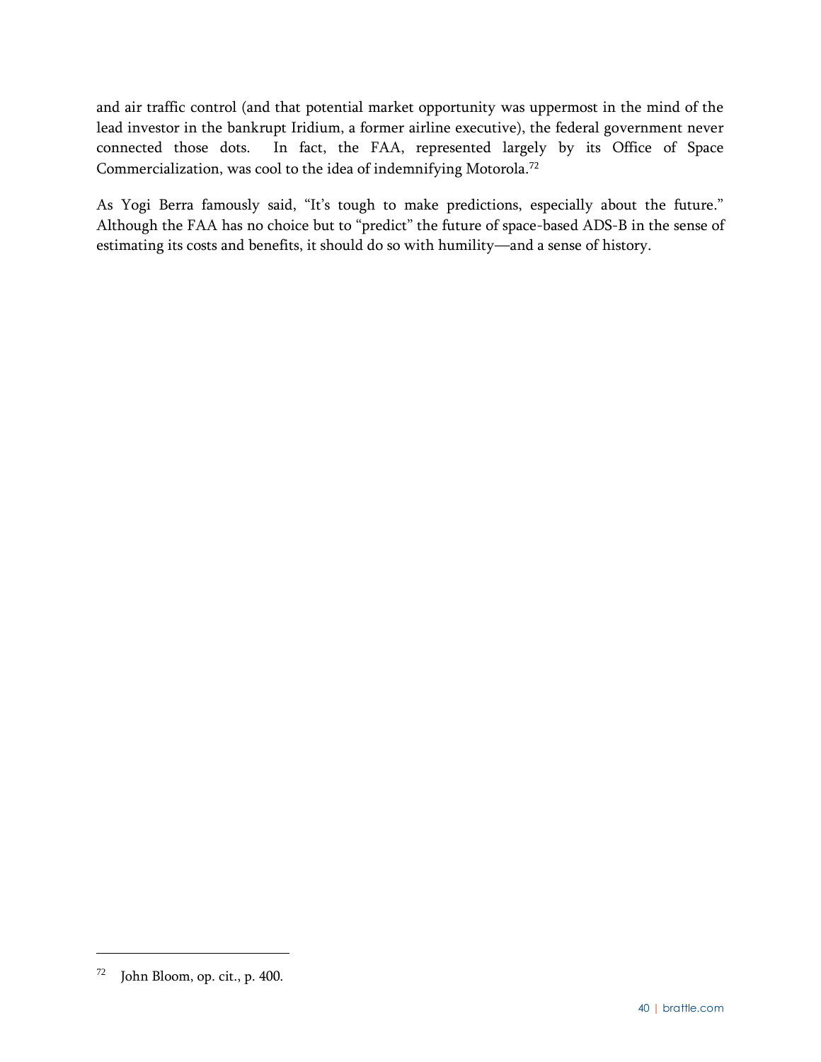and air traffic control (and that potential market opportunity was uppermost in the mind of the lead investor in the bankrupt Iridium, a former airline executive), the federal government never connected those dots. In fact, the FAA, represented largely by its Office of Space Commercialization, was cool to the idea of indemnifying Motorola.[72]

As Yogi Berra famously said, "It's tough to make predictions, especially about the future." Although the FAA has no choice but to "predict" the future of space-based ADS-B in the sense of estimating its costs and benefits, it should do so with humility—and a sense of history.

---

[72] John Bloom, op. cit., p. 400.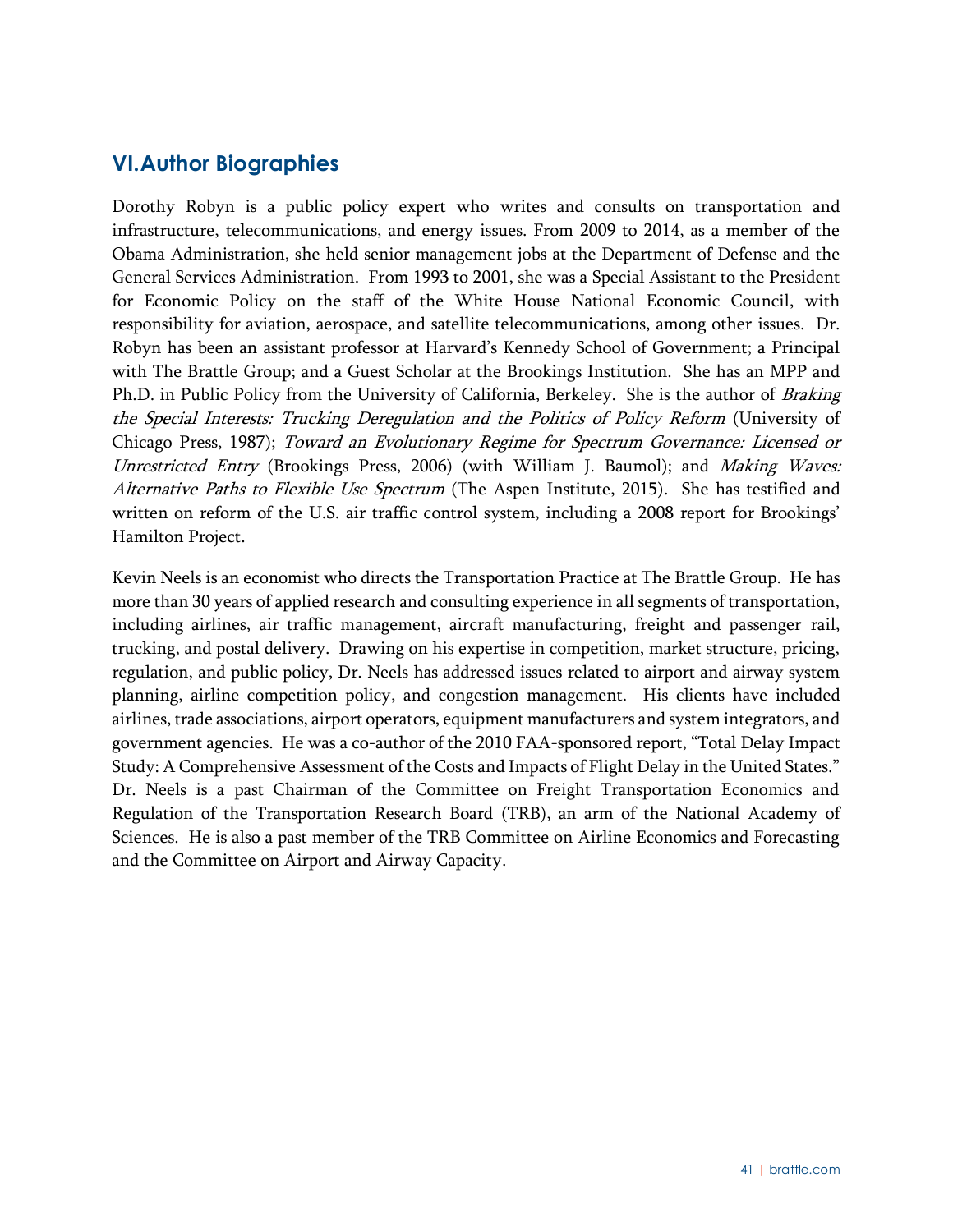## VI. Author Biographies

Dorothy Robyn is a public policy expert who writes and consults on transportation and infrastructure, telecommunications, and energy issues. From 2009 to 2014, as a member of the Obama Administration, she held senior management jobs at the Department of Defense and the General Services Administration. From 1993 to 2001, she was a Special Assistant to the President for Economic Policy on the staff of the White House National Economic Council, with responsibility for aviation, aerospace, and satellite telecommunications, among other issues. Dr. Robyn has been an assistant professor at Harvard's Kennedy School of Government; a Principal with The Brattle Group; and a Guest Scholar at the Brookings Institution. She has an MPP and Ph.D. in Public Policy from the University of California, Berkeley. She is the author of *Braking the Special Interests: Trucking Deregulation and the Politics of Policy Reform* (University of Chicago Press, 1987); *Toward an Evolutionary Regime for Spectrum Governance: Licensed or Unrestricted Entry* (Brookings Press, 2006) (with William J. Baumol); and *Making Waves: Alternative Paths to Flexible Use Spectrum* (The Aspen Institute, 2015). She has testified and written on reform of the U.S. air traffic control system, including a 2008 report for Brookings' Hamilton Project.

Kevin Neels is an economist who directs the Transportation Practice at The Brattle Group. He has more than 30 years of applied research and consulting experience in all segments of transportation, including airlines, air traffic management, aircraft manufacturing, freight and passenger rail, trucking, and postal delivery. Drawing on his expertise in competition, market structure, pricing, regulation, and public policy, Dr. Neels has addressed issues related to airport and airway system planning, airline competition policy, and congestion management. His clients have included airlines, trade associations, airport operators, equipment manufacturers and system integrators, and government agencies. He was a co-author of the 2010 FAA-sponsored report, "Total Delay Impact Study: A Comprehensive Assessment of the Costs and Impacts of Flight Delay in the United States." Dr. Neels is a past Chairman of the Committee on Freight Transportation Economics and Regulation of the Transportation Research Board (TRB), an arm of the National Academy of Sciences. He is also a past member of the TRB Committee on Airline Economics and Forecasting and the Committee on Airport and Airway Capacity.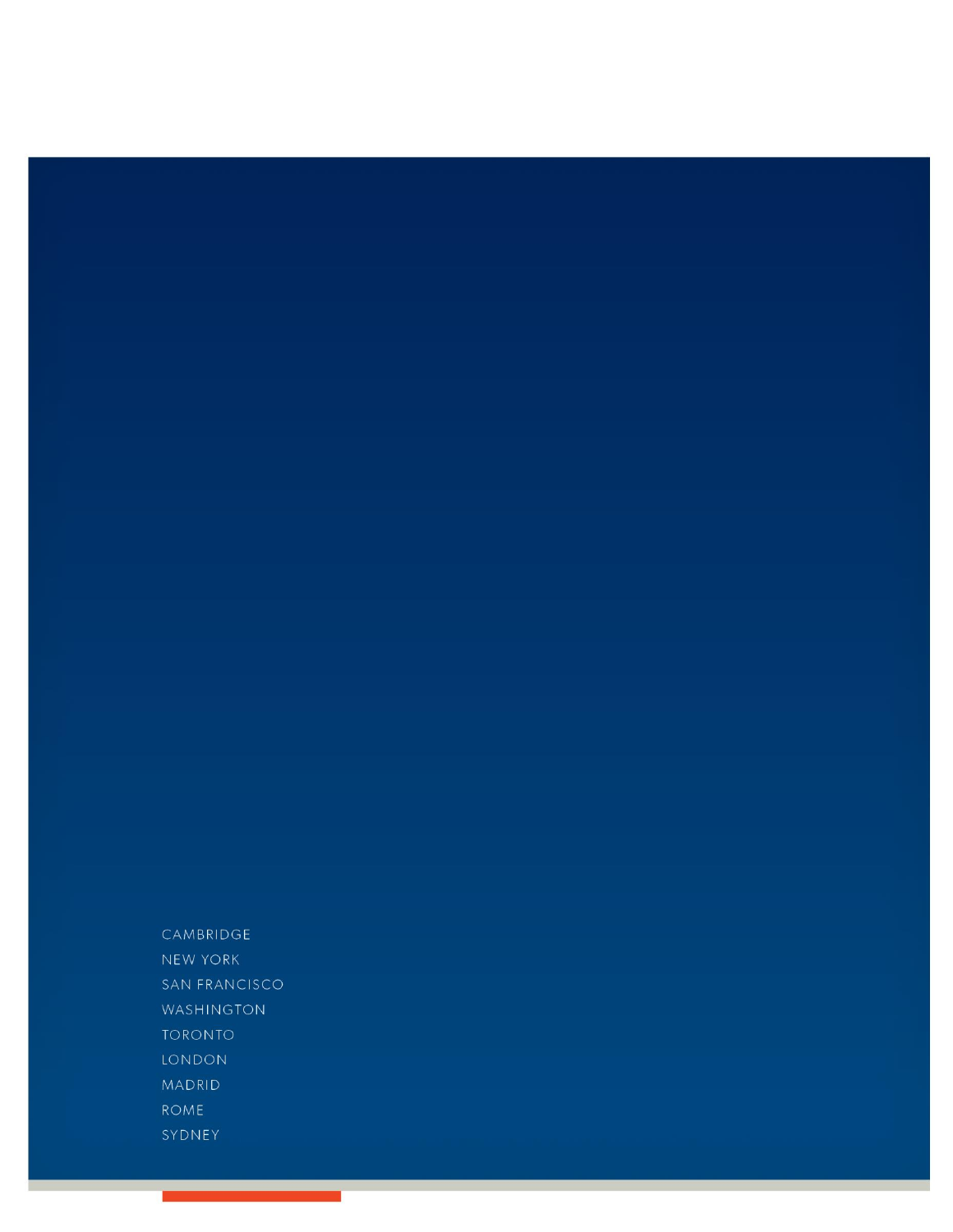CAMBRIDGE
NEW YORK
SAN FRANCISCO
WASHINGTON
TORONTO
LONDON
MADRID
ROME
SYDNEY